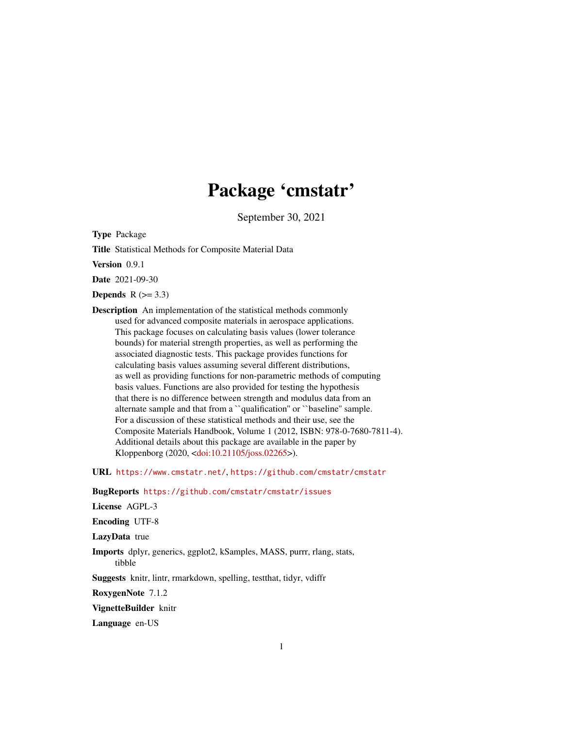# Package 'cmstatr'

September 30, 2021

**Type** Package

**Title** Statistical Methods for Composite Material Data

**Version** 0.9.1

**Date** 2021-09-30

**Depends** R (>= 3.3)

**Description** An implementation of the statistical methods commonly used for advanced composite materials in aerospace applications. This package focuses on calculating basis values (lower tolerance bounds) for material strength properties, as well as performing the associated diagnostic tests. This package provides functions for calculating basis values assuming several different distributions, as well as providing functions for non-parametric methods of computing basis values. Functions are also provided for testing the hypothesis that there is no difference between strength and modulus data from an alternate sample and that from a ``qualification'' or ``baseline'' sample. For a discussion of these statistical methods and their use, see the Composite Materials Handbook, Volume 1 (2012, ISBN: 978-0-7680-7811-4). Additional details about this package are available in the paper by Kloppenborg (2020, <doi:10.21105/joss.02265>).

**URL** https://www.cmstatr.net/, https://github.com/cmstatr/cmstatr

**BugReports** https://github.com/cmstatr/cmstatr/issues

**License** AGPL-3

**Encoding** UTF-8

**LazyData** true

**Imports** dplyr, generics, ggplot2, kSamples, MASS, purrr, rlang, stats, tibble

**Suggests** knitr, lintr, rmarkdown, spelling, testthat, tidyr, vdiffr

**RoxygenNote** 7.1.2

**VignetteBuilder** knitr

**Language** en-US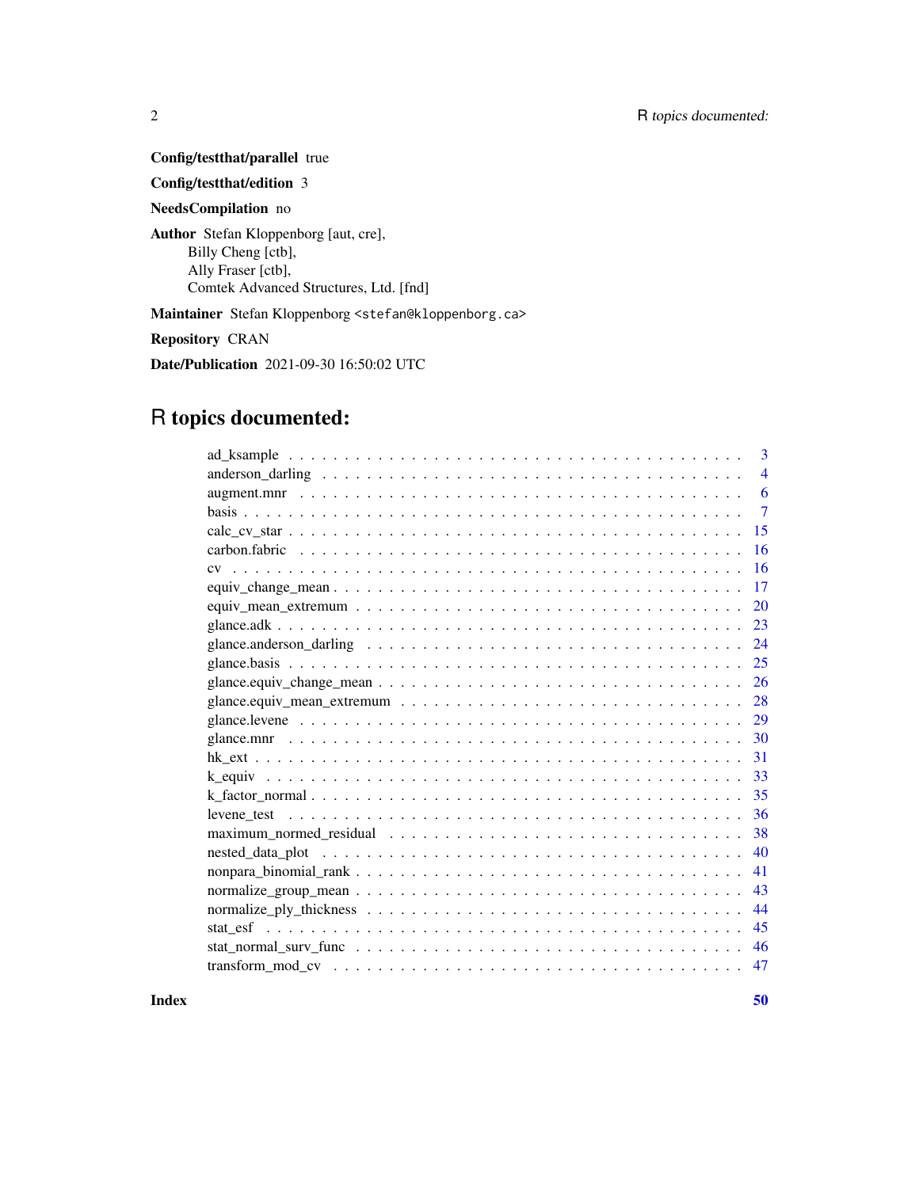**Config/testthat/parallel** true

**Config/testthat/edition** 3

**NeedsCompilation** no

**Author** Stefan Kloppenborg [aut, cre],
Billy Cheng [ctb],
Ally Fraser [ctb],
Comtek Advanced Structures, Ltd. [fnd]

**Maintainer** Stefan Kloppenborg <stefan@kloppenborg.ca>

**Repository** CRAN

**Date/Publication** 2021-09-30 16:50:02 UTC

# R topics documented:

| | |
|---|---|
| ad_ksample | 3 |
| anderson_darling | 4 |
| augment.mnr | 6 |
| basis | 7 |
| calc_cv_star | 15 |
| carbon.fabric | 16 |
| cv | 16 |
| equiv_change_mean | 17 |
| equiv_mean_extremum | 20 |
| glance.adk | 23 |
| glance.anderson_darling | 24 |
| glance.basis | 25 |
| glance.equiv_change_mean | 26 |
| glance.equiv_mean_extremum | 28 |
| glance.levene | 29 |
| glance.mnr | 30 |
| hk_ext | 31 |
| k_equiv | 33 |
| k_factor_normal | 35 |
| levene_test | 36 |
| maximum_normed_residual | 38 |
| nested_data_plot | 40 |
| nonpara_binomial_rank | 41 |
| normalize_group_mean | 43 |
| normalize_ply_thickness | 44 |
| stat_esf | 45 |
| stat_normal_surv_func | 46 |
| transform_mod_cv | 47 |

**Index** **50**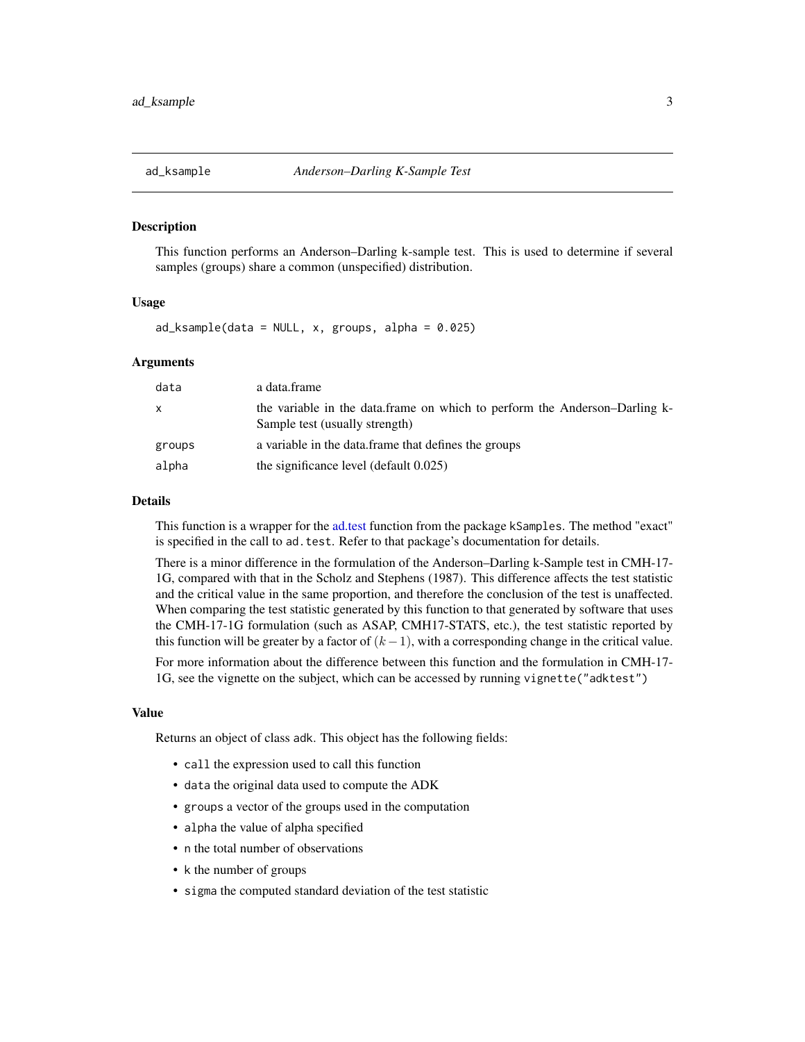## ad_ksample — *Anderson–Darling K-Sample Test*

### Description

This function performs an Anderson–Darling k-sample test. This is used to determine if several samples (groups) share a common (unspecified) distribution.

### Usage

```
ad_ksample(data = NULL, x, groups, alpha = 0.025)
```

### Arguments

| | |
|---|---|
| `data` | a data.frame |
| `x` | the variable in the data.frame on which to perform the Anderson–Darling k-Sample test (usually strength) |
| `groups` | a variable in the data.frame that defines the groups |
| `alpha` | the significance level (default 0.025) |

### Details

This function is a wrapper for the ad.test function from the package `kSamples`. The method "exact" is specified in the call to `ad.test`. Refer to that package's documentation for details.

There is a minor difference in the formulation of the Anderson–Darling k-Sample test in CMH-17-1G, compared with that in the Scholz and Stephens (1987). This difference affects the test statistic and the critical value in the same proportion, and therefore the conclusion of the test is unaffected. When comparing the test statistic generated by this function to that generated by software that uses the CMH-17-1G formulation (such as ASAP, CMH17-STATS, etc.), the test statistic reported by this function will be greater by a factor of $(k-1)$, with a corresponding change in the critical value.

For more information about the difference between this function and the formulation in CMH-17-1G, see the vignette on the subject, which can be accessed by running `vignette("adktest")`

### Value

Returns an object of class `adk`. This object has the following fields:

- `call` the expression used to call this function
- `data` the original data used to compute the ADK
- `groups` a vector of the groups used in the computation
- `alpha` the value of alpha specified
- `n` the total number of observations
- `k` the number of groups
- `sigma` the computed standard deviation of the test statistic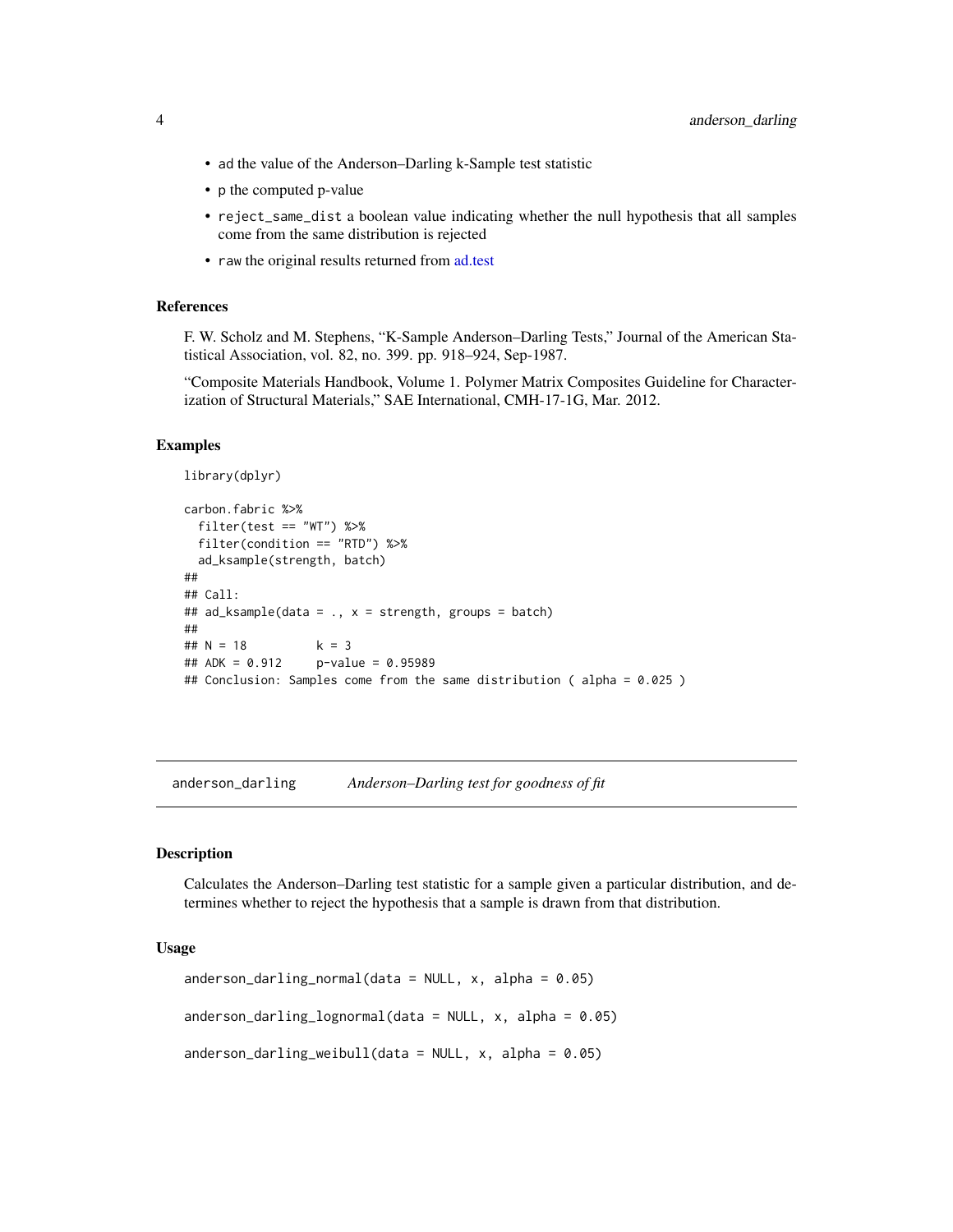- `ad` the value of the Anderson–Darling k-Sample test statistic
- `p` the computed p-value
- `reject_same_dist` a boolean value indicating whether the null hypothesis that all samples come from the same distribution is rejected
- `raw` the original results returned from ad.test

### References

F. W. Scholz and M. Stephens, "K-Sample Anderson–Darling Tests," Journal of the American Statistical Association, vol. 82, no. 399. pp. 918–924, Sep-1987.

"Composite Materials Handbook, Volume 1. Polymer Matrix Composites Guideline for Characterization of Structural Materials," SAE International, CMH-17-1G, Mar. 2012.

### Examples

```
library(dplyr)

carbon.fabric %>%
  filter(test == "WT") %>%
  filter(condition == "RTD") %>%
  ad_ksample(strength, batch)
##
## Call:
## ad_ksample(data = ., x = strength, groups = batch)
##
## N = 18          k = 3
## ADK = 0.912     p-value = 0.95989
## Conclusion: Samples come from the same distribution ( alpha = 0.025 )
```

---

## anderson_darling — *Anderson–Darling test for goodness of fit*

### Description

Calculates the Anderson–Darling test statistic for a sample given a particular distribution, and determines whether to reject the hypothesis that a sample is drawn from that distribution.

### Usage

```
anderson_darling_normal(data = NULL, x, alpha = 0.05)

anderson_darling_lognormal(data = NULL, x, alpha = 0.05)

anderson_darling_weibull(data = NULL, x, alpha = 0.05)
```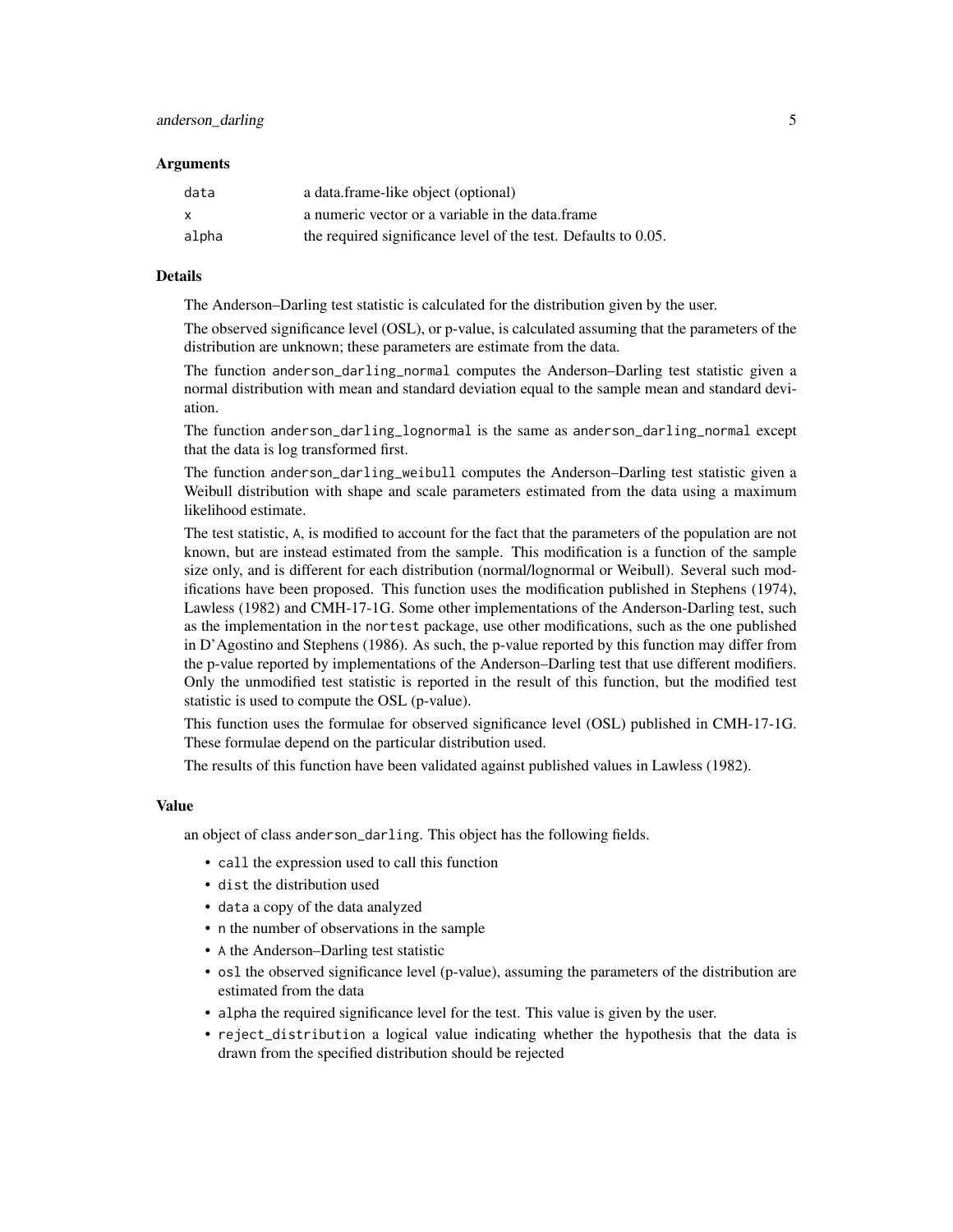### Arguments

| | |
|---|---|
| `data` | a data.frame-like object (optional) |
| `x` | a numeric vector or a variable in the data.frame |
| `alpha` | the required significance level of the test. Defaults to 0.05. |

### Details

The Anderson–Darling test statistic is calculated for the distribution given by the user.

The observed significance level (OSL), or p-value, is calculated assuming that the parameters of the distribution are unknown; these parameters are estimate from the data.

The function `anderson_darling_normal` computes the Anderson–Darling test statistic given a normal distribution with mean and standard deviation equal to the sample mean and standard deviation.

The function `anderson_darling_lognormal` is the same as `anderson_darling_normal` except that the data is log transformed first.

The function `anderson_darling_weibull` computes the Anderson–Darling test statistic given a Weibull distribution with shape and scale parameters estimated from the data using a maximum likelihood estimate.

The test statistic, `A`, is modified to account for the fact that the parameters of the population are not known, but are instead estimated from the sample. This modification is a function of the sample size only, and is different for each distribution (normal/lognormal or Weibull). Several such modifications have been proposed. This function uses the modification published in Stephens (1974), Lawless (1982) and CMH-17-1G. Some other implementations of the Anderson-Darling test, such as the implementation in the `nortest` package, use other modifications, such as the one published in D'Agostino and Stephens (1986). As such, the p-value reported by this function may differ from the p-value reported by implementations of the Anderson–Darling test that use different modifiers. Only the unmodified test statistic is reported in the result of this function, but the modified test statistic is used to compute the OSL (p-value).

This function uses the formulae for observed significance level (OSL) published in CMH-17-1G. These formulae depend on the particular distribution used.

The results of this function have been validated against published values in Lawless (1982).

### Value

an object of class `anderson_darling`. This object has the following fields.

- `call` the expression used to call this function
- `dist` the distribution used
- `data` a copy of the data analyzed
- `n` the number of observations in the sample
- `A` the Anderson–Darling test statistic
- `osl` the observed significance level (p-value), assuming the parameters of the distribution are estimated from the data
- `alpha` the required significance level for the test. This value is given by the user.
- `reject_distribution` a logical value indicating whether the hypothesis that the data is drawn from the specified distribution should be rejected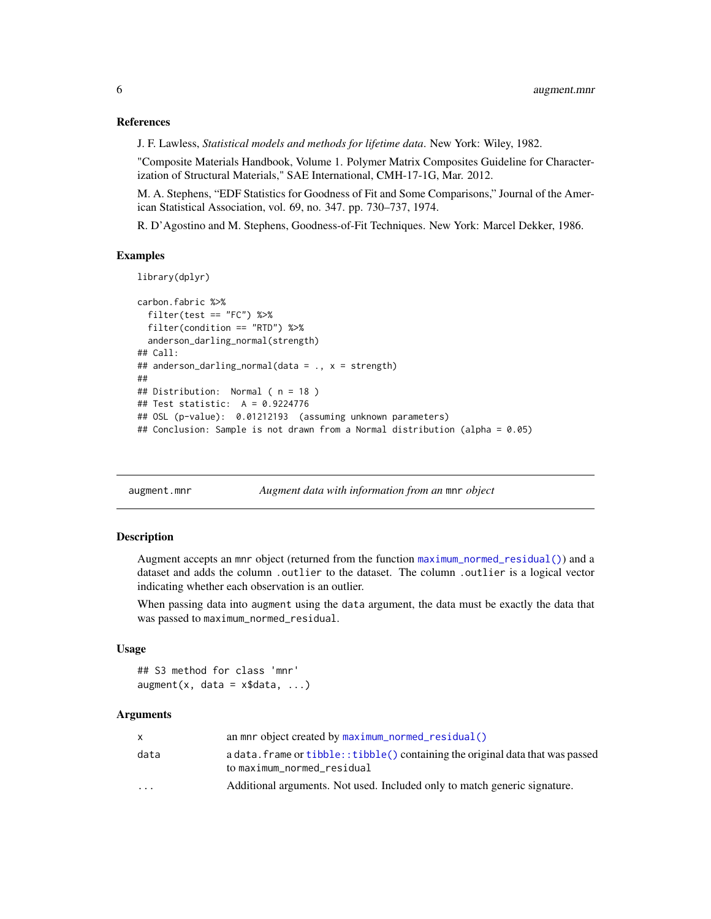### References

J. F. Lawless, *Statistical models and methods for lifetime data*. New York: Wiley, 1982.

"Composite Materials Handbook, Volume 1. Polymer Matrix Composites Guideline for Characterization of Structural Materials," SAE International, CMH-17-1G, Mar. 2012.

M. A. Stephens, "EDF Statistics for Goodness of Fit and Some Comparisons," Journal of the American Statistical Association, vol. 69, no. 347. pp. 730–737, 1974.

R. D'Agostino and M. Stephens, Goodness-of-Fit Techniques. New York: Marcel Dekker, 1986.

### Examples

```
library(dplyr)

carbon.fabric %>%
  filter(test == "FC") %>%
  filter(condition == "RTD") %>%
  anderson_darling_normal(strength)
## Call:
## anderson_darling_normal(data = ., x = strength)
##
## Distribution:  Normal ( n = 18 )
## Test statistic:  A = 0.9224776
## OSL (p-value):  0.01212193  (assuming unknown parameters)
## Conclusion: Sample is not drawn from a Normal distribution (alpha = 0.05)
```

---

## augment.mnr — *Augment data with information from an* `mnr` *object*

### Description

Augment accepts an `mnr` object (returned from the function `maximum_normed_residual()`) and a dataset and adds the column `.outlier` to the dataset. The column `.outlier` is a logical vector indicating whether each observation is an outlier.

When passing data into `augment` using the `data` argument, the data must be exactly the data that was passed to `maximum_normed_residual`.

### Usage

```
## S3 method for class 'mnr'
augment(x, data = x$data, ...)
```

### Arguments

| | |
|---|---|
| `x` | an `mnr` object created by `maximum_normed_residual()` |
| `data` | a `data.frame` or `tibble::tibble()` containing the original data that was passed to `maximum_normed_residual` |
| `...` | Additional arguments. Not used. Included only to match generic signature. |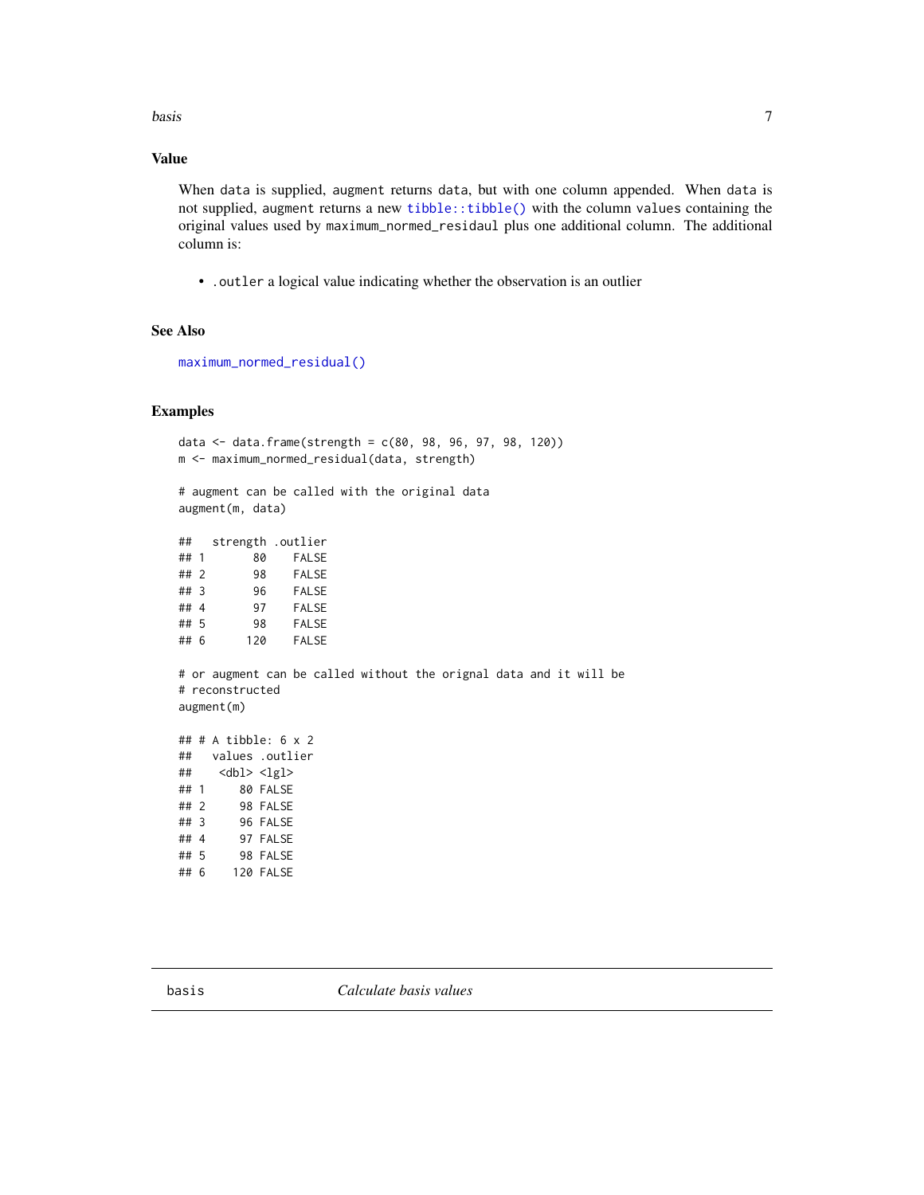### Value

When `data` is supplied, `augment` returns `data`, but with one column appended. When `data` is not supplied, `augment` returns a new `tibble::tibble()` with the column `values` containing the original values used by `maximum_normed_residaul` plus one additional column. The additional column is:

- `.outler` a logical value indicating whether the observation is an outlier

### See Also

`maximum_normed_residual()`

### Examples

```
data <- data.frame(strength = c(80, 98, 96, 97, 98, 120))
m <- maximum_normed_residual(data, strength)

# augment can be called with the original data
augment(m, data)

##   strength .outlier
## 1       80    FALSE
## 2       98    FALSE
## 3       96    FALSE
## 4       97    FALSE
## 5       98    FALSE
## 6      120    FALSE

# or augment can be called without the orignal data and it will be
# reconstructed
augment(m)

## # A tibble: 6 x 2
##   values .outlier
##    <dbl> <lgl>
## 1     80 FALSE
## 2     98 FALSE
## 3     96 FALSE
## 4     97 FALSE
## 5     98 FALSE
## 6    120 FALSE
```

---

## basis *Calculate basis values*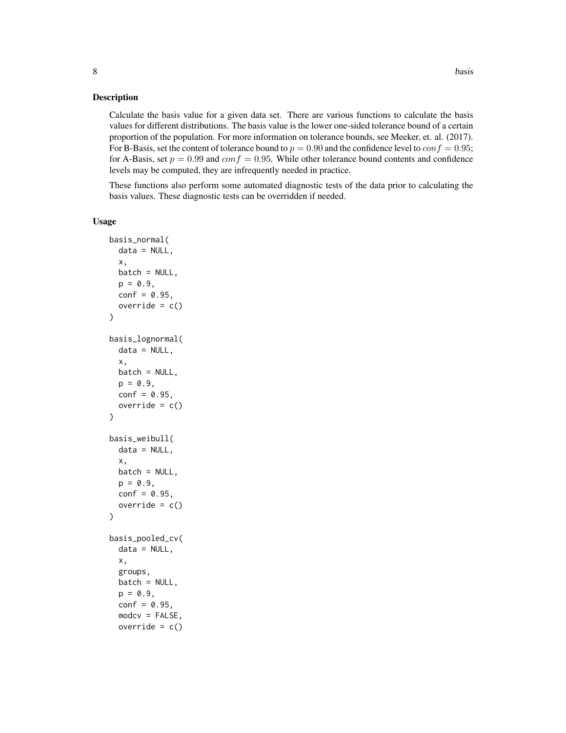## Description

Calculate the basis value for a given data set. There are various functions to calculate the basis values for different distributions. The basis value is the lower one-sided tolerance bound of a certain proportion of the population. For more information on tolerance bounds, see Meeker, et. al. (2017). For B-Basis, set the content of tolerance bound to $p = 0.90$ and the confidence level to $conf = 0.95$; for A-Basis, set $p = 0.99$ and $conf = 0.95$. While other tolerance bound contents and confidence levels may be computed, they are infrequently needed in practice.

These functions also perform some automated diagnostic tests of the data prior to calculating the basis values. These diagnostic tests can be overridden if needed.

## Usage

```
basis_normal(
  data = NULL,
  x,
  batch = NULL,
  p = 0.9,
  conf = 0.95,
  override = c()
)

basis_lognormal(
  data = NULL,
  x,
  batch = NULL,
  p = 0.9,
  conf = 0.95,
  override = c()
)

basis_weibull(
  data = NULL,
  x,
  batch = NULL,
  p = 0.9,
  conf = 0.95,
  override = c()
)

basis_pooled_cv(
  data = NULL,
  x,
  groups,
  batch = NULL,
  p = 0.9,
  conf = 0.95,
  modcv = FALSE,
  override = c()
```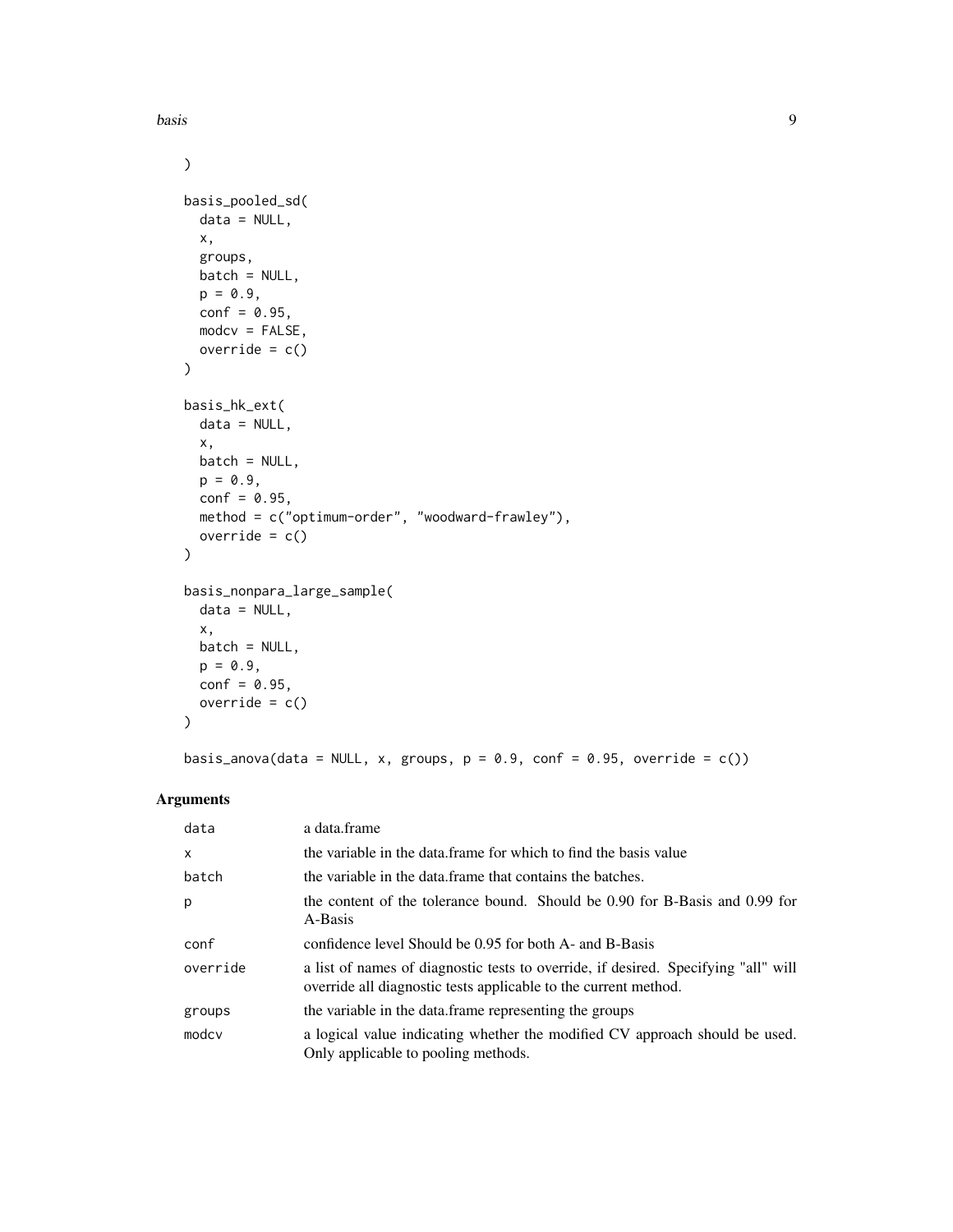```
)

basis_pooled_sd(
  data = NULL,
  x,
  groups,
  batch = NULL,
  p = 0.9,
  conf = 0.95,
  modcv = FALSE,
  override = c()
)

basis_hk_ext(
  data = NULL,
  x,
  batch = NULL,
  p = 0.9,
  conf = 0.95,
  method = c("optimum-order", "woodward-frawley"),
  override = c()
)

basis_nonpara_large_sample(
  data = NULL,
  x,
  batch = NULL,
  p = 0.9,
  conf = 0.95,
  override = c()
)

basis_anova(data = NULL, x, groups, p = 0.9, conf = 0.95, override = c())
```

## Arguments

| | |
|---|---|
| `data` | a data.frame |
| `x` | the variable in the data.frame for which to find the basis value |
| `batch` | the variable in the data.frame that contains the batches. |
| `p` | the content of the tolerance bound. Should be 0.90 for B-Basis and 0.99 for A-Basis |
| `conf` | confidence level Should be 0.95 for both A- and B-Basis |
| `override` | a list of names of diagnostic tests to override, if desired. Specifying "all" will override all diagnostic tests applicable to the current method. |
| `groups` | the variable in the data.frame representing the groups |
| `modcv` | a logical value indicating whether the modified CV approach should be used. Only applicable to pooling methods. |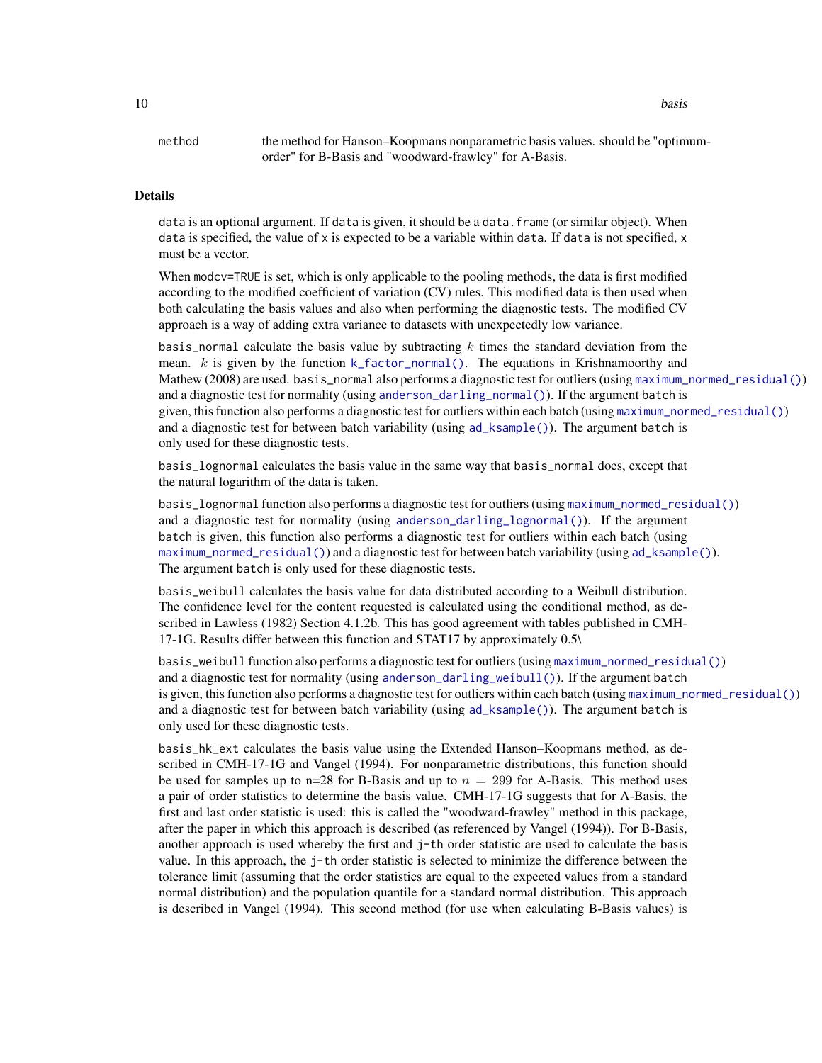method the method for Hanson–Koopmans nonparametric basis values. should be "optimum-order" for B-Basis and "woodward-frawley" for A-Basis.

## Details

data is an optional argument. If data is given, it should be a data.frame (or similar object). When data is specified, the value of x is expected to be a variable within data. If data is not specified, x must be a vector.

When modcv=TRUE is set, which is only applicable to the pooling methods, the data is first modified according to the modified coefficient of variation (CV) rules. This modified data is then used when both calculating the basis values and also when performing the diagnostic tests. The modified CV approach is a way of adding extra variance to datasets with unexpectedly low variance.

basis_normal calculate the basis value by subtracting $k$ times the standard deviation from the mean. $k$ is given by the function k_factor_normal(). The equations in Krishnamoorthy and Mathew (2008) are used. basis_normal also performs a diagnostic test for outliers (using maximum_normed_residual()) and a diagnostic test for normality (using anderson_darling_normal()). If the argument batch is given, this function also performs a diagnostic test for outliers within each batch (using maximum_normed_residual()) and a diagnostic test for between batch variability (using ad_ksample()). The argument batch is only used for these diagnostic tests.

basis_lognormal calculates the basis value in the same way that basis_normal does, except that the natural logarithm of the data is taken.

basis_lognormal function also performs a diagnostic test for outliers (using maximum_normed_residual()) and a diagnostic test for normality (using anderson_darling_lognormal()). If the argument batch is given, this function also performs a diagnostic test for outliers within each batch (using maximum_normed_residual()) and a diagnostic test for between batch variability (using ad_ksample()). The argument batch is only used for these diagnostic tests.

basis_weibull calculates the basis value for data distributed according to a Weibull distribution. The confidence level for the content requested is calculated using the conditional method, as described in Lawless (1982) Section 4.1.2b. This has good agreement with tables published in CMH-17-1G. Results differ between this function and STAT17 by approximately 0.5\

basis_weibull function also performs a diagnostic test for outliers (using maximum_normed_residual()) and a diagnostic test for normality (using anderson_darling_weibull()). If the argument batch is given, this function also performs a diagnostic test for outliers within each batch (using maximum_normed_residual()) and a diagnostic test for between batch variability (using ad_ksample()). The argument batch is only used for these diagnostic tests.

basis_hk_ext calculates the basis value using the Extended Hanson–Koopmans method, as described in CMH-17-1G and Vangel (1994). For nonparametric distributions, this function should be used for samples up to n=28 for B-Basis and up to $n = 299$ for A-Basis. This method uses a pair of order statistics to determine the basis value. CMH-17-1G suggests that for A-Basis, the first and last order statistic is used: this is called the "woodward-frawley" method in this package, after the paper in which this approach is described (as referenced by Vangel (1994)). For B-Basis, another approach is used whereby the first and j-th order statistic are used to calculate the basis value. In this approach, the j-th order statistic is selected to minimize the difference between the tolerance limit (assuming that the order statistics are equal to the expected values from a standard normal distribution) and the population quantile for a standard normal distribution. This approach is described in Vangel (1994). This second method (for use when calculating B-Basis values) is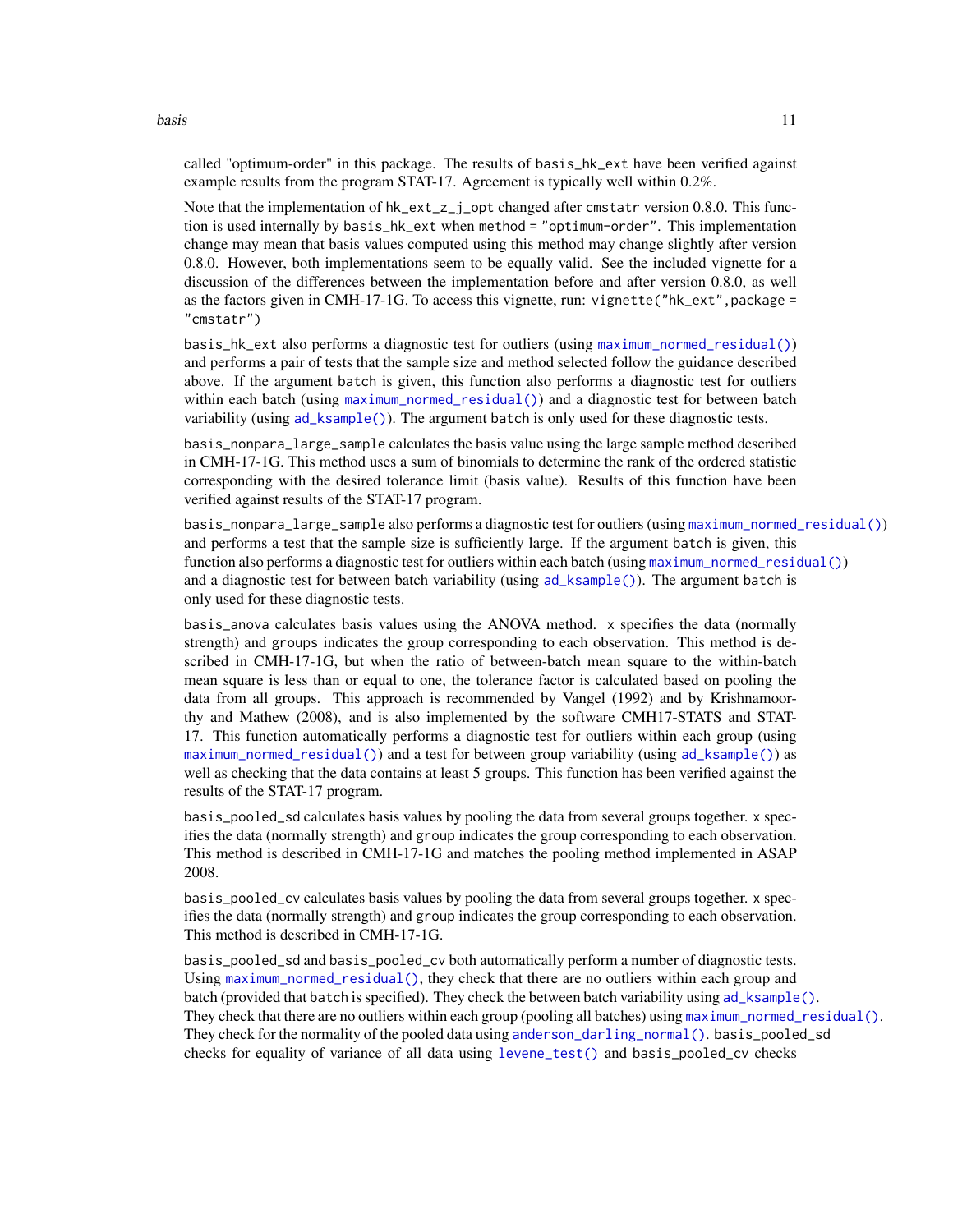called "optimum-order" in this package. The results of `basis_hk_ext` have been verified against example results from the program STAT-17. Agreement is typically well within 0.2%.

Note that the implementation of `hk_ext_z_j_opt` changed after `cmstatr` version 0.8.0. This function is used internally by `basis_hk_ext` when `method = "optimum-order"`. This implementation change may mean that basis values computed using this method may change slightly after version 0.8.0. However, both implementations seem to be equally valid. See the included vignette for a discussion of the differences between the implementation before and after version 0.8.0, as well as the factors given in CMH-17-1G. To access this vignette, run: `vignette("hk_ext",package = "cmstatr")`

`basis_hk_ext` also performs a diagnostic test for outliers (using `maximum_normed_residual()`) and performs a pair of tests that the sample size and method selected follow the guidance described above. If the argument `batch` is given, this function also performs a diagnostic test for outliers within each batch (using `maximum_normed_residual()`) and a diagnostic test for between batch variability (using `ad_ksample()`). The argument `batch` is only used for these diagnostic tests.

`basis_nonpara_large_sample` calculates the basis value using the large sample method described in CMH-17-1G. This method uses a sum of binomials to determine the rank of the ordered statistic corresponding with the desired tolerance limit (basis value). Results of this function have been verified against results of the STAT-17 program.

`basis_nonpara_large_sample` also performs a diagnostic test for outliers (using `maximum_normed_residual()`) and performs a test that the sample size is sufficiently large. If the argument `batch` is given, this function also performs a diagnostic test for outliers within each batch (using `maximum_normed_residual()`) and a diagnostic test for between batch variability (using `ad_ksample()`). The argument `batch` is only used for these diagnostic tests.

`basis_anova` calculates basis values using the ANOVA method. `x` specifies the data (normally strength) and `groups` indicates the group corresponding to each observation. This method is described in CMH-17-1G, but when the ratio of between-batch mean square to the within-batch mean square is less than or equal to one, the tolerance factor is calculated based on pooling the data from all groups. This approach is recommended by Vangel (1992) and by Krishnamoorthy and Mathew (2008), and is also implemented by the software CMH17-STATS and STAT-17. This function automatically performs a diagnostic test for outliers within each group (using `maximum_normed_residual()`) and a test for between group variability (using `ad_ksample()`) as well as checking that the data contains at least 5 groups. This function has been verified against the results of the STAT-17 program.

`basis_pooled_sd` calculates basis values by pooling the data from several groups together. `x` specifies the data (normally strength) and `group` indicates the group corresponding to each observation. This method is described in CMH-17-1G and matches the pooling method implemented in ASAP 2008.

`basis_pooled_cv` calculates basis values by pooling the data from several groups together. `x` specifies the data (normally strength) and `group` indicates the group corresponding to each observation. This method is described in CMH-17-1G.

`basis_pooled_sd` and `basis_pooled_cv` both automatically perform a number of diagnostic tests. Using `maximum_normed_residual()`, they check that there are no outliers within each group and batch (provided that `batch` is specified). They check the between batch variability using `ad_ksample()`. They check that there are no outliers within each group (pooling all batches) using `maximum_normed_residual()`. They check for the normality of the pooled data using `anderson_darling_normal()`. `basis_pooled_sd` checks for equality of variance of all data using `levene_test()` and `basis_pooled_cv` checks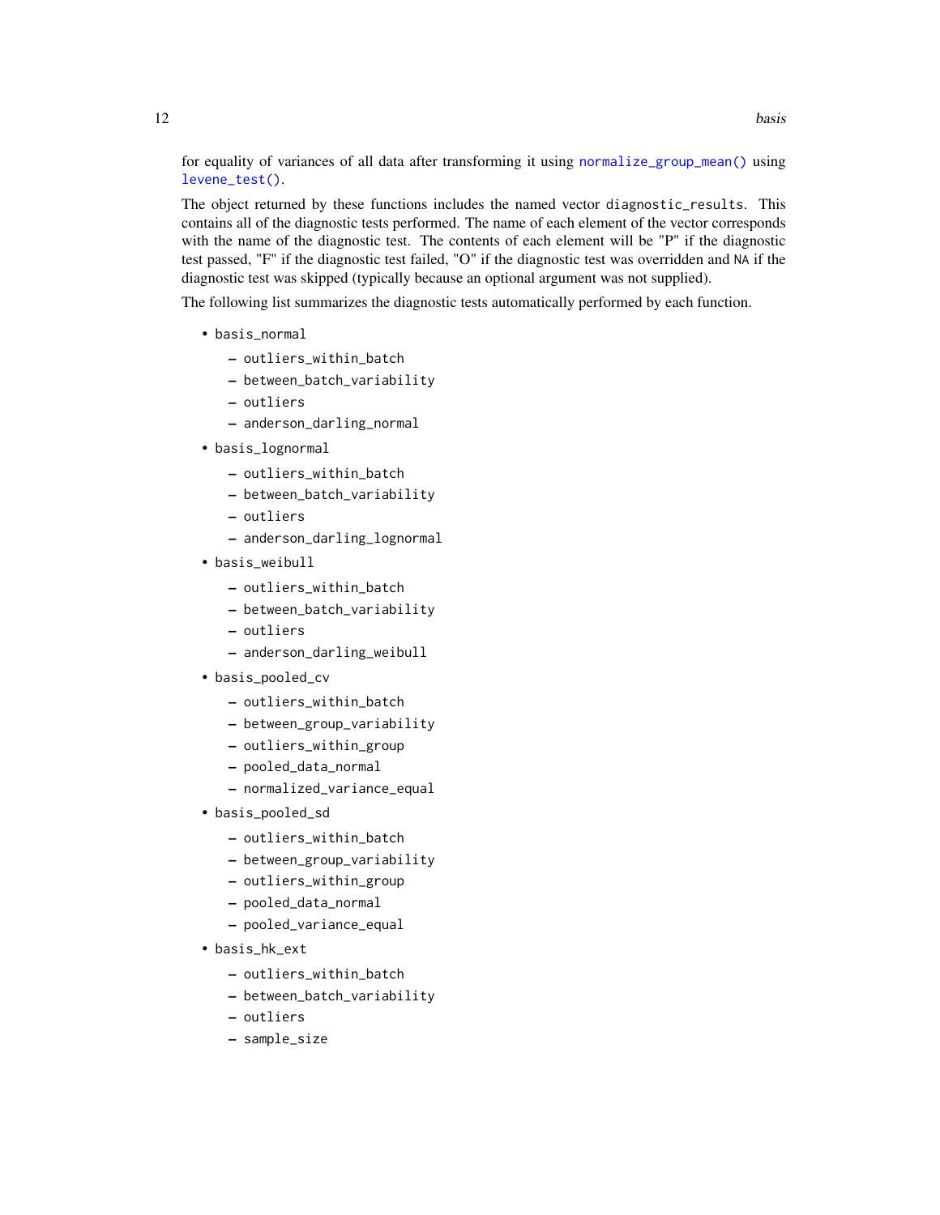for equality of variances of all data after transforming it using `normalize_group_mean()` using `levene_test()`.

The object returned by these functions includes the named vector `diagnostic_results`. This contains all of the diagnostic tests performed. The name of each element of the vector corresponds with the name of the diagnostic test. The contents of each element will be "P" if the diagnostic test passed, "F" if the diagnostic test failed, "O" if the diagnostic test was overridden and `NA` if the diagnostic test was skipped (typically because an optional argument was not supplied).

The following list summarizes the diagnostic tests automatically performed by each function.

- `basis_normal`
  - `outliers_within_batch`
  - `between_batch_variability`
  - `outliers`
  - `anderson_darling_normal`
- `basis_lognormal`
  - `outliers_within_batch`
  - `between_batch_variability`
  - `outliers`
  - `anderson_darling_lognormal`
- `basis_weibull`
  - `outliers_within_batch`
  - `between_batch_variability`
  - `outliers`
  - `anderson_darling_weibull`
- `basis_pooled_cv`
  - `outliers_within_batch`
  - `between_group_variability`
  - `outliers_within_group`
  - `pooled_data_normal`
  - `normalized_variance_equal`
- `basis_pooled_sd`
  - `outliers_within_batch`
  - `between_group_variability`
  - `outliers_within_group`
  - `pooled_data_normal`
  - `pooled_variance_equal`
- `basis_hk_ext`
  - `outliers_within_batch`
  - `between_batch_variability`
  - `outliers`
  - `sample_size`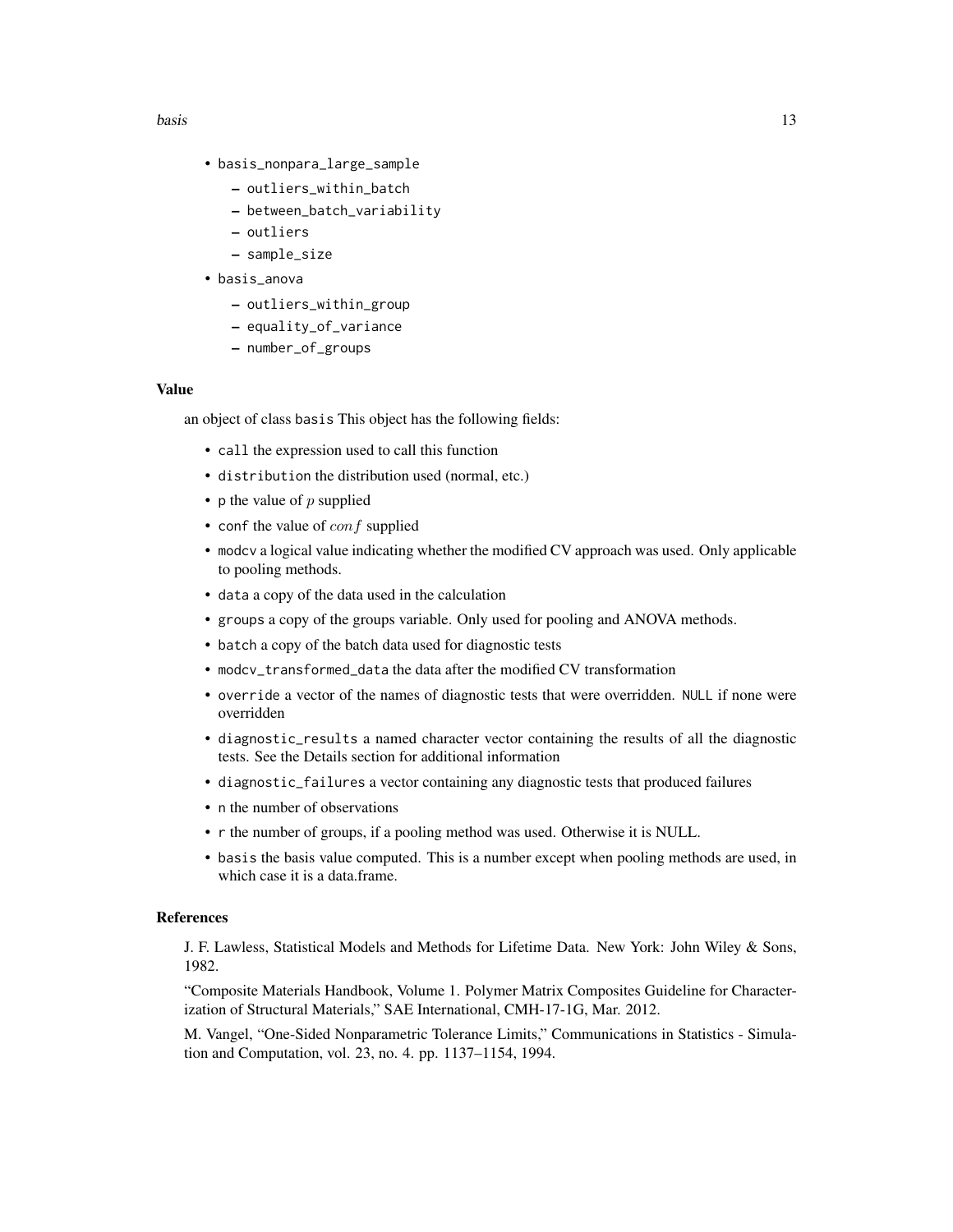- basis_nonpara_large_sample
  - outliers_within_batch
  - between_batch_variability
  - outliers
  - sample_size
- basis_anova
  - outliers_within_group
  - equality_of_variance
  - number_of_groups

### Value

an object of class basis This object has the following fields:

- call the expression used to call this function
- distribution the distribution used (normal, etc.)
- p the value of $p$ supplied
- conf the value of $conf$ supplied
- modcv a logical value indicating whether the modified CV approach was used. Only applicable to pooling methods.
- data a copy of the data used in the calculation
- groups a copy of the groups variable. Only used for pooling and ANOVA methods.
- batch a copy of the batch data used for diagnostic tests
- modcv_transformed_data the data after the modified CV transformation
- override a vector of the names of diagnostic tests that were overridden. NULL if none were overridden
- diagnostic_results a named character vector containing the results of all the diagnostic tests. See the Details section for additional information
- diagnostic_failures a vector containing any diagnostic tests that produced failures
- n the number of observations
- r the number of groups, if a pooling method was used. Otherwise it is NULL.
- basis the basis value computed. This is a number except when pooling methods are used, in which case it is a data.frame.

### References

J. F. Lawless, Statistical Models and Methods for Lifetime Data. New York: John Wiley & Sons, 1982.

"Composite Materials Handbook, Volume 1. Polymer Matrix Composites Guideline for Characterization of Structural Materials," SAE International, CMH-17-1G, Mar. 2012.

M. Vangel, "One-Sided Nonparametric Tolerance Limits," Communications in Statistics - Simulation and Computation, vol. 23, no. 4. pp. 1137–1154, 1994.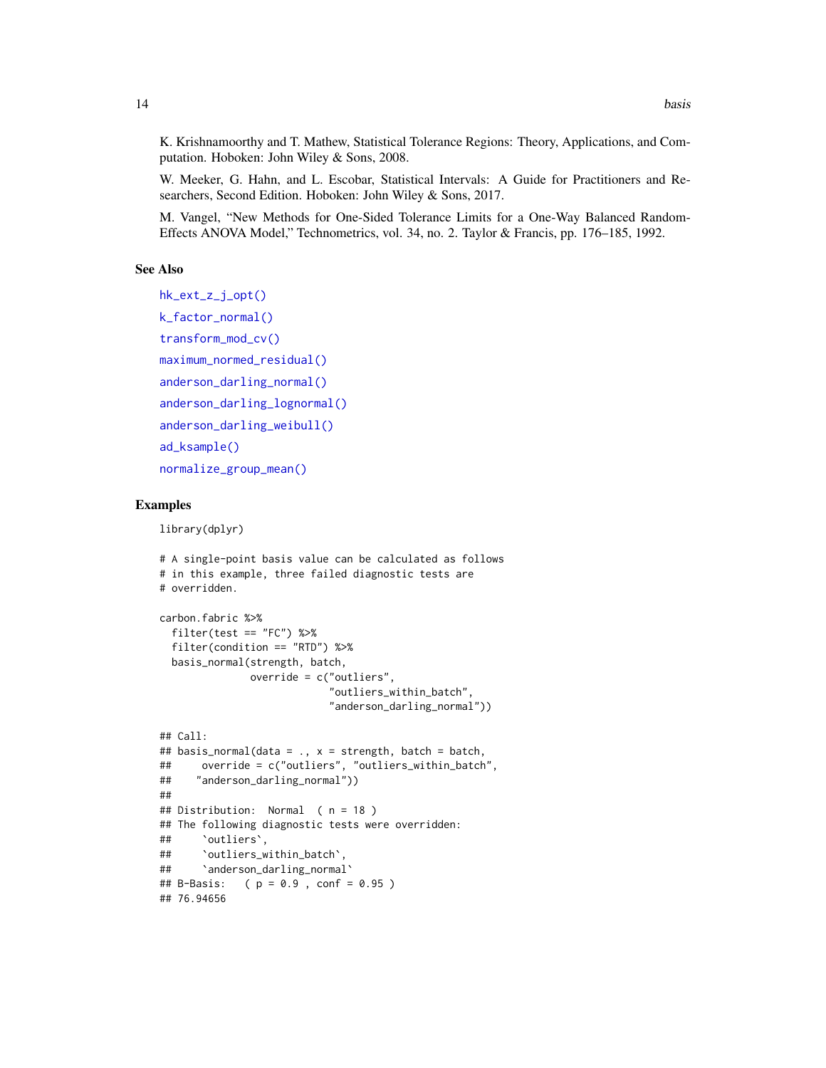K. Krishnamoorthy and T. Mathew, Statistical Tolerance Regions: Theory, Applications, and Computation. Hoboken: John Wiley & Sons, 2008.

W. Meeker, G. Hahn, and L. Escobar, Statistical Intervals: A Guide for Practitioners and Researchers, Second Edition. Hoboken: John Wiley & Sons, 2017.

M. Vangel, "New Methods for One-Sided Tolerance Limits for a One-Way Balanced Random-Effects ANOVA Model," Technometrics, vol. 34, no. 2. Taylor & Francis, pp. 176–185, 1992.

### See Also

hk_ext_z_j_opt()

k_factor_normal()

transform_mod_cv()

maximum_normed_residual()

anderson_darling_normal()

anderson_darling_lognormal()

anderson_darling_weibull()

ad_ksample()

normalize_group_mean()

### Examples

```
library(dplyr)

# A single-point basis value can be calculated as follows
# in this example, three failed diagnostic tests are
# overridden.

carbon.fabric %>%
  filter(test == "FC") %>%
  filter(condition == "RTD") %>%
  basis_normal(strength, batch,
               override = c("outliers",
                            "outliers_within_batch",
                            "anderson_darling_normal"))

## Call:
## basis_normal(data = ., x = strength, batch = batch,
##     override = c("outliers", "outliers_within_batch",
##    "anderson_darling_normal"))
##
## Distribution:  Normal   ( n = 18 )
## The following diagnostic tests were overridden:
##     `outliers`,
##     `outliers_within_batch`,
##     `anderson_darling_normal`
## B-Basis:   ( p = 0.9 , conf = 0.95 )
## 76.94656
```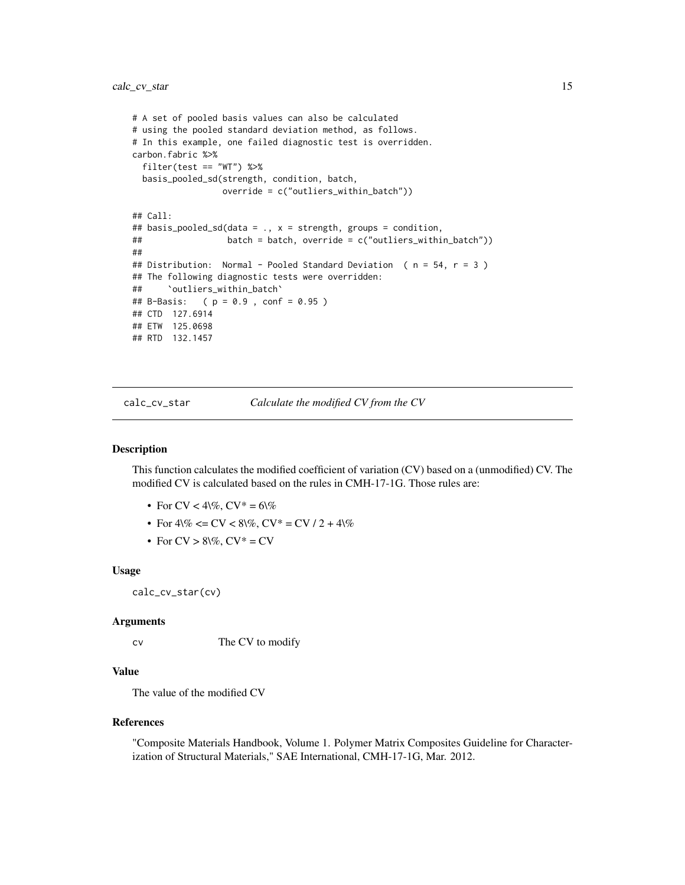```
# A set of pooled basis values can also be calculated
# using the pooled standard deviation method, as follows.
# In this example, one failed diagnostic test is overridden.
carbon.fabric %>%
  filter(test == "WT") %>%
  basis_pooled_sd(strength, condition, batch,
                  override = c("outliers_within_batch"))

## Call:
## basis_pooled_sd(data = ., x = strength, groups = condition,
##                 batch = batch, override = c("outliers_within_batch"))
##
## Distribution:  Normal - Pooled Standard Deviation  ( n = 54, r = 3 )
## The following diagnostic tests were overridden:
##     `outliers_within_batch`
## B-Basis:   ( p = 0.9 , conf = 0.95 )
## CTD  127.6914
## ETW  125.0698
## RTD  132.1457
```

---

# calc_cv_star — *Calculate the modified CV from the CV*

## Description

This function calculates the modified coefficient of variation (CV) based on a (unmodified) CV. The modified CV is calculated based on the rules in CMH-17-1G. Those rules are:

- For CV < 4\%, CV* = 6\%
- For 4\% <= CV < 8\%, CV* = CV / 2 + 4\%
- For CV > 8\%, CV* = CV

## Usage

```
calc_cv_star(cv)
```

## Arguments

| | |
|---|---|
| `cv` | The CV to modify |

## Value

The value of the modified CV

## References

"Composite Materials Handbook, Volume 1. Polymer Matrix Composites Guideline for Characterization of Structural Materials," SAE International, CMH-17-1G, Mar. 2012.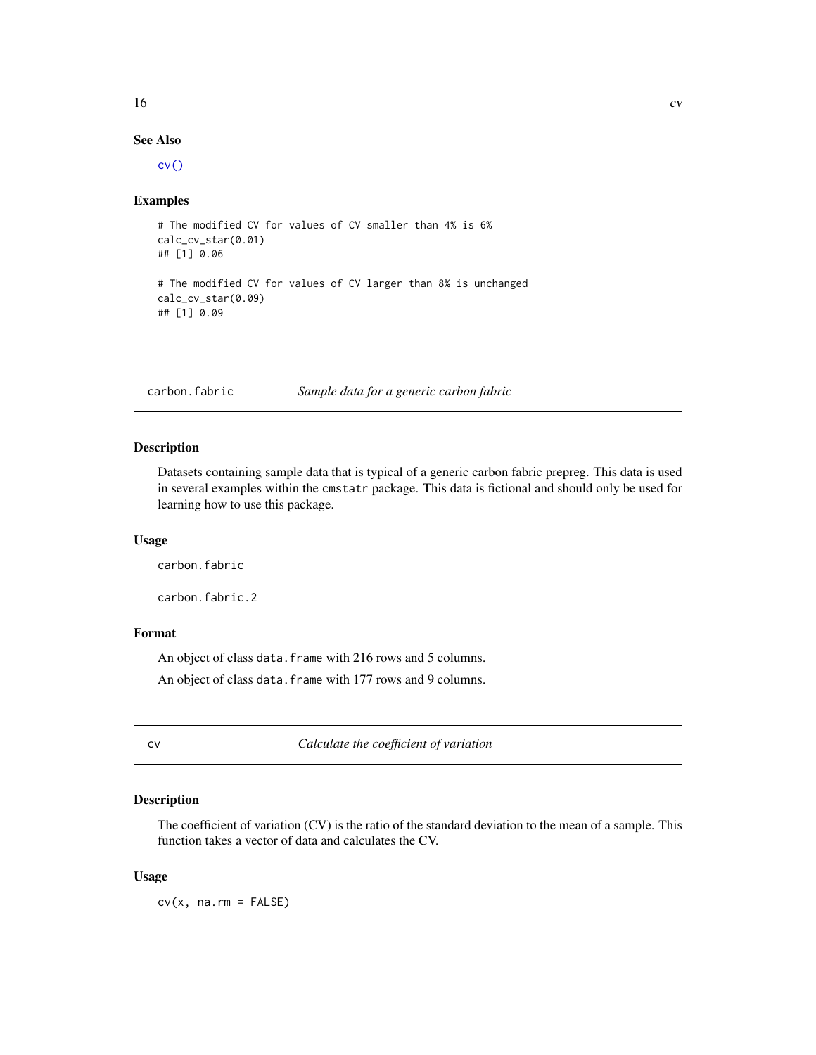### See Also

cv()

### Examples

```
# The modified CV for values of CV smaller than 4% is 6%
calc_cv_star(0.01)
## [1] 0.06

# The modified CV for values of CV larger than 8% is unchanged
calc_cv_star(0.09)
## [1] 0.09
```

---

## carbon.fabric *Sample data for a generic carbon fabric*

### Description

Datasets containing sample data that is typical of a generic carbon fabric prepreg. This data is used in several examples within the `cmstatr` package. This data is fictional and should only be used for learning how to use this package.

### Usage

```
carbon.fabric

carbon.fabric.2
```

### Format

An object of class `data.frame` with 216 rows and 5 columns.

An object of class `data.frame` with 177 rows and 9 columns.

---

## cv *Calculate the coefficient of variation*

### Description

The coefficient of variation (CV) is the ratio of the standard deviation to the mean of a sample. This function takes a vector of data and calculates the CV.

### Usage

```
cv(x, na.rm = FALSE)
```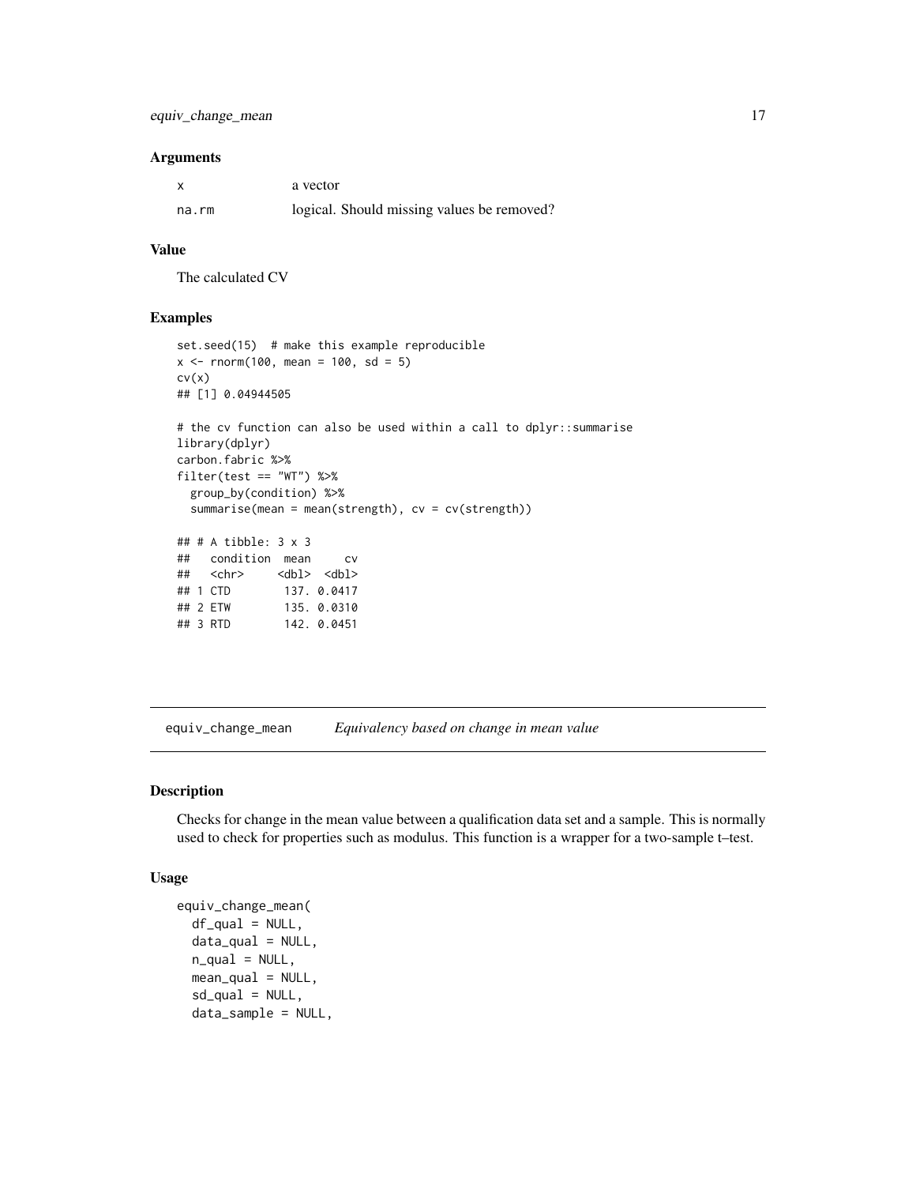### Arguments

| | |
|---|---|
| x | a vector |
| na.rm | logical. Should missing values be removed? |

### Value

The calculated CV

### Examples

```
set.seed(15)  # make this example reproducible
x <- rnorm(100, mean = 100, sd = 5)
cv(x)
## [1] 0.04944505

# the cv function can also be used within a call to dplyr::summarise
library(dplyr)
carbon.fabric %>%
filter(test == "WT") %>%
  group_by(condition) %>%
  summarise(mean = mean(strength), cv = cv(strength))

## # A tibble: 3 x 3
##   condition  mean     cv
##   <chr>     <dbl>  <dbl>
## 1 CTD        137. 0.0417
## 2 ETW        135. 0.0310
## 3 RTD        142. 0.0451
```

## equiv_change_mean    *Equivalency based on change in mean value*

### Description

Checks for change in the mean value between a qualification data set and a sample. This is normally used to check for properties such as modulus. This function is a wrapper for a two-sample t–test.

### Usage

```
equiv_change_mean(
  df_qual = NULL,
  data_qual = NULL,
  n_qual = NULL,
  mean_qual = NULL,
  sd_qual = NULL,
  data_sample = NULL,
```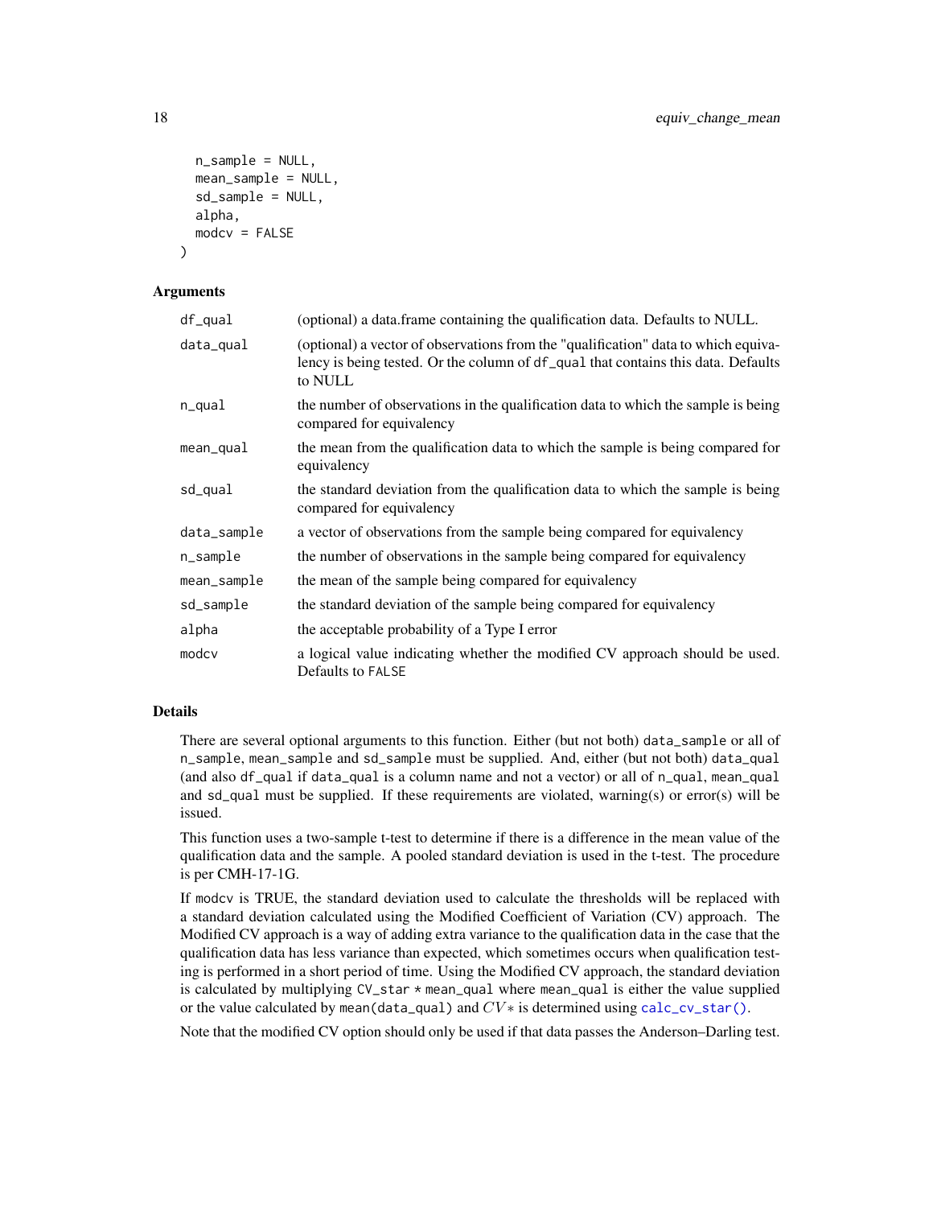```
  n_sample = NULL,
  mean_sample = NULL,
  sd_sample = NULL,
  alpha,
  modcv = FALSE
)
```

### Arguments

| | |
|---|---|
| df_qual | (optional) a data.frame containing the qualification data. Defaults to NULL. |
| data_qual | (optional) a vector of observations from the "qualification" data to which equivalency is being tested. Or the column of df_qual that contains this data. Defaults to NULL |
| n_qual | the number of observations in the qualification data to which the sample is being compared for equivalency |
| mean_qual | the mean from the qualification data to which the sample is being compared for equivalency |
| sd_qual | the standard deviation from the qualification data to which the sample is being compared for equivalency |
| data_sample | a vector of observations from the sample being compared for equivalency |
| n_sample | the number of observations in the sample being compared for equivalency |
| mean_sample | the mean of the sample being compared for equivalency |
| sd_sample | the standard deviation of the sample being compared for equivalency |
| alpha | the acceptable probability of a Type I error |
| modcv | a logical value indicating whether the modified CV approach should be used. Defaults to FALSE |

### Details

There are several optional arguments to this function. Either (but not both) data_sample or all of n_sample, mean_sample and sd_sample must be supplied. And, either (but not both) data_qual (and also df_qual if data_qual is a column name and not a vector) or all of n_qual, mean_qual and sd_qual must be supplied. If these requirements are violated, warning(s) or error(s) will be issued.

This function uses a two-sample t-test to determine if there is a difference in the mean value of the qualification data and the sample. A pooled standard deviation is used in the t-test. The procedure is per CMH-17-1G.

If modcv is TRUE, the standard deviation used to calculate the thresholds will be replaced with a standard deviation calculated using the Modified Coefficient of Variation (CV) approach. The Modified CV approach is a way of adding extra variance to the qualification data in the case that the qualification data has less variance than expected, which sometimes occurs when qualification testing is performed in a short period of time. Using the Modified CV approach, the standard deviation is calculated by multiplying CV_star * mean_qual where mean_qual is either the value supplied or the value calculated by mean(data_qual) and $CV*$ is determined using calc_cv_star().

Note that the modified CV option should only be used if that data passes the Anderson–Darling test.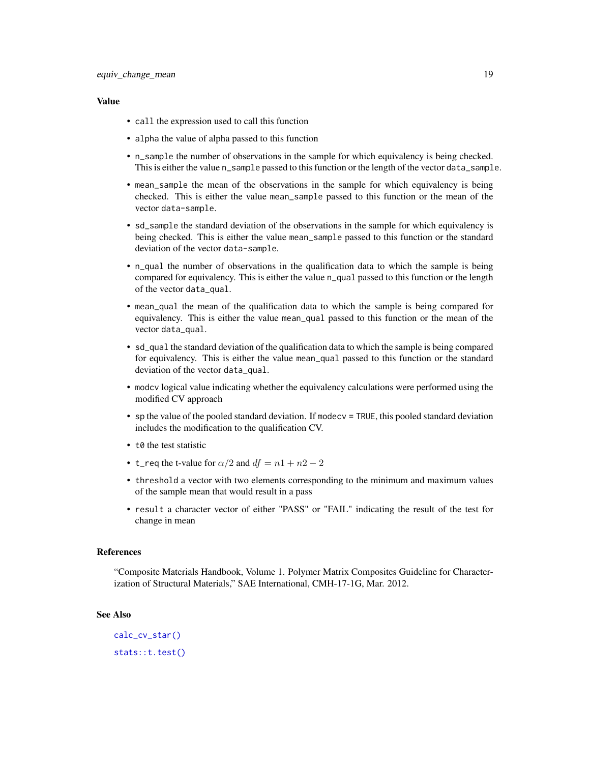### Value

- `call` the expression used to call this function
- `alpha` the value of alpha passed to this function
- `n_sample` the number of observations in the sample for which equivalency is being checked. This is either the value `n_sample` passed to this function or the length of the vector `data_sample`.
- `mean_sample` the mean of the observations in the sample for which equivalency is being checked. This is either the value `mean_sample` passed to this function or the mean of the vector `data-sample`.
- `sd_sample` the standard deviation of the observations in the sample for which equivalency is being checked. This is either the value `mean_sample` passed to this function or the standard deviation of the vector `data-sample`.
- `n_qual` the number of observations in the qualification data to which the sample is being compared for equivalency. This is either the value `n_qual` passed to this function or the length of the vector `data_qual`.
- `mean_qual` the mean of the qualification data to which the sample is being compared for equivalency. This is either the value `mean_qual` passed to this function or the mean of the vector `data_qual`.
- `sd_qual` the standard deviation of the qualification data to which the sample is being compared for equivalency. This is either the value `mean_qual` passed to this function or the standard deviation of the vector `data_qual`.
- `modcv` logical value indicating whether the equivalency calculations were performed using the modified CV approach
- `sp` the value of the pooled standard deviation. If `modecv = TRUE`, this pooled standard deviation includes the modification to the qualification CV.
- `t0` the test statistic
- `t_req` the t-value for $\alpha/2$ and $df = n1 + n2 - 2$
- `threshold` a vector with two elements corresponding to the minimum and maximum values of the sample mean that would result in a pass
- `result` a character vector of either "PASS" or "FAIL" indicating the result of the test for change in mean

### References

"Composite Materials Handbook, Volume 1. Polymer Matrix Composites Guideline for Characterization of Structural Materials," SAE International, CMH-17-1G, Mar. 2012.

### See Also

`calc_cv_star()`

`stats::t.test()`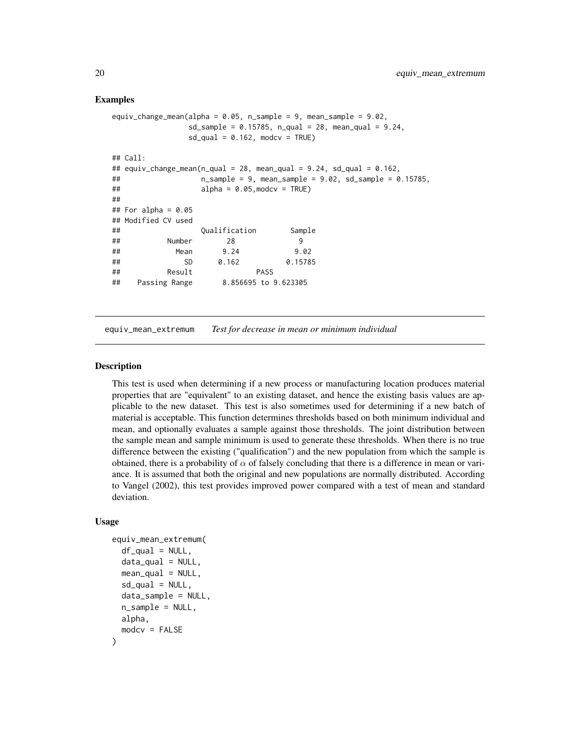## Examples

```
equiv_change_mean(alpha = 0.05, n_sample = 9, mean_sample = 9.02,
                  sd_sample = 0.15785, n_qual = 28, mean_qual = 9.24,
                  sd_qual = 0.162, modcv = TRUE)

## Call:
## equiv_change_mean(n_qual = 28, mean_qual = 9.24, sd_qual = 0.162,
##                   n_sample = 9, mean_sample = 9.02, sd_sample = 0.15785,
##                   alpha = 0.05,modcv = TRUE)
##
## For alpha = 0.05
## Modified CV used
##                   Qualification        Sample
##           Number        28               9
##             Mean       9.24            9.02
##               SD      0.162           0.15785
##           Result               PASS
##    Passing Range       8.856695 to 9.623305
```

---

equiv_mean_extremum    *Test for decrease in mean or minimum individual*

---

## Description

This test is used when determining if a new process or manufacturing location produces material properties that are "equivalent" to an existing dataset, and hence the existing basis values are applicable to the new dataset. This test is also sometimes used for determining if a new batch of material is acceptable. This function determines thresholds based on both minimum individual and mean, and optionally evaluates a sample against those thresholds. The joint distribution between the sample mean and sample minimum is used to generate these thresholds. When there is no true difference between the existing ("qualification") and the new population from which the sample is obtained, there is a probability of $\alpha$ of falsely concluding that there is a difference in mean or variance. It is assumed that both the original and new populations are normally distributed. According to Vangel (2002), this test provides improved power compared with a test of mean and standard deviation.

## Usage

```
equiv_mean_extremum(
  df_qual = NULL,
  data_qual = NULL,
  mean_qual = NULL,
  sd_qual = NULL,
  data_sample = NULL,
  n_sample = NULL,
  alpha,
  modcv = FALSE
)
```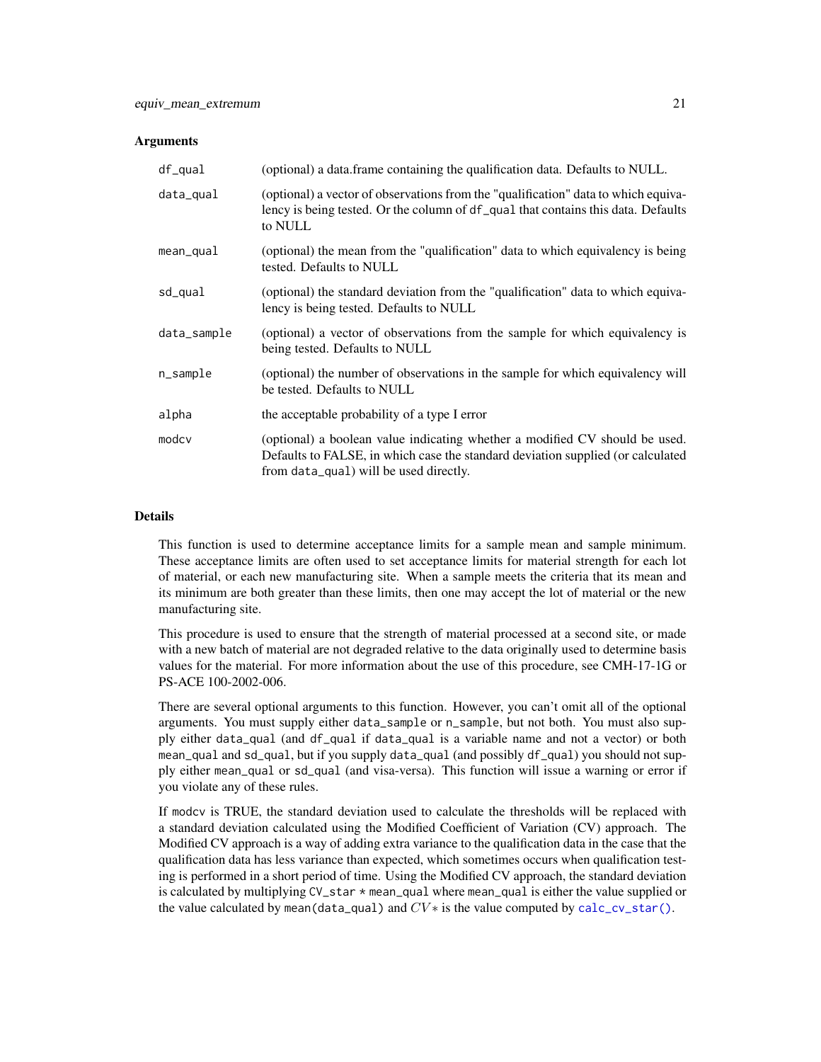## Arguments

| | |
|---|---|
| `df_qual` | (optional) a data.frame containing the qualification data. Defaults to NULL. |
| `data_qual` | (optional) a vector of observations from the "qualification" data to which equivalency is being tested. Or the column of `df_qual` that contains this data. Defaults to NULL |
| `mean_qual` | (optional) the mean from the "qualification" data to which equivalency is being tested. Defaults to NULL |
| `sd_qual` | (optional) the standard deviation from the "qualification" data to which equivalency is being tested. Defaults to NULL |
| `data_sample` | (optional) a vector of observations from the sample for which equivalency is being tested. Defaults to NULL |
| `n_sample` | (optional) the number of observations in the sample for which equivalency will be tested. Defaults to NULL |
| `alpha` | the acceptable probability of a type I error |
| `modcv` | (optional) a boolean value indicating whether a modified CV should be used. Defaults to FALSE, in which case the standard deviation supplied (or calculated from `data_qual`) will be used directly. |

## Details

This function is used to determine acceptance limits for a sample mean and sample minimum. These acceptance limits are often used to set acceptance limits for material strength for each lot of material, or each new manufacturing site. When a sample meets the criteria that its mean and its minimum are both greater than these limits, then one may accept the lot of material or the new manufacturing site.

This procedure is used to ensure that the strength of material processed at a second site, or made with a new batch of material are not degraded relative to the data originally used to determine basis values for the material. For more information about the use of this procedure, see CMH-17-1G or PS-ACE 100-2002-006.

There are several optional arguments to this function. However, you can't omit all of the optional arguments. You must supply either `data_sample` or `n_sample`, but not both. You must also supply either `data_qual` (and `df_qual` if `data_qual` is a variable name and not a vector) or both `mean_qual` and `sd_qual`, but if you supply `data_qual` (and possibly `df_qual`) you should not supply either `mean_qual` or `sd_qual` (and visa-versa). This function will issue a warning or error if you violate any of these rules.

If `modcv` is TRUE, the standard deviation used to calculate the thresholds will be replaced with a standard deviation calculated using the Modified Coefficient of Variation (CV) approach. The Modified CV approach is a way of adding extra variance to the qualification data in the case that the qualification data has less variance than expected, which sometimes occurs when qualification testing is performed in a short period of time. Using the Modified CV approach, the standard deviation is calculated by multiplying `CV_star * mean_qual` where `mean_qual` is either the value supplied or the value calculated by `mean(data_qual)` and $CV*$ is the value computed by `calc_cv_star()`.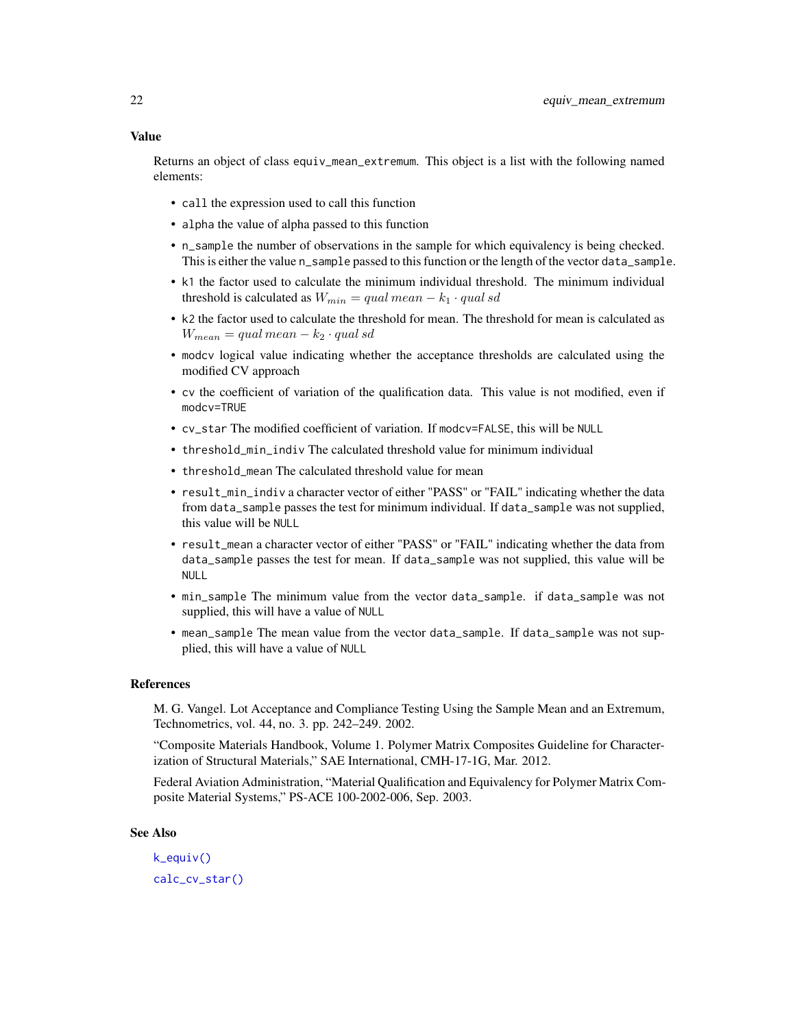## Value

Returns an object of class `equiv_mean_extremum`. This object is a list with the following named elements:

- `call` the expression used to call this function
- `alpha` the value of alpha passed to this function
- `n_sample` the number of observations in the sample for which equivalency is being checked. This is either the value `n_sample` passed to this function or the length of the vector `data_sample`.
- `k1` the factor used to calculate the minimum individual threshold. The minimum individual threshold is calculated as $W_{min} = qual\,mean - k_1 \cdot qual\,sd$
- `k2` the factor used to calculate the threshold for mean. The threshold for mean is calculated as $W_{mean} = qual\,mean - k_2 \cdot qual\,sd$
- `modcv` logical value indicating whether the acceptance thresholds are calculated using the modified CV approach
- `cv` the coefficient of variation of the qualification data. This value is not modified, even if `modcv=TRUE`
- `cv_star` The modified coefficient of variation. If `modcv=FALSE`, this will be `NULL`
- `threshold_min_indiv` The calculated threshold value for minimum individual
- `threshold_mean` The calculated threshold value for mean
- `result_min_indiv` a character vector of either "PASS" or "FAIL" indicating whether the data from `data_sample` passes the test for minimum individual. If `data_sample` was not supplied, this value will be `NULL`
- `result_mean` a character vector of either "PASS" or "FAIL" indicating whether the data from `data_sample` passes the test for mean. If `data_sample` was not supplied, this value will be `NULL`
- `min_sample` The minimum value from the vector `data_sample`. if `data_sample` was not supplied, this will have a value of `NULL`
- `mean_sample` The mean value from the vector `data_sample`. If `data_sample` was not supplied, this will have a value of `NULL`

## References

M. G. Vangel. Lot Acceptance and Compliance Testing Using the Sample Mean and an Extremum, Technometrics, vol. 44, no. 3. pp. 242–249. 2002.

"Composite Materials Handbook, Volume 1. Polymer Matrix Composites Guideline for Characterization of Structural Materials," SAE International, CMH-17-1G, Mar. 2012.

Federal Aviation Administration, "Material Qualification and Equivalency for Polymer Matrix Composite Material Systems," PS-ACE 100-2002-006, Sep. 2003.

## See Also

`k_equiv()`

`calc_cv_star()`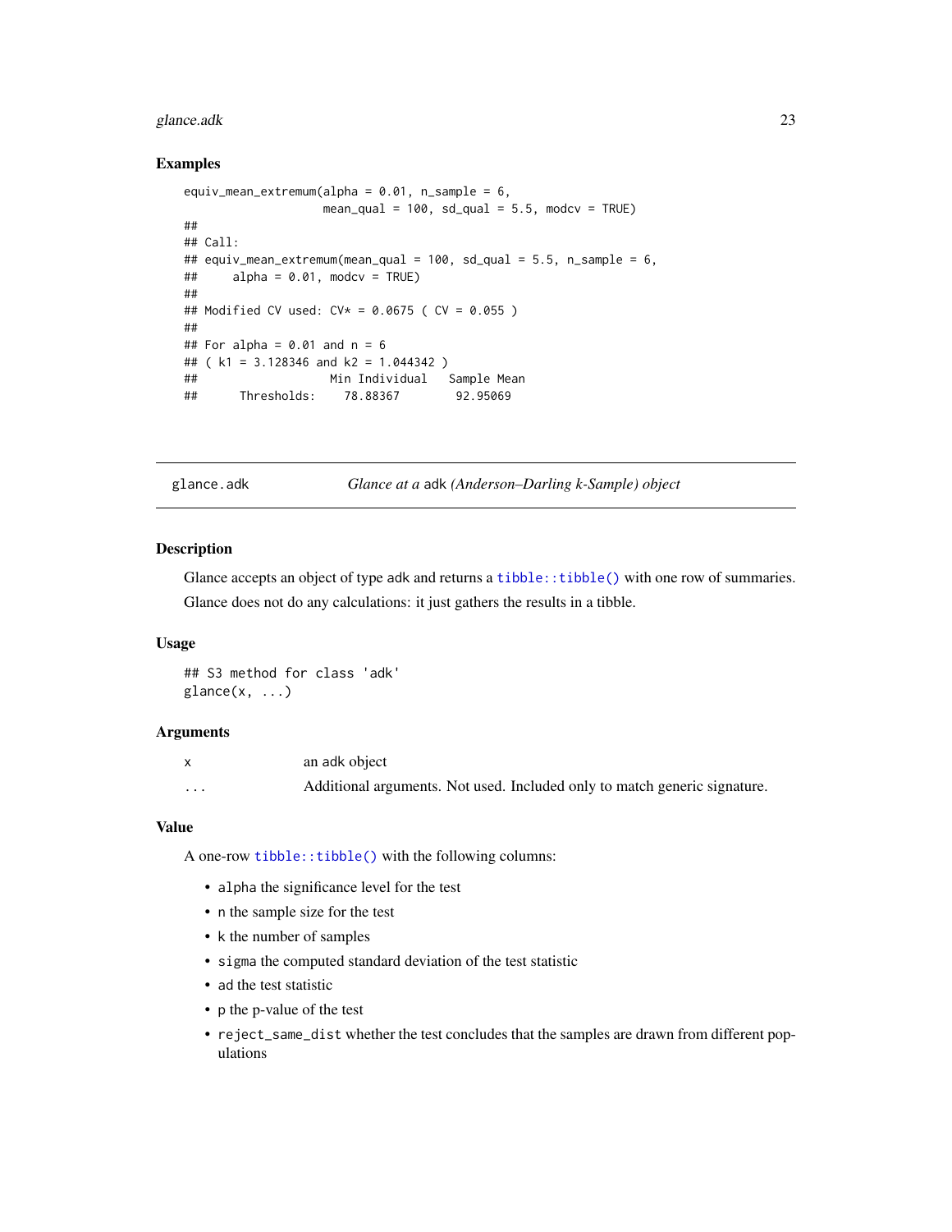### Examples

```
equiv_mean_extremum(alpha = 0.01, n_sample = 6,
                    mean_qual = 100, sd_qual = 5.5, modcv = TRUE)
##
## Call:
## equiv_mean_extremum(mean_qual = 100, sd_qual = 5.5, n_sample = 6,
##     alpha = 0.01, modcv = TRUE)
##
## Modified CV used: CV* = 0.0675 ( CV = 0.055 )
##
## For alpha = 0.01 and n = 6
## ( k1 = 3.128346 and k2 = 1.044342 )
##                   Min Individual   Sample Mean
##      Thresholds:    78.88367        92.95069
```

---

## glance.adk — *Glance at a* adk *(Anderson–Darling k-Sample) object*

---

### Description

Glance accepts an object of type adk and returns a `tibble::tibble()` with one row of summaries.

Glance does not do any calculations: it just gathers the results in a tibble.

### Usage

```
## S3 method for class 'adk'
glance(x, ...)
```

### Arguments

| | |
|---|---|
| x | an adk object |
| ... | Additional arguments. Not used. Included only to match generic signature. |

### Value

A one-row `tibble::tibble()` with the following columns:

- `alpha` the significance level for the test
- `n` the sample size for the test
- `k` the number of samples
- `sigma` the computed standard deviation of the test statistic
- `ad` the test statistic
- `p` the p-value of the test
- `reject_same_dist` whether the test concludes that the samples are drawn from different populations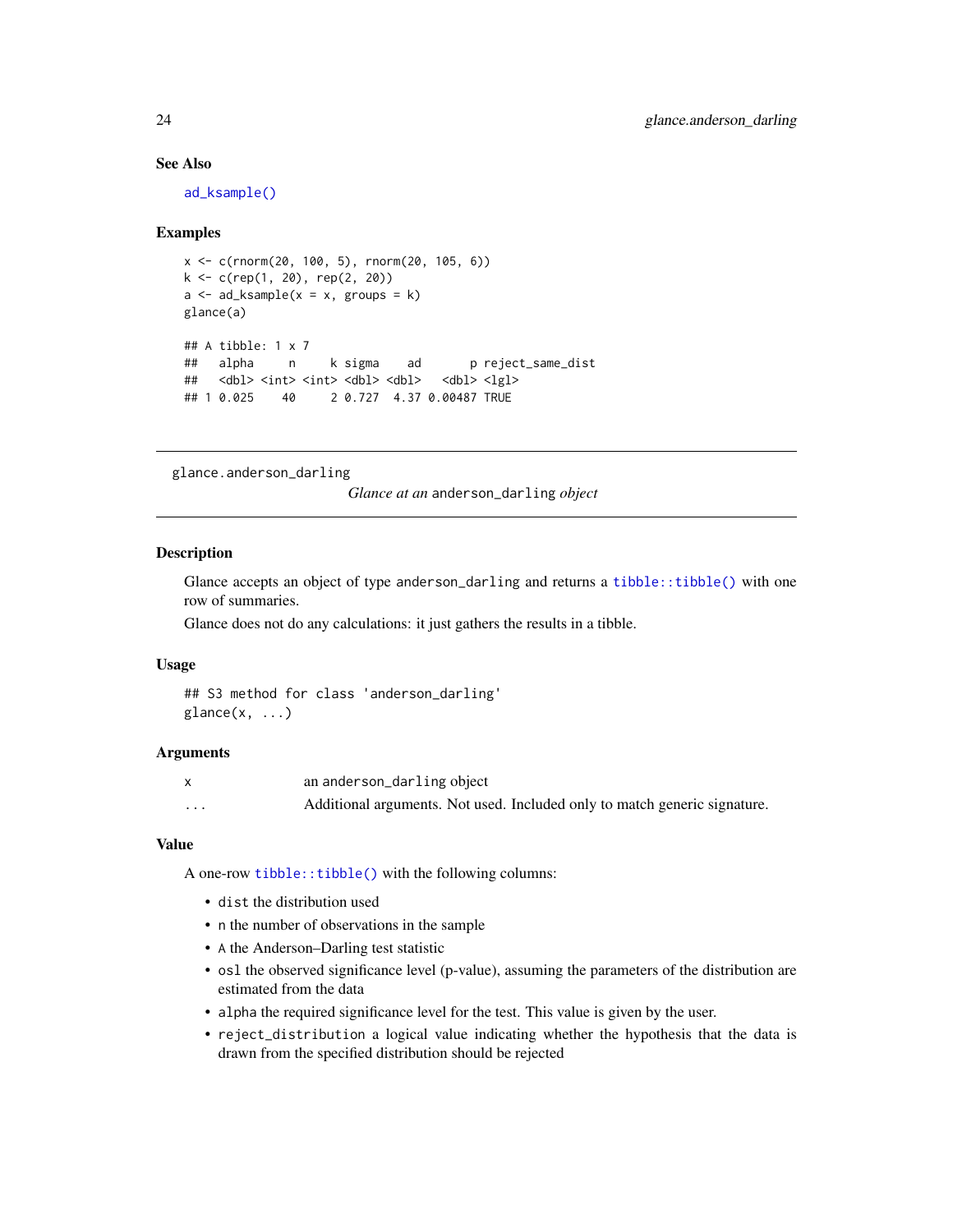### See Also

`ad_ksample()`

### Examples

```
x <- c(rnorm(20, 100, 5), rnorm(20, 105, 6))
k <- c(rep(1, 20), rep(2, 20))
a <- ad_ksample(x = x, groups = k)
glance(a)

## A tibble: 1 x 7
##   alpha     n     k sigma    ad       p reject_same_dist
##   <dbl> <int> <int> <dbl> <dbl>   <dbl> <lgl>
## 1 0.025    40     2 0.727  4.37 0.00487 TRUE
```

---

## glance.anderson_darling

*Glance at an* `anderson_darling` *object*

### Description

Glance accepts an object of type `anderson_darling` and returns a `tibble::tibble()` with one row of summaries.

Glance does not do any calculations: it just gathers the results in a tibble.

### Usage

```
## S3 method for class 'anderson_darling'
glance(x, ...)
```

### Arguments

| | |
|---|---|
| `x` | an `anderson_darling` object |
| `...` | Additional arguments. Not used. Included only to match generic signature. |

### Value

A one-row `tibble::tibble()` with the following columns:

- `dist` the distribution used
- `n` the number of observations in the sample
- `A` the Anderson–Darling test statistic
- `osl` the observed significance level (p-value), assuming the parameters of the distribution are estimated from the data
- `alpha` the required significance level for the test. This value is given by the user.
- `reject_distribution` a logical value indicating whether the hypothesis that the data is drawn from the specified distribution should be rejected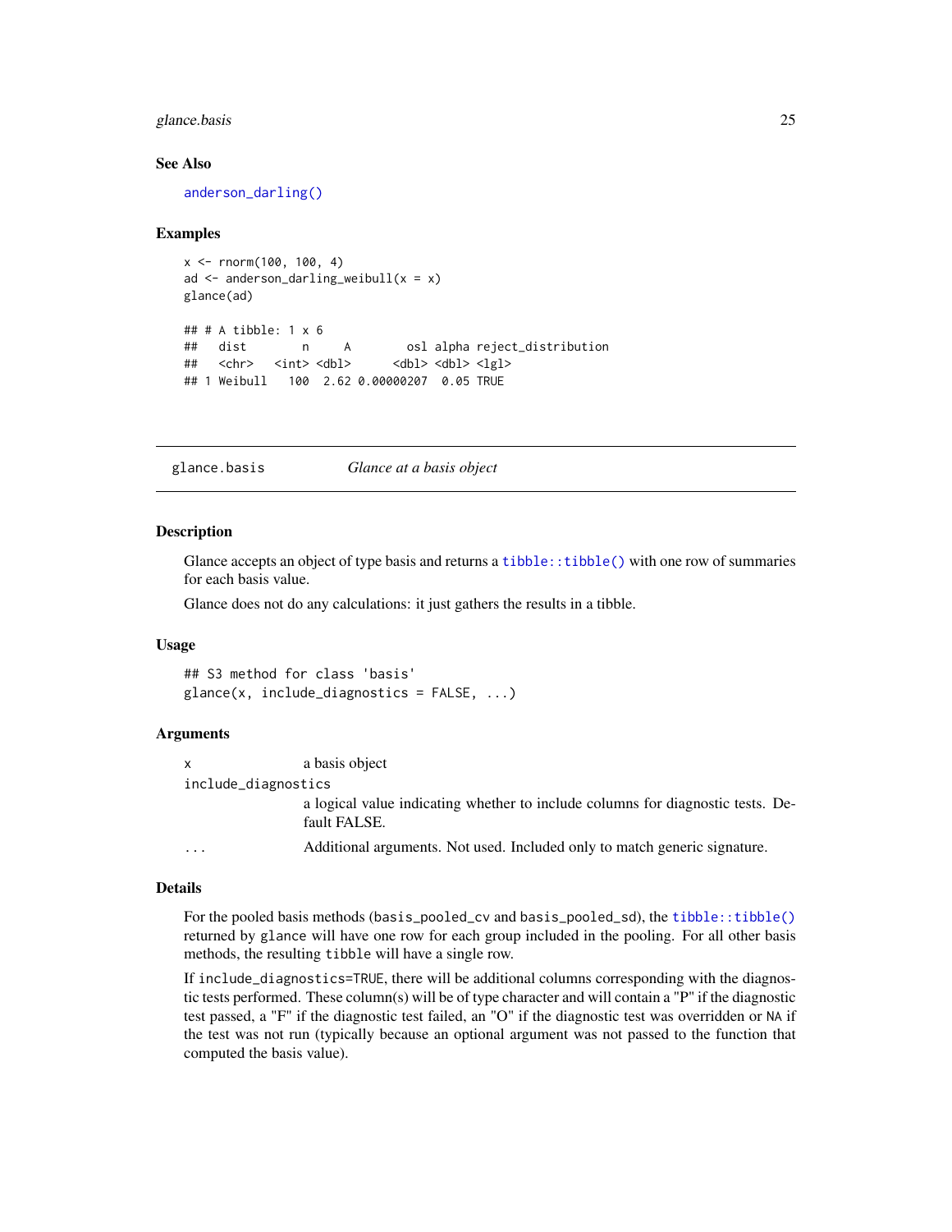### See Also

`anderson_darling()`

### Examples

```
x <- rnorm(100, 100, 4)
ad <- anderson_darling_weibull(x = x)
glance(ad)

## # A tibble: 1 x 6
##   dist        n     A        osl alpha reject_distribution
##   <chr>   <int> <dbl>      <dbl> <dbl> <lgl>
## 1 Weibull   100  2.62 0.00000207  0.05 TRUE
```

---

## glance.basis    *Glance at a basis object*

---

### Description

Glance accepts an object of type basis and returns a `tibble::tibble()` with one row of summaries for each basis value.

Glance does not do any calculations: it just gathers the results in a tibble.

### Usage

```
## S3 method for class 'basis'
glance(x, include_diagnostics = FALSE, ...)
```

### Arguments

| | |
|---|---|
| `x` | a basis object |
| `include_diagnostics` | a logical value indicating whether to include columns for diagnostic tests. Default FALSE. |
| `...` | Additional arguments. Not used. Included only to match generic signature. |

### Details

For the pooled basis methods (`basis_pooled_cv` and `basis_pooled_sd`), the `tibble::tibble()` returned by `glance` will have one row for each group included in the pooling. For all other basis methods, the resulting `tibble` will have a single row.

If `include_diagnostics=TRUE`, there will be additional columns corresponding with the diagnostic tests performed. These column(s) will be of type character and will contain a "P" if the diagnostic test passed, a "F" if the diagnostic test failed, an "O" if the diagnostic test was overridden or `NA` if the test was not run (typically because an optional argument was not passed to the function that computed the basis value).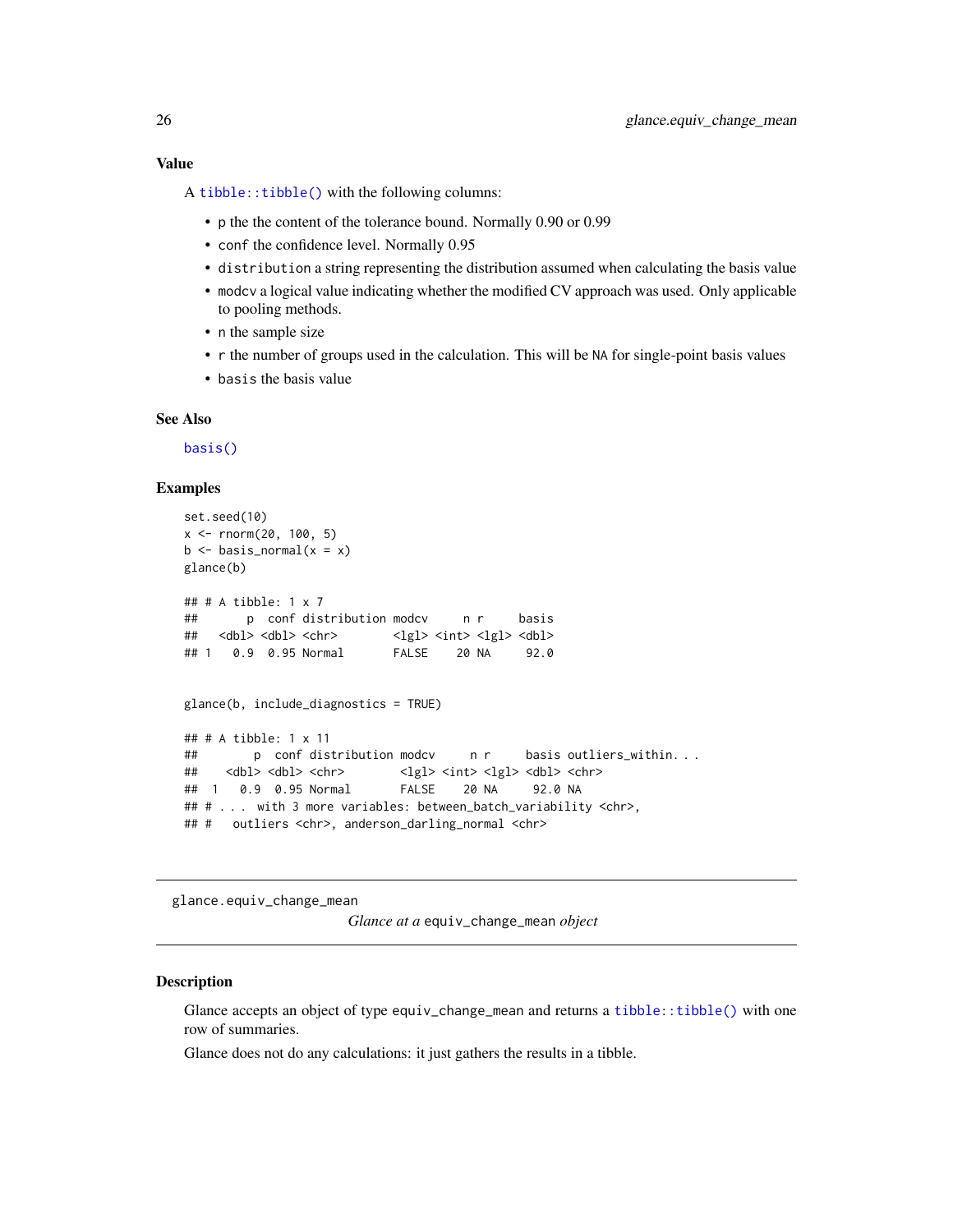### Value

A `tibble::tibble()` with the following columns:

- `p` the the content of the tolerance bound. Normally 0.90 or 0.99
- `conf` the confidence level. Normally 0.95
- `distribution` a string representing the distribution assumed when calculating the basis value
- `modcv` a logical value indicating whether the modified CV approach was used. Only applicable to pooling methods.
- `n` the sample size
- `r` the number of groups used in the calculation. This will be `NA` for single-point basis values
- `basis` the basis value

### See Also

`basis()`

### Examples

```
set.seed(10)
x <- rnorm(20, 100, 5)
b <- basis_normal(x = x)
glance(b)

## # A tibble: 1 x 7
##       p  conf distribution modcv     n r     basis
##   <dbl> <dbl> <chr>        <lgl> <int> <lgl> <dbl>
## 1   0.9  0.95 Normal       FALSE    20 NA     92.0


glance(b, include_diagnostics = TRUE)

## # A tibble: 1 x 11
##        p  conf distribution modcv     n r     basis outliers_within. . .
##    <dbl> <dbl> <chr>        <lgl> <int> <lgl> <dbl> <chr>
## 1   0.9  0.95 Normal       FALSE    20 NA     92.0 NA
## # . . . with 3 more variables: between_batch_variability <chr>,
## #   outliers <chr>, anderson_darling_normal <chr>
```

---

## glance.equiv_change_mean

*Glance at a* `equiv_change_mean` *object*

---

### Description

Glance accepts an object of type `equiv_change_mean` and returns a `tibble::tibble()` with one row of summaries.

Glance does not do any calculations: it just gathers the results in a tibble.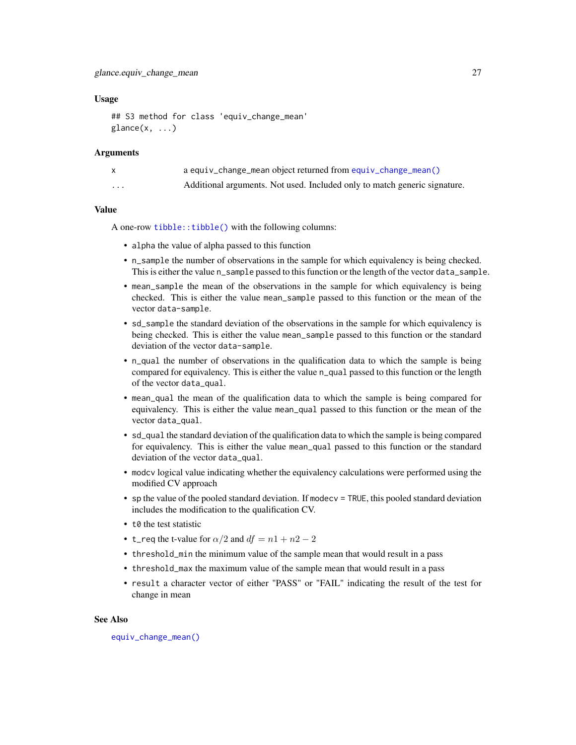### Usage

```
## S3 method for class 'equiv_change_mean'
glance(x, ...)
```

### Arguments

| | |
|---|---|
| x | a equiv_change_mean object returned from equiv_change_mean() |
| ... | Additional arguments. Not used. Included only to match generic signature. |

### Value

A one-row tibble::tibble() with the following columns:

- alpha the value of alpha passed to this function
- n_sample the number of observations in the sample for which equivalency is being checked. This is either the value n_sample passed to this function or the length of the vector data_sample.
- mean_sample the mean of the observations in the sample for which equivalency is being checked. This is either the value mean_sample passed to this function or the mean of the vector data-sample.
- sd_sample the standard deviation of the observations in the sample for which equivalency is being checked. This is either the value mean_sample passed to this function or the standard deviation of the vector data-sample.
- n_qual the number of observations in the qualification data to which the sample is being compared for equivalency. This is either the value n_qual passed to this function or the length of the vector data_qual.
- mean_qual the mean of the qualification data to which the sample is being compared for equivalency. This is either the value mean_qual passed to this function or the mean of the vector data_qual.
- sd_qual the standard deviation of the qualification data to which the sample is being compared for equivalency. This is either the value mean_qual passed to this function or the standard deviation of the vector data_qual.
- modcv logical value indicating whether the equivalency calculations were performed using the modified CV approach
- sp the value of the pooled standard deviation. If modecv = TRUE, this pooled standard deviation includes the modification to the qualification CV.
- t0 the test statistic
- t_req the t-value for $\alpha/2$ and $df = n1 + n2 - 2$
- threshold_min the minimum value of the sample mean that would result in a pass
- threshold_max the maximum value of the sample mean that would result in a pass
- result a character vector of either "PASS" or "FAIL" indicating the result of the test for change in mean

### See Also

equiv_change_mean()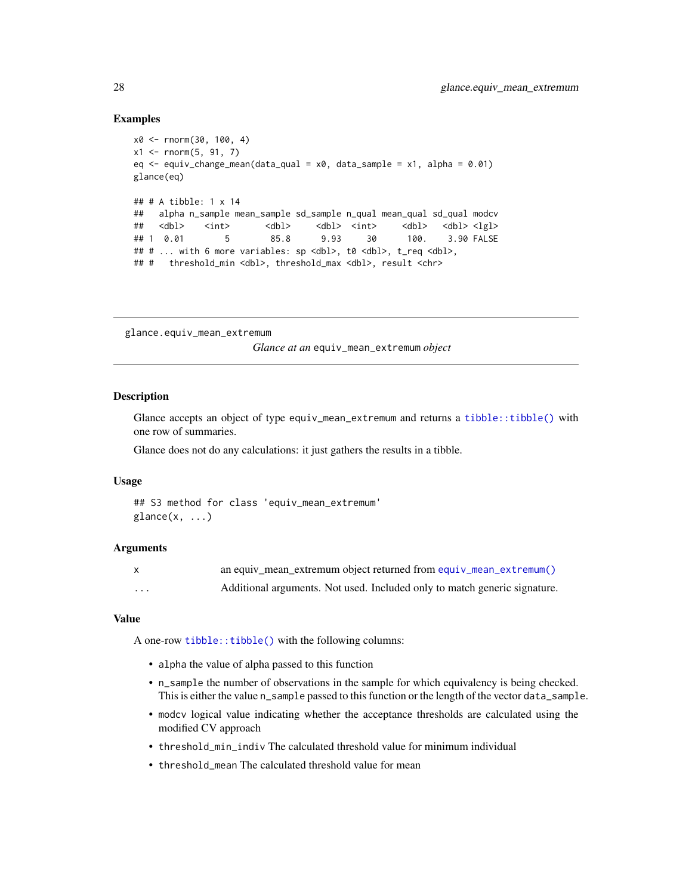### Examples

```
x0 <- rnorm(30, 100, 4)
x1 <- rnorm(5, 91, 7)
eq <- equiv_change_mean(data_qual = x0, data_sample = x1, alpha = 0.01)
glance(eq)

## # A tibble: 1 x 14
##   alpha n_sample mean_sample sd_sample n_qual mean_qual sd_qual modcv
##   <dbl>    <int>       <dbl>     <dbl>  <int>     <dbl>   <dbl> <lgl>
## 1  0.01        5        85.8      9.93     30      100.    3.90 FALSE
## # ... with 6 more variables: sp <dbl>, t0 <dbl>, t_req <dbl>,
## #   threshold_min <dbl>, threshold_max <dbl>, result <chr>
```

---

glance.equiv_mean_extremum

*Glance at an* equiv_mean_extremum *object*

---

### Description

Glance accepts an object of type equiv_mean_extremum and returns a tibble::tibble() with one row of summaries.

Glance does not do any calculations: it just gathers the results in a tibble.

### Usage

```
## S3 method for class 'equiv_mean_extremum'
glance(x, ...)
```

### Arguments

| | |
|---|---|
| x | an equiv_mean_extremum object returned from equiv_mean_extremum() |
| ... | Additional arguments. Not used. Included only to match generic signature. |

### Value

A one-row tibble::tibble() with the following columns:

- alpha the value of alpha passed to this function
- n_sample the number of observations in the sample for which equivalency is being checked. This is either the value n_sample passed to this function or the length of the vector data_sample.
- modcv logical value indicating whether the acceptance thresholds are calculated using the modified CV approach
- threshold_min_indiv The calculated threshold value for minimum individual
- threshold_mean The calculated threshold value for mean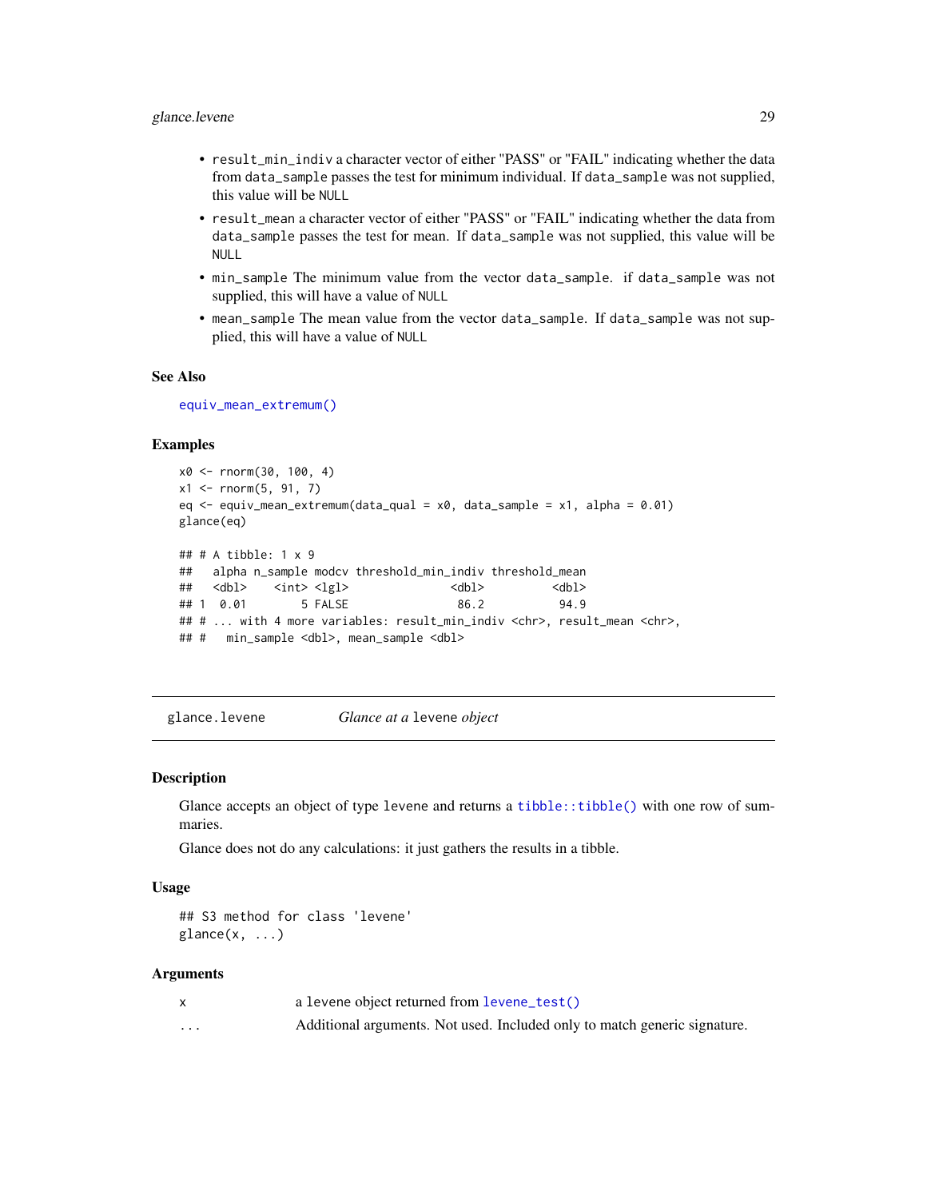- `result_min_indiv` a character vector of either "PASS" or "FAIL" indicating whether the data from `data_sample` passes the test for minimum individual. If `data_sample` was not supplied, this value will be `NULL`
- `result_mean` a character vector of either "PASS" or "FAIL" indicating whether the data from `data_sample` passes the test for mean. If `data_sample` was not supplied, this value will be `NULL`
- `min_sample` The minimum value from the vector `data_sample`. if `data_sample` was not supplied, this will have a value of `NULL`
- `mean_sample` The mean value from the vector `data_sample`. If `data_sample` was not supplied, this will have a value of `NULL`

### See Also

`equiv_mean_extremum()`

### Examples

```
x0 <- rnorm(30, 100, 4)
x1 <- rnorm(5, 91, 7)
eq <- equiv_mean_extremum(data_qual = x0, data_sample = x1, alpha = 0.01)
glance(eq)

## # A tibble: 1 x 9
##   alpha n_sample modcv threshold_min_indiv threshold_mean
##   <dbl>    <int> <lgl>               <dbl>          <dbl>
## 1  0.01        5 FALSE                86.2           94.9
## # ... with 4 more variables: result_min_indiv <chr>, result_mean <chr>,
## #   min_sample <dbl>, mean_sample <dbl>
```

---

## glance.levene — *Glance at a* `levene` *object*

### Description

Glance accepts an object of type `levene` and returns a `tibble::tibble()` with one row of summaries.

Glance does not do any calculations: it just gathers the results in a tibble.

### Usage

```
## S3 method for class 'levene'
glance(x, ...)
```

### Arguments

| | |
|---|---|
| `x` | a `levene` object returned from `levene_test()` |
| `...` | Additional arguments. Not used. Included only to match generic signature. |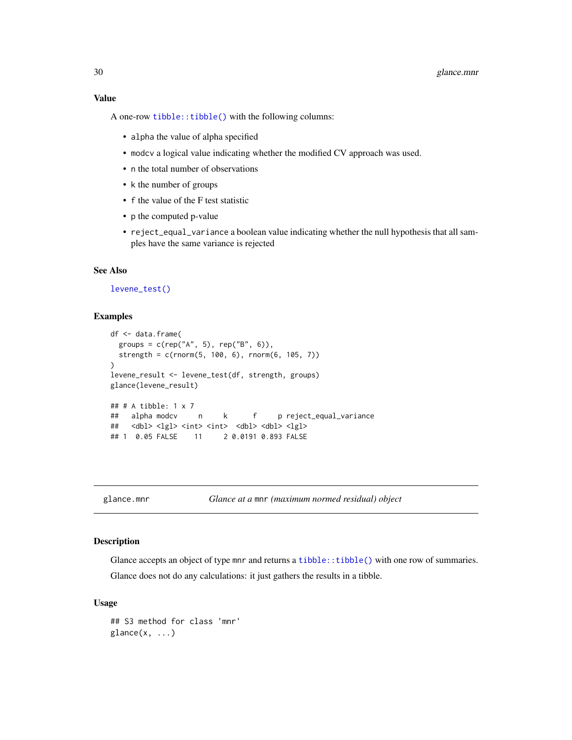## Value

A one-row `tibble::tibble()` with the following columns:

- `alpha` the value of alpha specified
- `modcv` a logical value indicating whether the modified CV approach was used.
- `n` the total number of observations
- `k` the number of groups
- `f` the value of the F test statistic
- `p` the computed p-value
- `reject_equal_variance` a boolean value indicating whether the null hypothesis that all samples have the same variance is rejected

## See Also

`levene_test()`

## Examples

```
df <- data.frame(
  groups = c(rep("A", 5), rep("B", 6)),
  strength = c(rnorm(5, 100, 6), rnorm(6, 105, 7))
)
levene_result <- levene_test(df, strength, groups)
glance(levene_result)

## # A tibble: 1 x 7
##   alpha modcv     n     k      f     p reject_equal_variance
##   <dbl> <lgl> <int> <int>  <dbl> <dbl> <lgl>
## 1  0.05 FALSE    11     2 0.0191 0.893 FALSE
```

---

# glance.mnr — *Glance at a* `mnr` *(maximum normed residual) object*

## Description

Glance accepts an object of type `mnr` and returns a `tibble::tibble()` with one row of summaries.

Glance does not do any calculations: it just gathers the results in a tibble.

## Usage

```
## S3 method for class 'mnr'
glance(x, ...)
```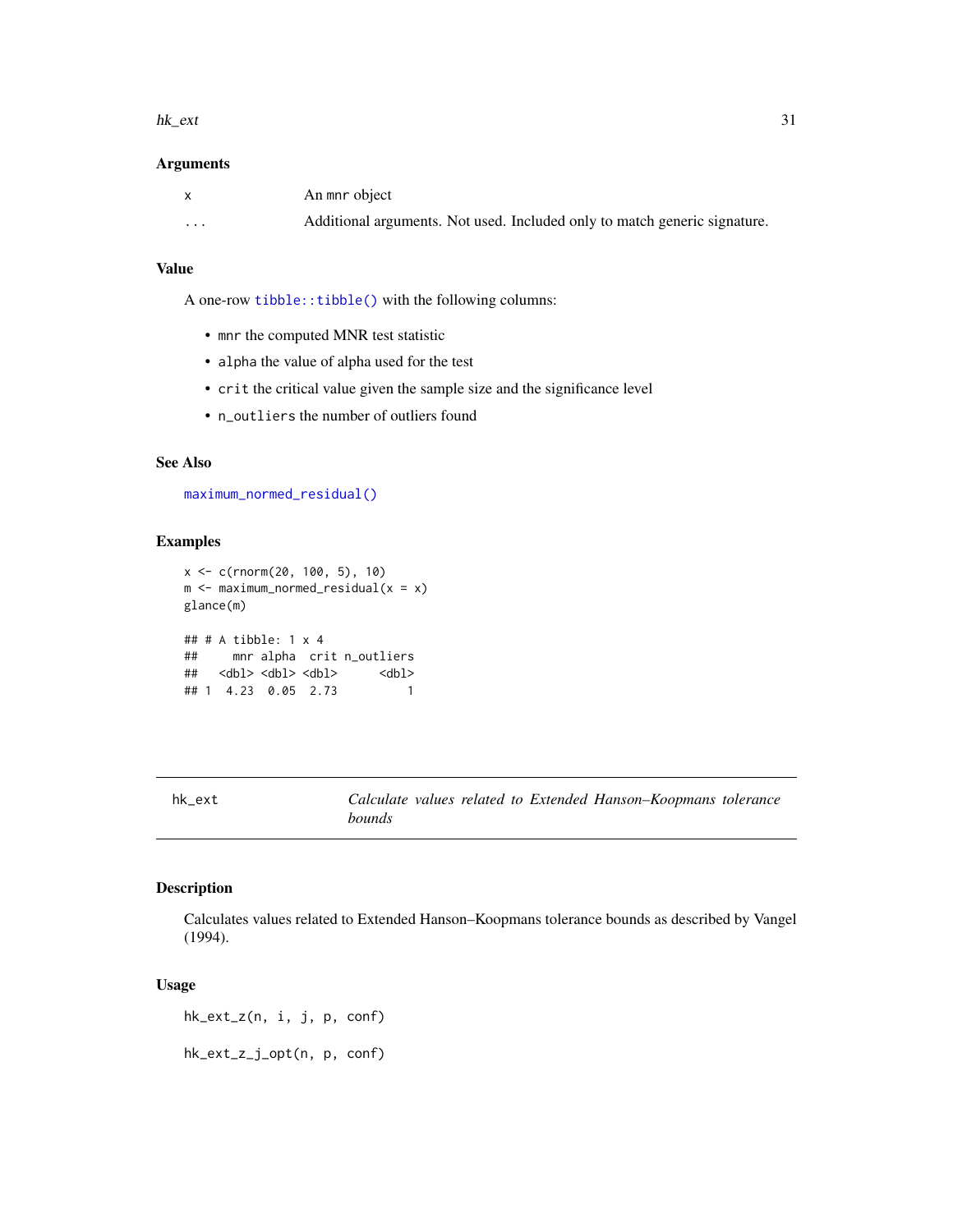### Arguments

| | |
|---|---|
| x | An mnr object |
| ... | Additional arguments. Not used. Included only to match generic signature. |

### Value

A one-row `tibble::tibble()` with the following columns:

- `mnr` the computed MNR test statistic
- `alpha` the value of alpha used for the test
- `crit` the critical value given the sample size and the significance level
- `n_outliers` the number of outliers found

### See Also

`maximum_normed_residual()`

### Examples

```
x <- c(rnorm(20, 100, 5), 10)
m <- maximum_normed_residual(x = x)
glance(m)

## # A tibble: 1 x 4
##     mnr alpha  crit n_outliers
##   <dbl> <dbl> <dbl>      <dbl>
## 1  4.23  0.05  2.73          1
```

---

## hk_ext — *Calculate values related to Extended Hanson–Koopmans tolerance bounds*

### Description

Calculates values related to Extended Hanson–Koopmans tolerance bounds as described by Vangel (1994).

### Usage

```
hk_ext_z(n, i, j, p, conf)

hk_ext_z_j_opt(n, p, conf)
```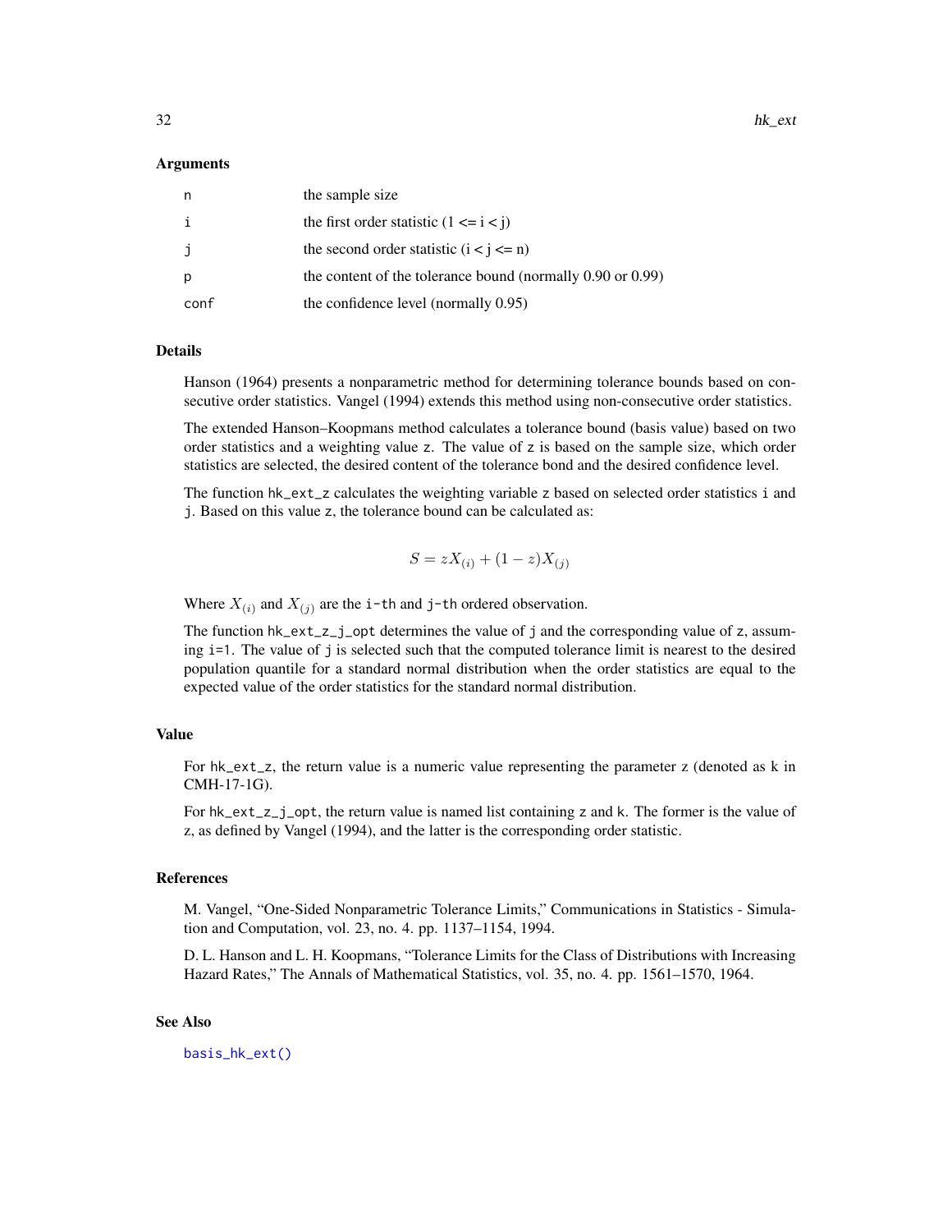### Arguments

| | |
|---|---|
| `n` | the sample size |
| `i` | the first order statistic (1 <= i < j) |
| `j` | the second order statistic (i < j <= n) |
| `p` | the content of the tolerance bound (normally 0.90 or 0.99) |
| `conf` | the confidence level (normally 0.95) |

### Details

Hanson (1964) presents a nonparametric method for determining tolerance bounds based on consecutive order statistics. Vangel (1994) extends this method using non-consecutive order statistics.

The extended Hanson–Koopmans method calculates a tolerance bound (basis value) based on two order statistics and a weighting value `z`. The value of `z` is based on the sample size, which order statistics are selected, the desired content of the tolerance bond and the desired confidence level.

The function `hk_ext_z` calculates the weighting variable `z` based on selected order statistics `i` and `j`. Based on this value `z`, the tolerance bound can be calculated as:

$$S = zX_{(i)} + (1 - z)X_{(j)}$$

Where $X_{(i)}$ and $X_{(j)}$ are the `i-th` and `j-th` ordered observation.

The function `hk_ext_z_j_opt` determines the value of `j` and the corresponding value of `z`, assuming `i=1`. The value of `j` is selected such that the computed tolerance limit is nearest to the desired population quantile for a standard normal distribution when the order statistics are equal to the expected value of the order statistics for the standard normal distribution.

### Value

For `hk_ext_z`, the return value is a numeric value representing the parameter z (denoted as k in CMH-17-1G).

For `hk_ext_z_j_opt`, the return value is named list containing `z` and `k`. The former is the value of z, as defined by Vangel (1994), and the latter is the corresponding order statistic.

### References

M. Vangel, "One-Sided Nonparametric Tolerance Limits," Communications in Statistics - Simulation and Computation, vol. 23, no. 4. pp. 1137–1154, 1994.

D. L. Hanson and L. H. Koopmans, "Tolerance Limits for the Class of Distributions with Increasing Hazard Rates," The Annals of Mathematical Statistics, vol. 35, no. 4. pp. 1561–1570, 1964.

### See Also

`basis_hk_ext()`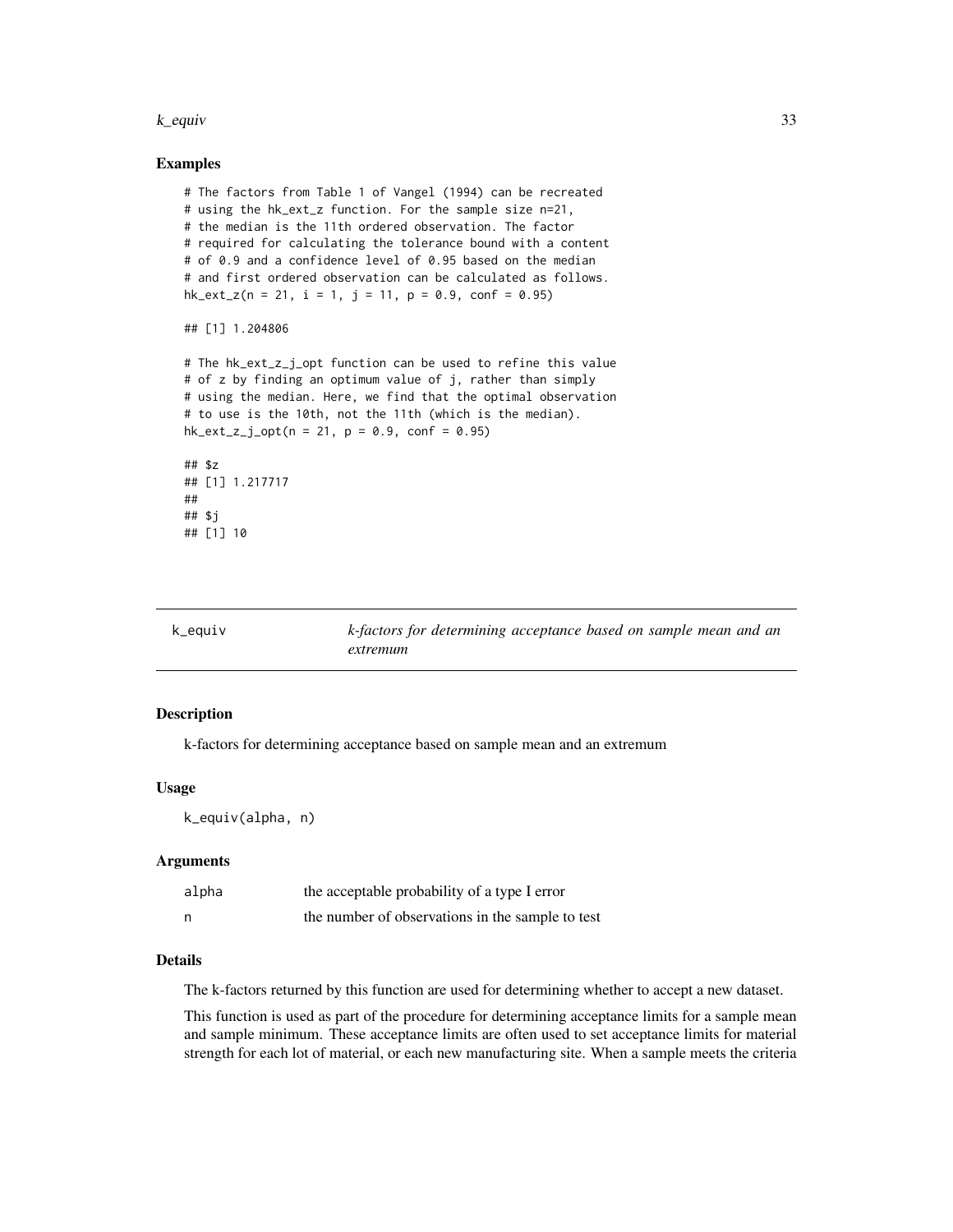### Examples

```
# The factors from Table 1 of Vangel (1994) can be recreated
# using the hk_ext_z function. For the sample size n=21,
# the median is the 11th ordered observation. The factor
# required for calculating the tolerance bound with a content
# of 0.9 and a confidence level of 0.95 based on the median
# and first ordered observation can be calculated as follows.
hk_ext_z(n = 21, i = 1, j = 11, p = 0.9, conf = 0.95)

## [1] 1.204806

# The hk_ext_z_j_opt function can be used to refine this value
# of z by finding an optimum value of j, rather than simply
# using the median. Here, we find that the optimal observation
# to use is the 10th, not the 11th (which is the median).
hk_ext_z_j_opt(n = 21, p = 0.9, conf = 0.95)

## $z
## [1] 1.217717
##
## $j
## [1] 10
```

## k_equiv — *k-factors for determining acceptance based on sample mean and an extremum*

### Description

k-factors for determining acceptance based on sample mean and an extremum

### Usage

```
k_equiv(alpha, n)
```

### Arguments

| | |
|---|---|
| alpha | the acceptable probability of a type I error |
| n | the number of observations in the sample to test |

### Details

The k-factors returned by this function are used for determining whether to accept a new dataset.

This function is used as part of the procedure for determining acceptance limits for a sample mean and sample minimum. These acceptance limits are often used to set acceptance limits for material strength for each lot of material, or each new manufacturing site. When a sample meets the criteria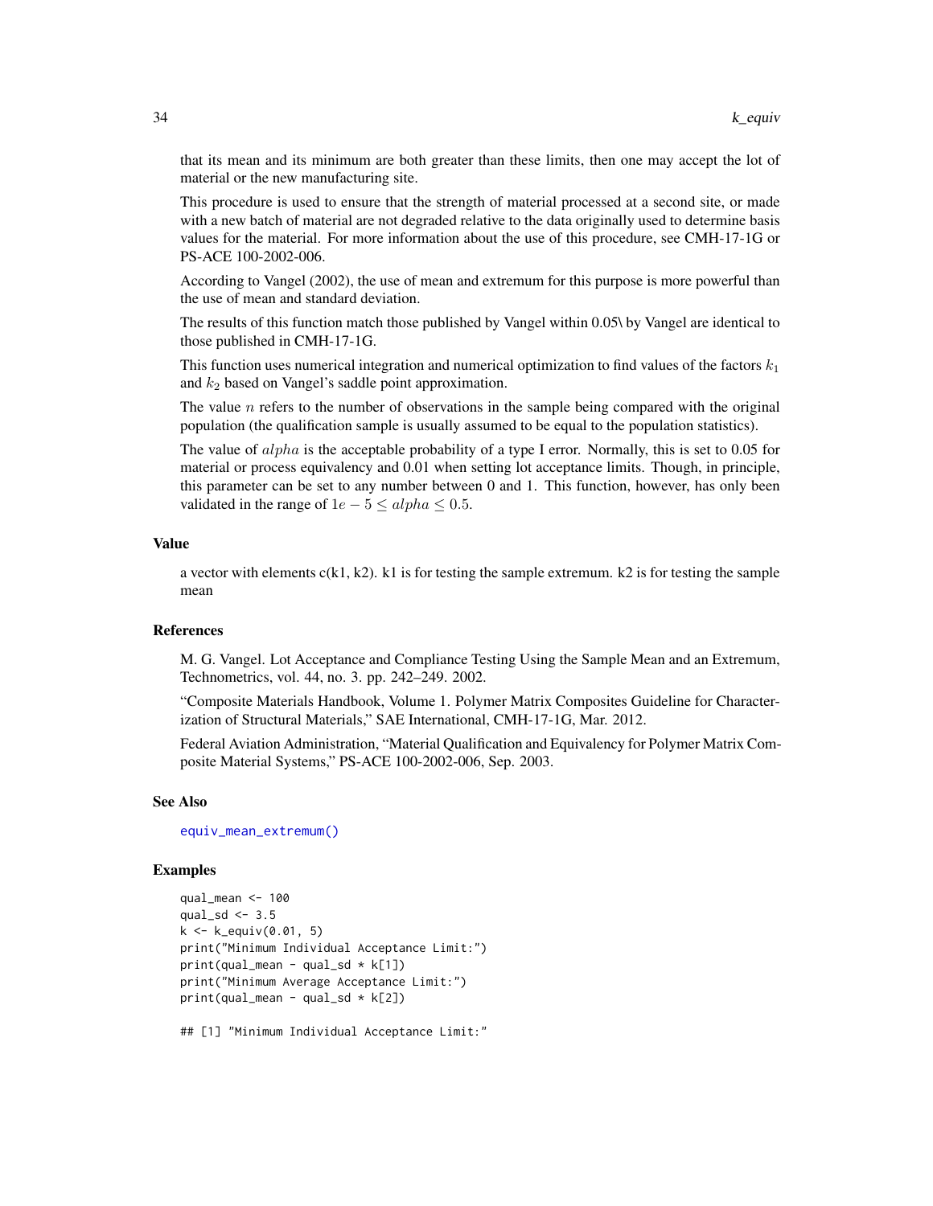that its mean and its minimum are both greater than these limits, then one may accept the lot of material or the new manufacturing site.

This procedure is used to ensure that the strength of material processed at a second site, or made with a new batch of material are not degraded relative to the data originally used to determine basis values for the material. For more information about the use of this procedure, see CMH-17-1G or PS-ACE 100-2002-006.

According to Vangel (2002), the use of mean and extremum for this purpose is more powerful than the use of mean and standard deviation.

The results of this function match those published by Vangel within 0.05\ by Vangel are identical to those published in CMH-17-1G.

This function uses numerical integration and numerical optimization to find values of the factors $k_1$ and $k_2$ based on Vangel's saddle point approximation.

The value $n$ refers to the number of observations in the sample being compared with the original population (the qualification sample is usually assumed to be equal to the population statistics).

The value of $alpha$ is the acceptable probability of a type I error. Normally, this is set to 0.05 for material or process equivalency and 0.01 when setting lot acceptance limits. Though, in principle, this parameter can be set to any number between 0 and 1. This function, however, has only been validated in the range of $1e-5 \leq alpha \leq 0.5$.

### Value

a vector with elements c(k1, k2). k1 is for testing the sample extremum. k2 is for testing the sample mean

### References

M. G. Vangel. Lot Acceptance and Compliance Testing Using the Sample Mean and an Extremum, Technometrics, vol. 44, no. 3. pp. 242–249. 2002.

"Composite Materials Handbook, Volume 1. Polymer Matrix Composites Guideline for Characterization of Structural Materials," SAE International, CMH-17-1G, Mar. 2012.

Federal Aviation Administration, "Material Qualification and Equivalency for Polymer Matrix Composite Material Systems," PS-ACE 100-2002-006, Sep. 2003.

### See Also

equiv_mean_extremum()

### Examples

```
qual_mean <- 100
qual_sd <- 3.5
k <- k_equiv(0.01, 5)
print("Minimum Individual Acceptance Limit:")
print(qual_mean - qual_sd * k[1])
print("Minimum Average Acceptance Limit:")
print(qual_mean - qual_sd * k[2])

## [1] "Minimum Individual Acceptance Limit:"
```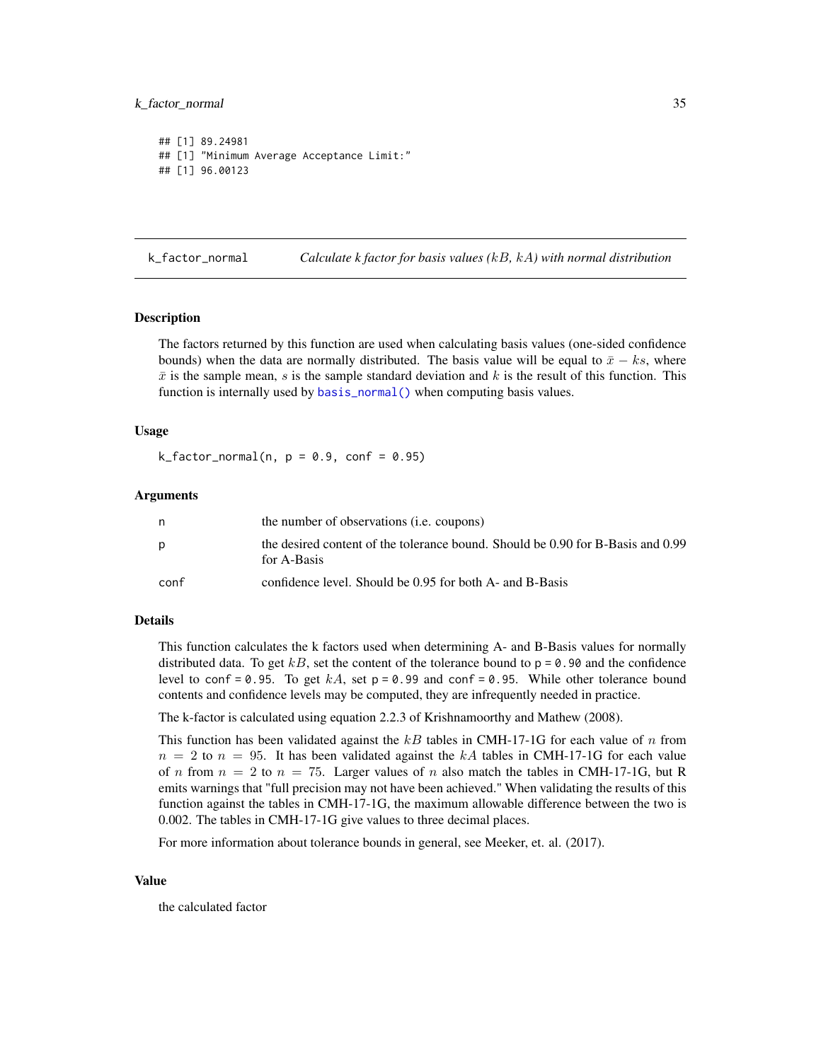```
## [1] 89.24981
## [1] "Minimum Average Acceptance Limit:"
## [1] 96.00123
```

---

`k_factor_normal` *Calculate k factor for basis values ($kB$, $kA$) with normal distribution*

---

## Description

The factors returned by this function are used when calculating basis values (one-sided confidence bounds) when the data are normally distributed. The basis value will be equal to $\bar{x} - ks$, where $\bar{x}$ is the sample mean, $s$ is the sample standard deviation and $k$ is the result of this function. This function is internally used by `basis_normal()` when computing basis values.

## Usage

```
k_factor_normal(n, p = 0.9, conf = 0.95)
```

## Arguments

| | |
|---|---|
| `n` | the number of observations (i.e. coupons) |
| `p` | the desired content of the tolerance bound. Should be 0.90 for B-Basis and 0.99 for A-Basis |
| `conf` | confidence level. Should be 0.95 for both A- and B-Basis |

## Details

This function calculates the k factors used when determining A- and B-Basis values for normally distributed data. To get $kB$, set the content of the tolerance bound to `p = 0.90` and the confidence level to `conf = 0.95`. To get $kA$, set `p = 0.99` and `conf = 0.95`. While other tolerance bound contents and confidence levels may be computed, they are infrequently needed in practice.

The k-factor is calculated using equation 2.2.3 of Krishnamoorthy and Mathew (2008).

This function has been validated against the $kB$ tables in CMH-17-1G for each value of $n$ from $n = 2$ to $n = 95$. It has been validated against the $kA$ tables in CMH-17-1G for each value of $n$ from $n = 2$ to $n = 75$. Larger values of $n$ also match the tables in CMH-17-1G, but R emits warnings that "full precision may not have been achieved." When validating the results of this function against the tables in CMH-17-1G, the maximum allowable difference between the two is 0.002. The tables in CMH-17-1G give values to three decimal places.

For more information about tolerance bounds in general, see Meeker, et. al. (2017).

## Value

the calculated factor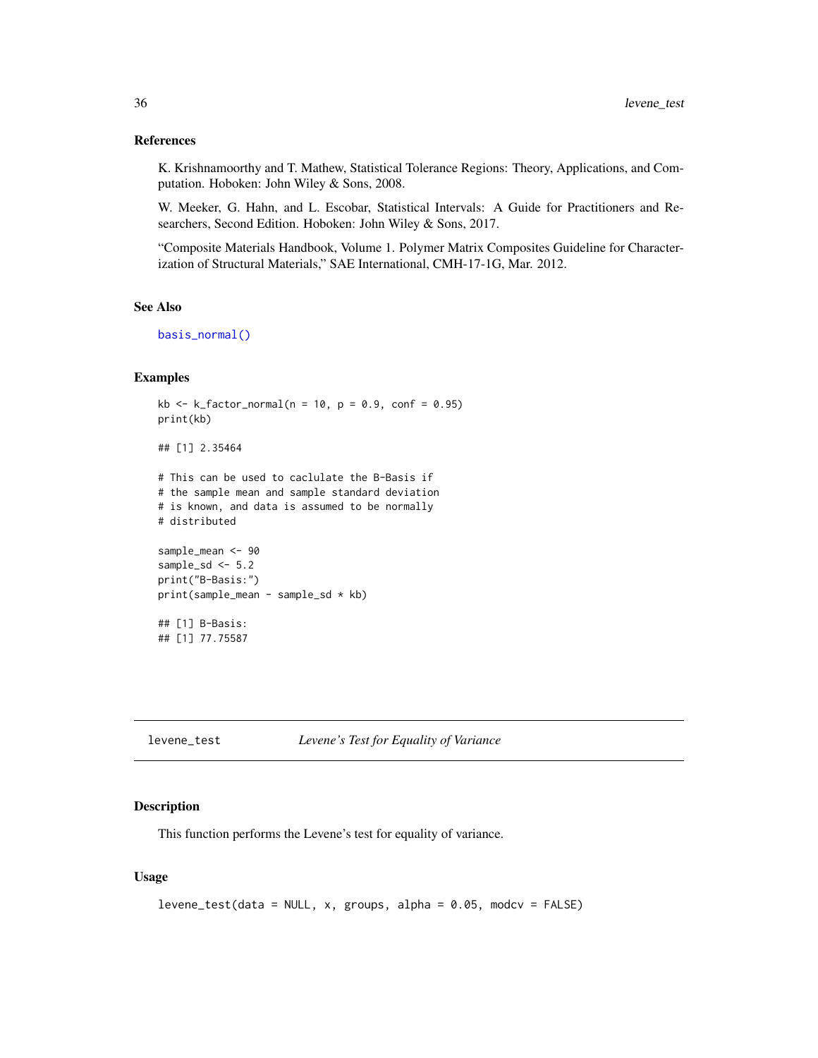### References

K. Krishnamoorthy and T. Mathew, Statistical Tolerance Regions: Theory, Applications, and Computation. Hoboken: John Wiley & Sons, 2008.

W. Meeker, G. Hahn, and L. Escobar, Statistical Intervals: A Guide for Practitioners and Researchers, Second Edition. Hoboken: John Wiley & Sons, 2017.

"Composite Materials Handbook, Volume 1. Polymer Matrix Composites Guideline for Characterization of Structural Materials," SAE International, CMH-17-1G, Mar. 2012.

### See Also

`basis_normal()`

### Examples

```
kb <- k_factor_normal(n = 10, p = 0.9, conf = 0.95)
print(kb)

## [1] 2.35464

# This can be used to caclulate the B-Basis if
# the sample mean and sample standard deviation
# is known, and data is assumed to be normally
# distributed

sample_mean <- 90
sample_sd <- 5.2
print("B-Basis:")
print(sample_mean - sample_sd * kb)

## [1] B-Basis:
## [1] 77.75587
```

---

## levene_test — *Levene's Test for Equality of Variance*

### Description

This function performs the Levene's test for equality of variance.

### Usage

```
levene_test(data = NULL, x, groups, alpha = 0.05, modcv = FALSE)
```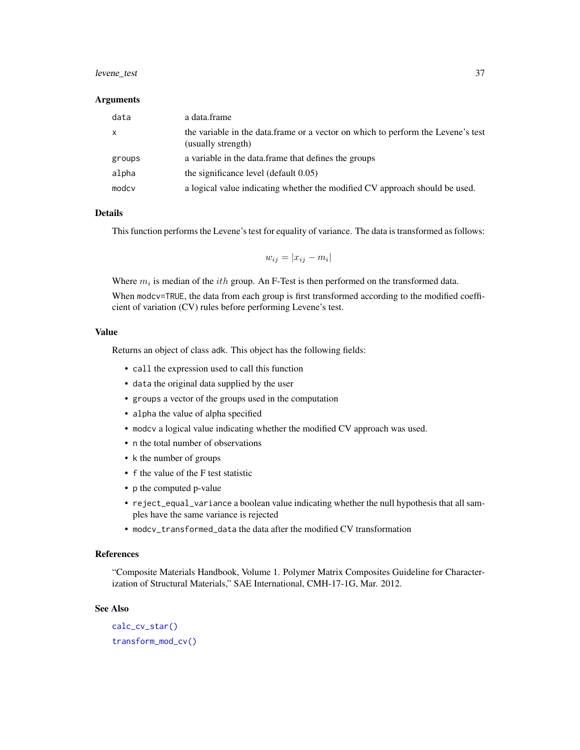### Arguments

| | |
|---|---|
| `data` | a data.frame |
| `x` | the variable in the data.frame or a vector on which to perform the Levene's test (usually strength) |
| `groups` | a variable in the data.frame that defines the groups |
| `alpha` | the significance level (default 0.05) |
| `modcv` | a logical value indicating whether the modified CV approach should be used. |

### Details

This function performs the Levene's test for equality of variance. The data is transformed as follows:

$$w_{ij} = |x_{ij} - m_i|$$

Where $m_i$ is median of the $ith$ group. An F-Test is then performed on the transformed data.

When `modcv=TRUE`, the data from each group is first transformed according to the modified coefficient of variation (CV) rules before performing Levene's test.

### Value

Returns an object of class `adk`. This object has the following fields:

- `call` the expression used to call this function
- `data` the original data supplied by the user
- `groups` a vector of the groups used in the computation
- `alpha` the value of alpha specified
- `modcv` a logical value indicating whether the modified CV approach was used.
- `n` the total number of observations
- `k` the number of groups
- `f` the value of the F test statistic
- `p` the computed p-value
- `reject_equal_variance` a boolean value indicating whether the null hypothesis that all samples have the same variance is rejected
- `modcv_transformed_data` the data after the modified CV transformation

### References

"Composite Materials Handbook, Volume 1. Polymer Matrix Composites Guideline for Characterization of Structural Materials," SAE International, CMH-17-1G, Mar. 2012.

### See Also

`calc_cv_star()`

`transform_mod_cv()`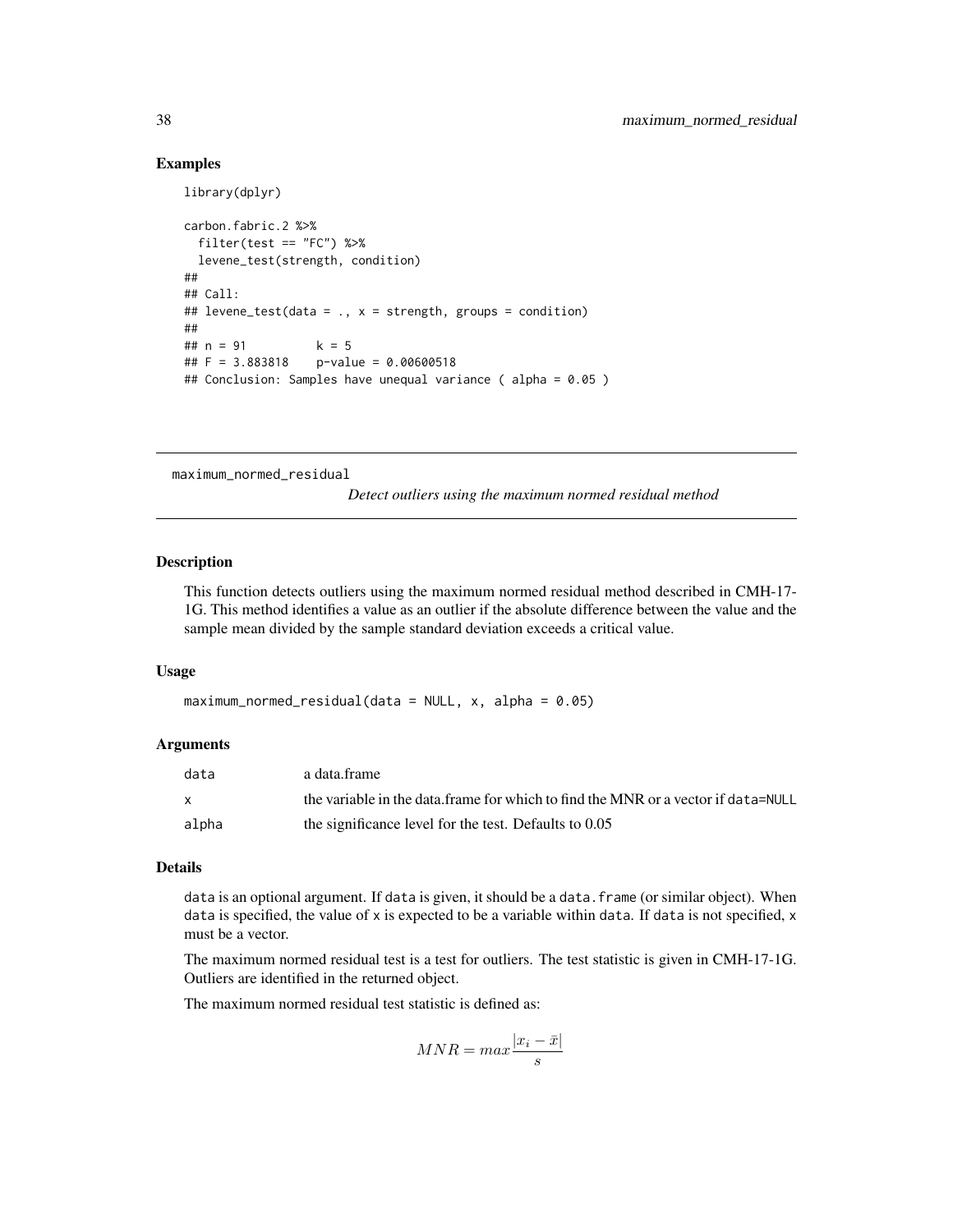## Examples

```
library(dplyr)

carbon.fabric.2 %>%
  filter(test == "FC") %>%
  levene_test(strength, condition)
##
## Call:
## levene_test(data = ., x = strength, groups = condition)
##
## n = 91          k = 5
## F = 3.883818    p-value = 0.00600518
## Conclusion: Samples have unequal variance ( alpha = 0.05 )
```

---

maximum_normed_residual &nbsp;&nbsp;&nbsp;&nbsp; *Detect outliers using the maximum normed residual method*

---

## Description

This function detects outliers using the maximum normed residual method described in CMH-17-1G. This method identifies a value as an outlier if the absolute difference between the value and the sample mean divided by the sample standard deviation exceeds a critical value.

## Usage

```
maximum_normed_residual(data = NULL, x, alpha = 0.05)
```

## Arguments

| | |
|---|---|
| data | a data.frame |
| x | the variable in the data.frame for which to find the MNR or a vector if data=NULL |
| alpha | the significance level for the test. Defaults to 0.05 |

## Details

data is an optional argument. If data is given, it should be a data.frame (or similar object). When data is specified, the value of x is expected to be a variable within data. If data is not specified, x must be a vector.

The maximum normed residual test is a test for outliers. The test statistic is given in CMH-17-1G. Outliers are identified in the returned object.

The maximum normed residual test statistic is defined as:

$$MNR = max\frac{|x_i - \bar{x}|}{s}$$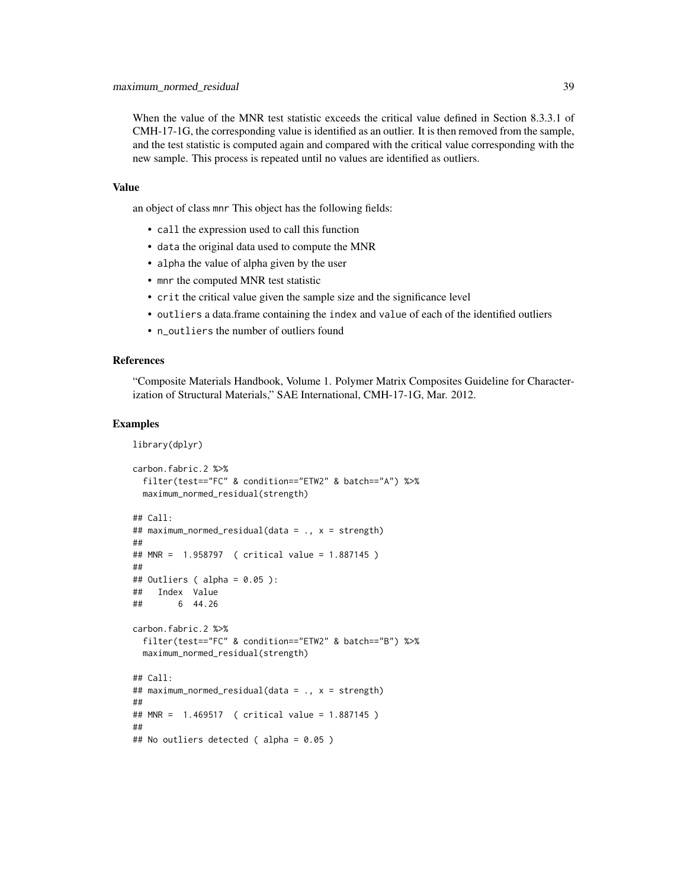When the value of the MNR test statistic exceeds the critical value defined in Section 8.3.3.1 of CMH-17-1G, the corresponding value is identified as an outlier. It is then removed from the sample, and the test statistic is computed again and compared with the critical value corresponding with the new sample. This process is repeated until no values are identified as outliers.

### Value

an object of class `mnr` This object has the following fields:

- `call` the expression used to call this function
- `data` the original data used to compute the MNR
- `alpha` the value of alpha given by the user
- `mnr` the computed MNR test statistic
- `crit` the critical value given the sample size and the significance level
- `outliers` a data.frame containing the `index` and `value` of each of the identified outliers
- `n_outliers` the number of outliers found

### References

"Composite Materials Handbook, Volume 1. Polymer Matrix Composites Guideline for Characterization of Structural Materials," SAE International, CMH-17-1G, Mar. 2012.

### Examples

```
library(dplyr)

carbon.fabric.2 %>%
  filter(test=="FC" & condition=="ETW2" & batch=="A") %>%
  maximum_normed_residual(strength)

## Call:
## maximum_normed_residual(data = ., x = strength)
##
## MNR =  1.958797  ( critical value = 1.887145 )
##
## Outliers ( alpha = 0.05 ):
##   Index  Value
##       6  44.26

carbon.fabric.2 %>%
  filter(test=="FC" & condition=="ETW2" & batch=="B") %>%
  maximum_normed_residual(strength)

## Call:
## maximum_normed_residual(data = ., x = strength)
##
## MNR =  1.469517  ( critical value = 1.887145 )
##
## No outliers detected ( alpha = 0.05 )
```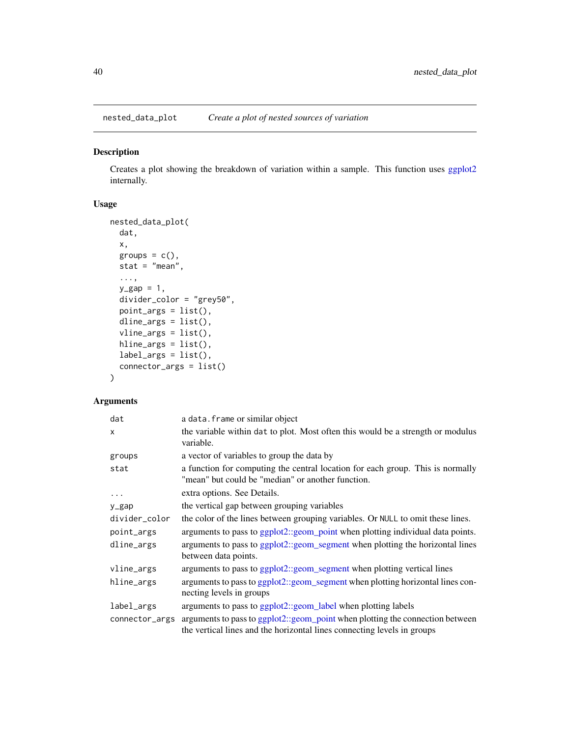## nested_data_plot — *Create a plot of nested sources of variation*

### Description

Creates a plot showing the breakdown of variation within a sample. This function uses ggplot2 internally.

### Usage

```
nested_data_plot(
  dat,
  x,
  groups = c(),
  stat = "mean",
  ...,
  y_gap = 1,
  divider_color = "grey50",
  point_args = list(),
  dline_args = list(),
  vline_args = list(),
  hline_args = list(),
  label_args = list(),
  connector_args = list()
)
```

### Arguments

| Argument | Description |
|---|---|
| `dat` | a `data.frame` or similar object |
| `x` | the variable within `dat` to plot. Most often this would be a strength or modulus variable. |
| `groups` | a vector of variables to group the data by |
| `stat` | a function for computing the central location for each group. This is normally "mean" but could be "median" or another function. |
| `...` | extra options. See Details. |
| `y_gap` | the vertical gap between grouping variables |
| `divider_color` | the color of the lines between grouping variables. Or `NULL` to omit these lines. |
| `point_args` | arguments to pass to ggplot2::geom_point when plotting individual data points. |
| `dline_args` | arguments to pass to ggplot2::geom_segment when plotting the horizontal lines between data points. |
| `vline_args` | arguments to pass to ggplot2::geom_segment when plotting vertical lines |
| `hline_args` | arguments to pass to ggplot2::geom_segment when plotting horizontal lines connecting levels in groups |
| `label_args` | arguments to pass to ggplot2::geom_label when plotting labels |
| `connector_args` | arguments to pass to ggplot2::geom_point when plotting the connection between the vertical lines and the horizontal lines connecting levels in groups |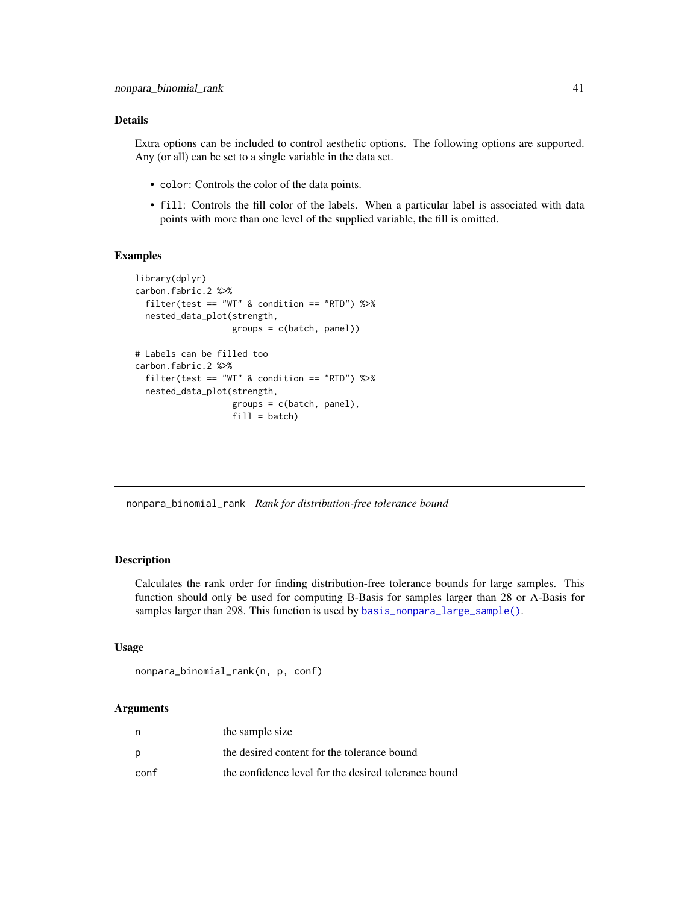## Details

Extra options can be included to control aesthetic options. The following options are supported. Any (or all) can be set to a single variable in the data set.

- `color`: Controls the color of the data points.
- `fill`: Controls the fill color of the labels. When a particular label is associated with data points with more than one level of the supplied variable, the fill is omitted.

## Examples

```
library(dplyr)
carbon.fabric.2 %>%
  filter(test == "WT" & condition == "RTD") %>%
  nested_data_plot(strength,
                   groups = c(batch, panel))

# Labels can be filled too
carbon.fabric.2 %>%
  filter(test == "WT" & condition == "RTD") %>%
  nested_data_plot(strength,
                   groups = c(batch, panel),
                   fill = batch)
```

---

# nonpara_binomial_rank *Rank for distribution-free tolerance bound*

## Description

Calculates the rank order for finding distribution-free tolerance bounds for large samples. This function should only be used for computing B-Basis for samples larger than 28 or A-Basis for samples larger than 298. This function is used by `basis_nonpara_large_sample()`.

## Usage

```
nonpara_binomial_rank(n, p, conf)
```

## Arguments

| | |
|---|---|
| n | the sample size |
| p | the desired content for the tolerance bound |
| conf | the confidence level for the desired tolerance bound |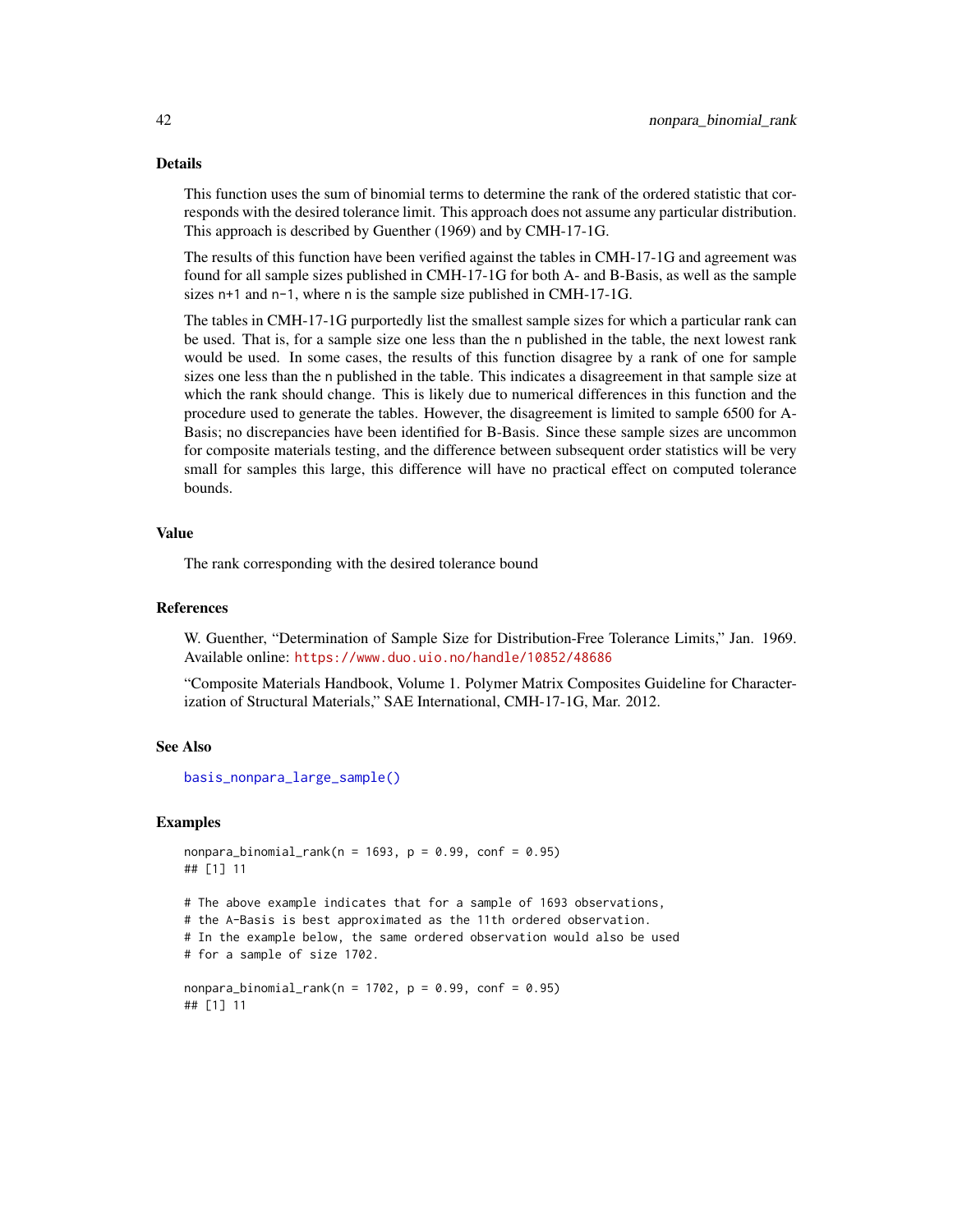## Details

This function uses the sum of binomial terms to determine the rank of the ordered statistic that corresponds with the desired tolerance limit. This approach does not assume any particular distribution. This approach is described by Guenther (1969) and by CMH-17-1G.

The results of this function have been verified against the tables in CMH-17-1G and agreement was found for all sample sizes published in CMH-17-1G for both A- and B-Basis, as well as the sample sizes `n+1` and `n-1`, where `n` is the sample size published in CMH-17-1G.

The tables in CMH-17-1G purportedly list the smallest sample sizes for which a particular rank can be used. That is, for a sample size one less than the `n` published in the table, the next lowest rank would be used. In some cases, the results of this function disagree by a rank of one for sample sizes one less than the `n` published in the table. This indicates a disagreement in that sample size at which the rank should change. This is likely due to numerical differences in this function and the procedure used to generate the tables. However, the disagreement is limited to sample 6500 for A-Basis; no discrepancies have been identified for B-Basis. Since these sample sizes are uncommon for composite materials testing, and the difference between subsequent order statistics will be very small for samples this large, this difference will have no practical effect on computed tolerance bounds.

## Value

The rank corresponding with the desired tolerance bound

## References

W. Guenther, "Determination of Sample Size for Distribution-Free Tolerance Limits," Jan. 1969. Available online: https://www.duo.uio.no/handle/10852/48686

"Composite Materials Handbook, Volume 1. Polymer Matrix Composites Guideline for Characterization of Structural Materials," SAE International, CMH-17-1G, Mar. 2012.

## See Also

`basis_nonpara_large_sample()`

## Examples

```
nonpara_binomial_rank(n = 1693, p = 0.99, conf = 0.95)
## [1] 11

# The above example indicates that for a sample of 1693 observations,
# the A-Basis is best approximated as the 11th ordered observation.
# In the example below, the same ordered observation would also be used
# for a sample of size 1702.

nonpara_binomial_rank(n = 1702, p = 0.99, conf = 0.95)
## [1] 11
```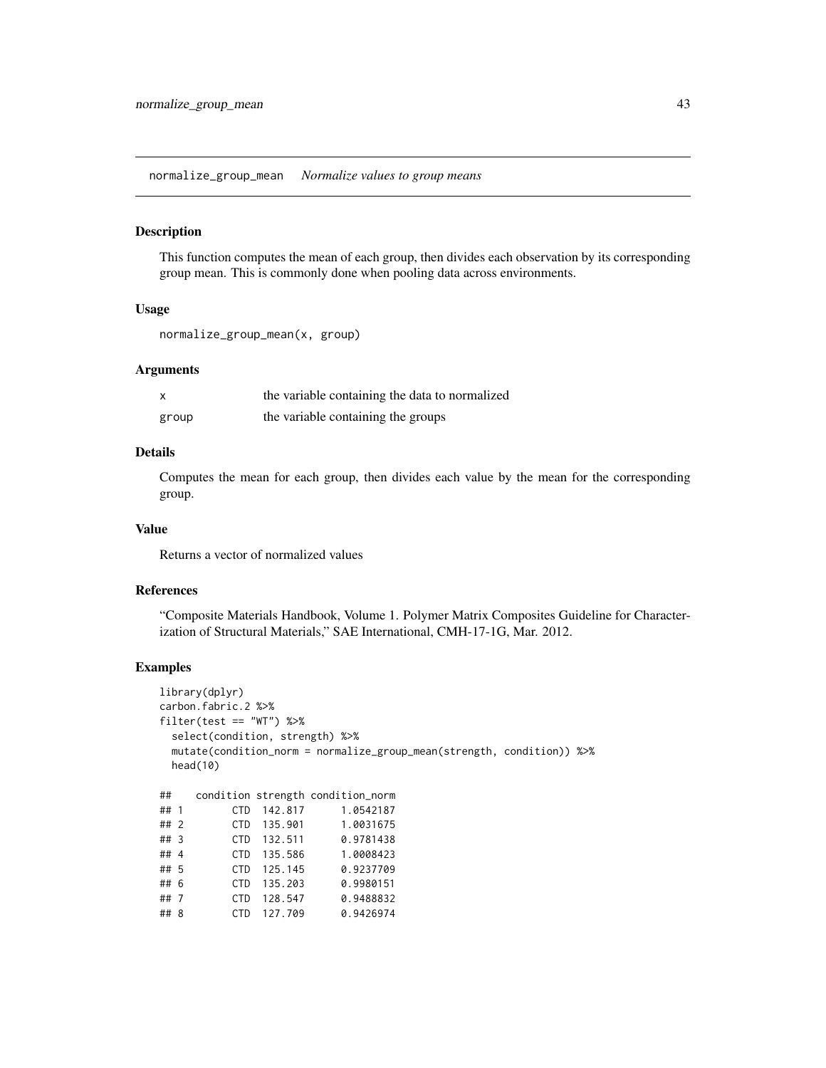normalize_group_mean    *Normalize values to group means*

## Description

This function computes the mean of each group, then divides each observation by its corresponding group mean. This is commonly done when pooling data across environments.

## Usage

```
normalize_group_mean(x, group)
```

## Arguments

| | |
|---|---|
| x | the variable containing the data to normalized |
| group | the variable containing the groups |

## Details

Computes the mean for each group, then divides each value by the mean for the corresponding group.

## Value

Returns a vector of normalized values

## References

"Composite Materials Handbook, Volume 1. Polymer Matrix Composites Guideline for Characterization of Structural Materials," SAE International, CMH-17-1G, Mar. 2012.

## Examples

```
library(dplyr)
carbon.fabric.2 %>%
filter(test == "WT") %>%
  select(condition, strength) %>%
  mutate(condition_norm = normalize_group_mean(strength, condition)) %>%
  head(10)

##    condition strength condition_norm
## 1        CTD  142.817      1.0542187
## 2        CTD  135.901      1.0031675
## 3        CTD  132.511      0.9781438
## 4        CTD  135.586      1.0008423
## 5        CTD  125.145      0.9237709
## 6        CTD  135.203      0.9980151
## 7        CTD  128.547      0.9488832
## 8        CTD  127.709      0.9426974
```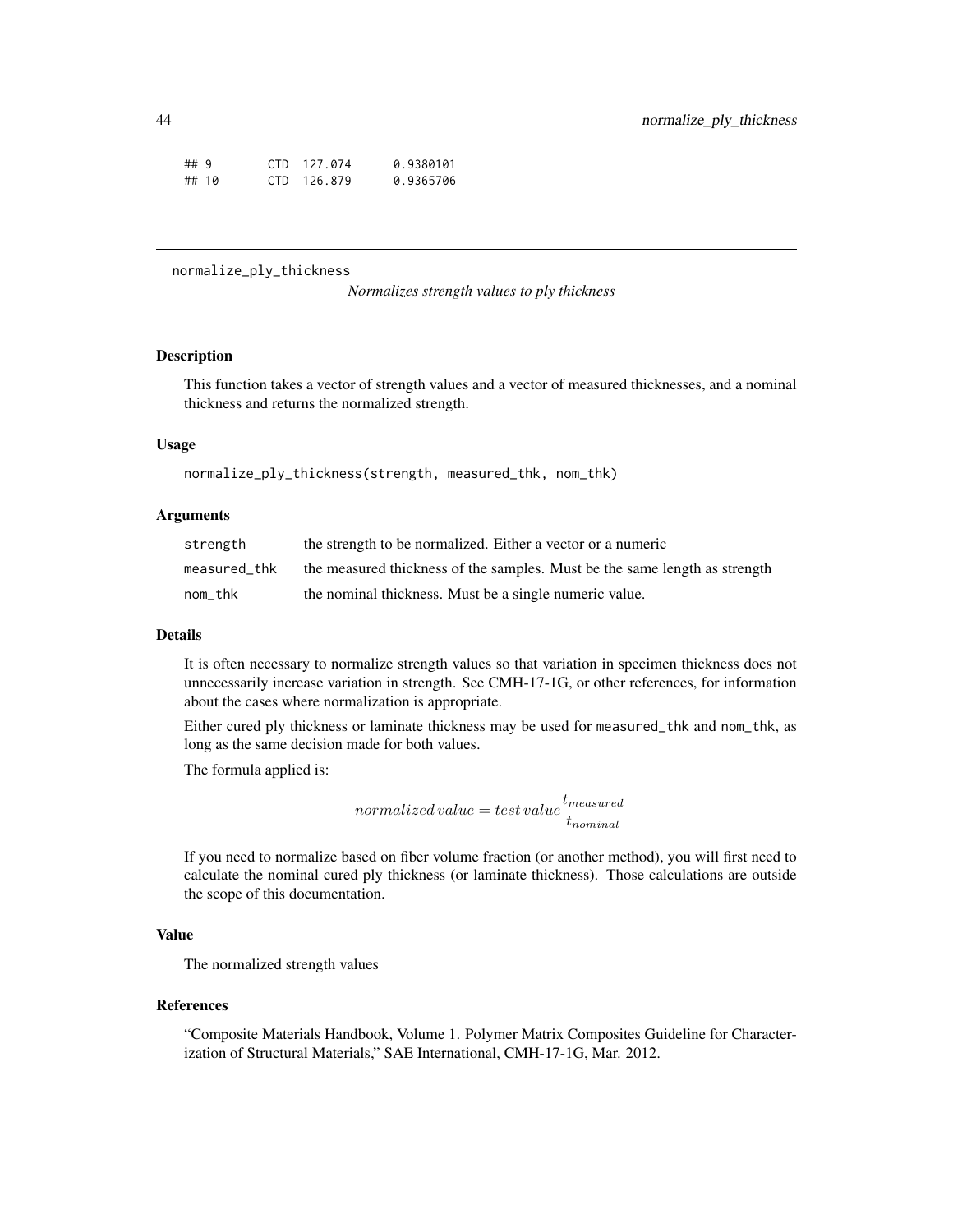```
## 9       CTD  127.074      0.9380101
## 10      CTD  126.879      0.9365706
```

---

normalize_ply_thickness    *Normalizes strength values to ply thickness*

---

### Description

This function takes a vector of strength values and a vector of measured thicknesses, and a nominal thickness and returns the normalized strength.

### Usage

```
normalize_ply_thickness(strength, measured_thk, nom_thk)
```

### Arguments

| | |
|---|---|
| strength | the strength to be normalized. Either a vector or a numeric |
| measured_thk | the measured thickness of the samples. Must be the same length as strength |
| nom_thk | the nominal thickness. Must be a single numeric value. |

### Details

It is often necessary to normalize strength values so that variation in specimen thickness does not unnecessarily increase variation in strength. See CMH-17-1G, or other references, for information about the cases where normalization is appropriate.

Either cured ply thickness or laminate thickness may be used for measured_thk and nom_thk, as long as the same decision made for both values.

The formula applied is:

$$normalized\,value = test\,value \frac{t_{measured}}{t_{nominal}}$$

If you need to normalize based on fiber volume fraction (or another method), you will first need to calculate the nominal cured ply thickness (or laminate thickness). Those calculations are outside the scope of this documentation.

### Value

The normalized strength values

### References

"Composite Materials Handbook, Volume 1. Polymer Matrix Composites Guideline for Characterization of Structural Materials," SAE International, CMH-17-1G, Mar. 2012.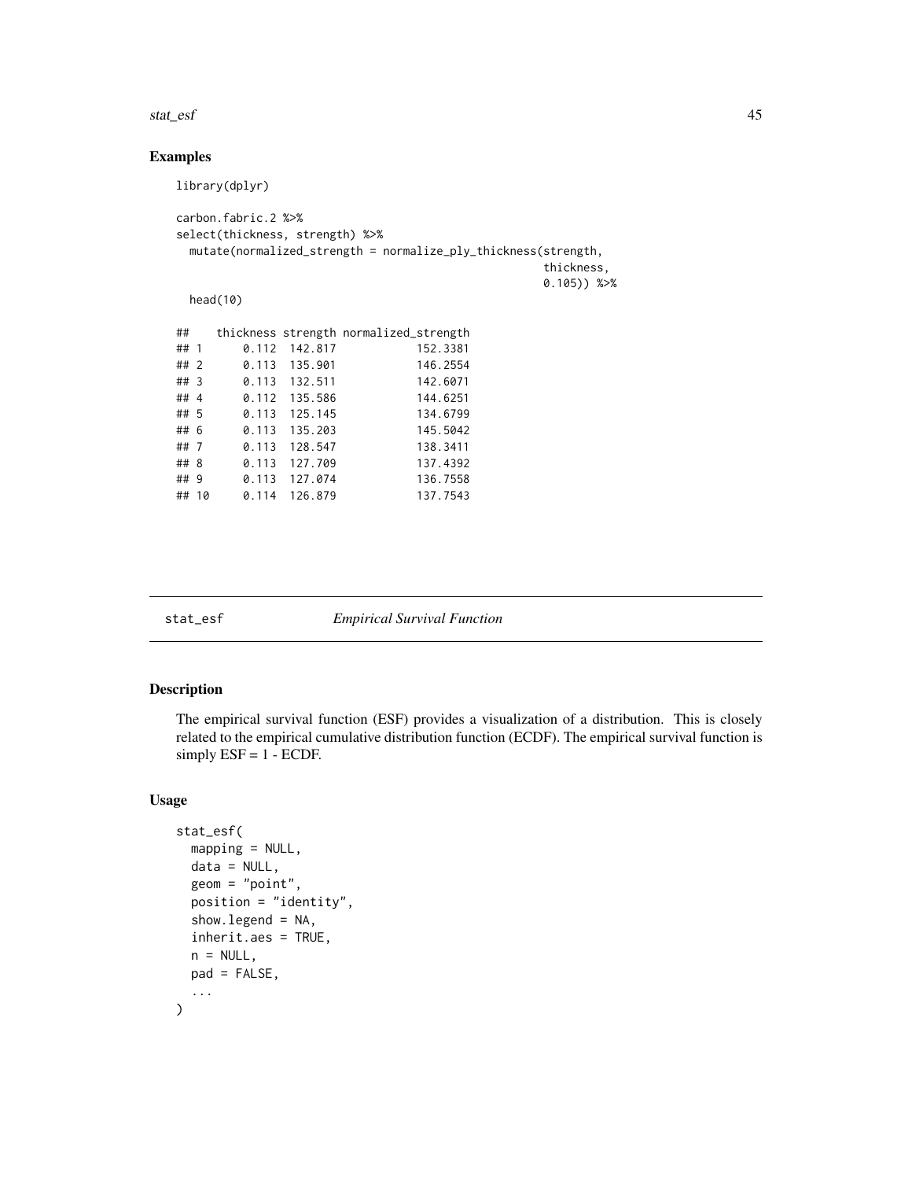## Examples

```
library(dplyr)

carbon.fabric.2 %>%
select(thickness, strength) %>%
  mutate(normalized_strength = normalize_ply_thickness(strength,
                                                        thickness,
                                                        0.105)) %>%
  head(10)

##    thickness strength normalized_strength
## 1      0.112  142.817            152.3381
## 2      0.113  135.901            146.2554
## 3      0.113  132.511            142.6071
## 4      0.112  135.586            144.6251
## 5      0.113  125.145            134.6799
## 6      0.113  135.203            145.5042
## 7      0.113  128.547            138.3411
## 8      0.113  127.709            137.4392
## 9      0.113  127.074            136.7558
## 10     0.114  126.879            137.7543
```

---

## stat_esf — *Empirical Survival Function*

### Description

The empirical survival function (ESF) provides a visualization of a distribution. This is closely related to the empirical cumulative distribution function (ECDF). The empirical survival function is simply ESF = 1 - ECDF.

### Usage

```
stat_esf(
  mapping = NULL,
  data = NULL,
  geom = "point",
  position = "identity",
  show.legend = NA,
  inherit.aes = TRUE,
  n = NULL,
  pad = FALSE,
  ...
)
```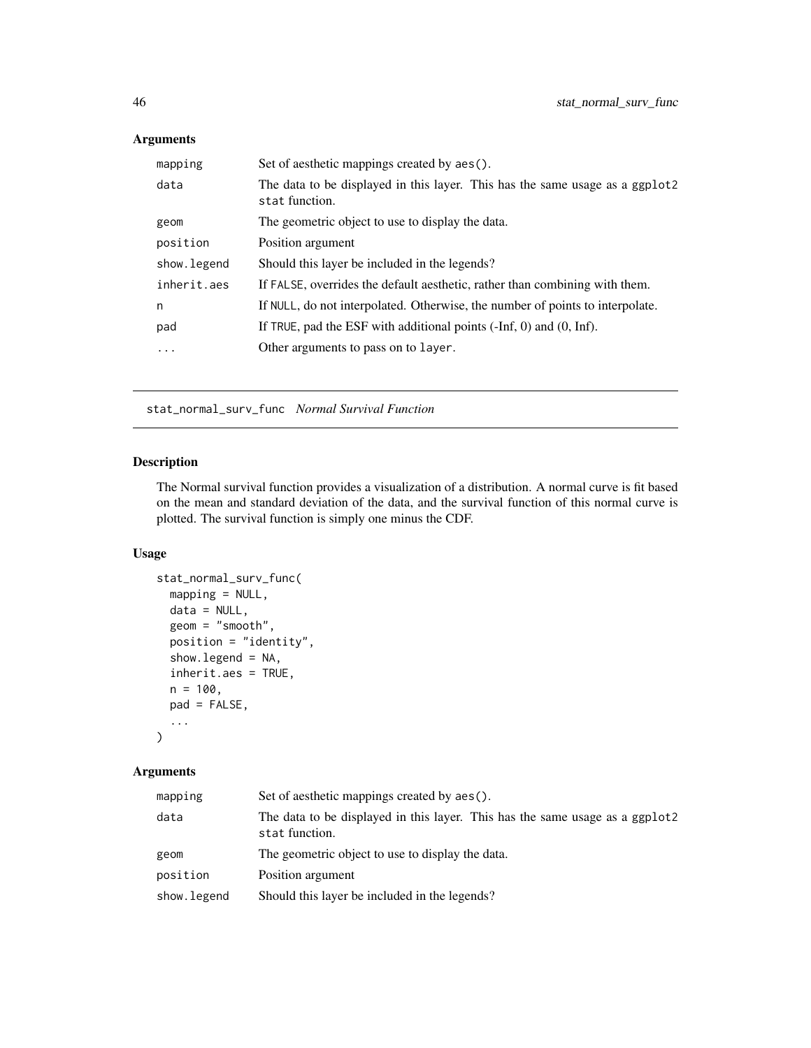## Arguments

| | |
|---|---|
| `mapping` | Set of aesthetic mappings created by `aes()`. |
| `data` | The data to be displayed in this layer. This has the same usage as a `ggplot2` `stat` function. |
| `geom` | The geometric object to use to display the data. |
| `position` | Position argument |
| `show.legend` | Should this layer be included in the legends? |
| `inherit.aes` | If `FALSE`, overrides the default aesthetic, rather than combining with them. |
| `n` | If `NULL`, do not interpolated. Otherwise, the number of points to interpolate. |
| `pad` | If `TRUE`, pad the ESF with additional points (-Inf, 0) and (0, Inf). |
| `...` | Other arguments to pass on to `layer`. |

---

`stat_normal_surv_func` *Normal Survival Function*

---

## Description

The Normal survival function provides a visualization of a distribution. A normal curve is fit based on the mean and standard deviation of the data, and the survival function of this normal curve is plotted. The survival function is simply one minus the CDF.

## Usage

```
stat_normal_surv_func(
  mapping = NULL,
  data = NULL,
  geom = "smooth",
  position = "identity",
  show.legend = NA,
  inherit.aes = TRUE,
  n = 100,
  pad = FALSE,
  ...
)
```

## Arguments

| | |
|---|---|
| `mapping` | Set of aesthetic mappings created by `aes()`. |
| `data` | The data to be displayed in this layer. This has the same usage as a `ggplot2` `stat` function. |
| `geom` | The geometric object to use to display the data. |
| `position` | Position argument |
| `show.legend` | Should this layer be included in the legends? |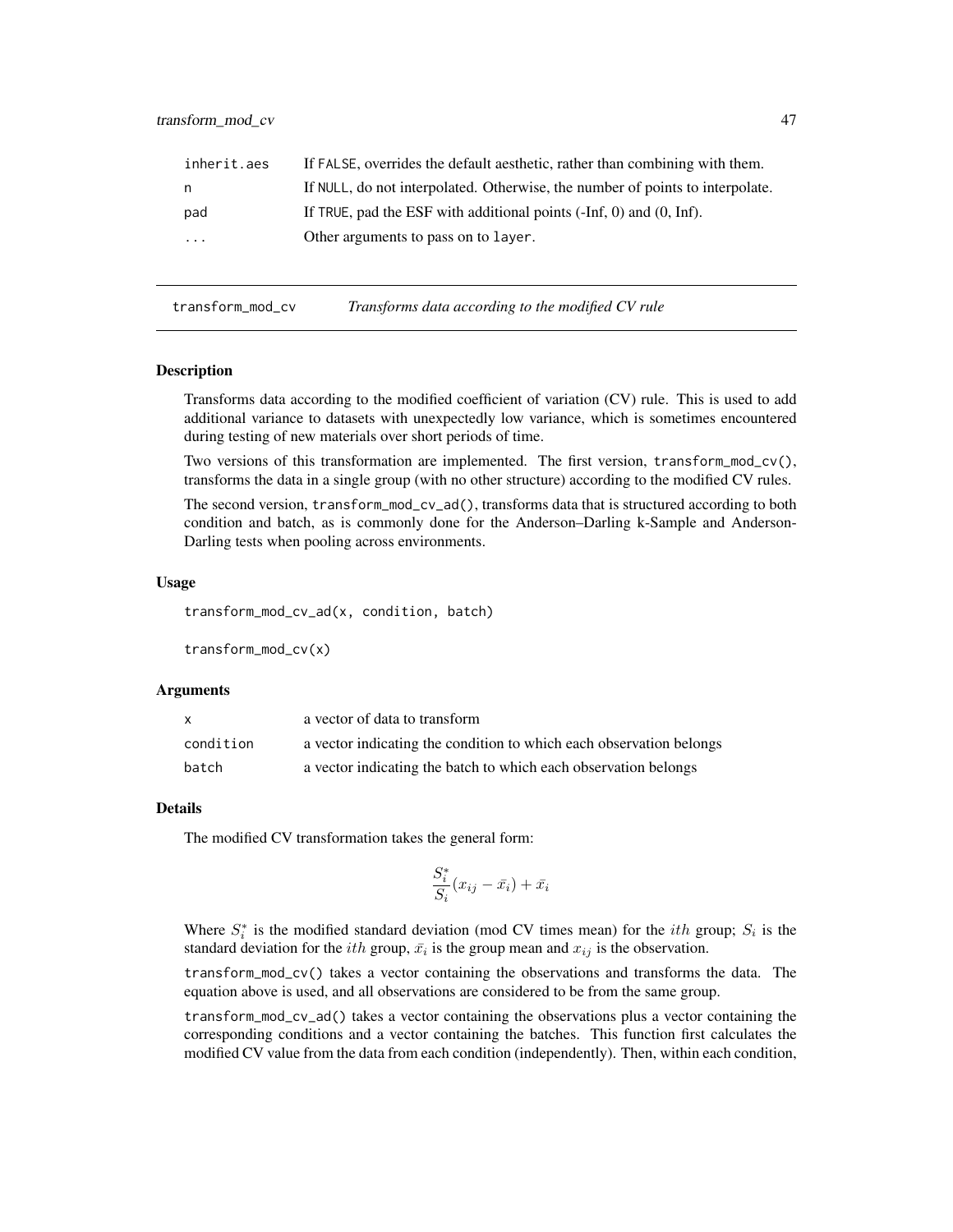| | |
|---|---|
| inherit.aes | If FALSE, overrides the default aesthetic, rather than combining with them. |
| n | If NULL, do not interpolated. Otherwise, the number of points to interpolate. |
| pad | If TRUE, pad the ESF with additional points (-Inf, 0) and (0, Inf). |
| ... | Other arguments to pass on to layer. |

## transform_mod_cv — *Transforms data according to the modified CV rule*

### Description

Transforms data according to the modified coefficient of variation (CV) rule. This is used to add additional variance to datasets with unexpectedly low variance, which is sometimes encountered during testing of new materials over short periods of time.

Two versions of this transformation are implemented. The first version, `transform_mod_cv()`, transforms the data in a single group (with no other structure) according to the modified CV rules.

The second version, `transform_mod_cv_ad()`, transforms data that is structured according to both condition and batch, as is commonly done for the Anderson–Darling k-Sample and Anderson-Darling tests when pooling across environments.

### Usage

```
transform_mod_cv_ad(x, condition, batch)

transform_mod_cv(x)
```

### Arguments

| | |
|---|---|
| x | a vector of data to transform |
| condition | a vector indicating the condition to which each observation belongs |
| batch | a vector indicating the batch to which each observation belongs |

### Details

The modified CV transformation takes the general form:

$$\frac{S_i^*}{S_i}(x_{ij} - \bar{x_i}) + \bar{x_i}$$

Where $S_i^*$ is the modified standard deviation (mod CV times mean) for the $ith$ group; $S_i$ is the standard deviation for the $ith$ group, $\bar{x_i}$ is the group mean and $x_{ij}$ is the observation.

`transform_mod_cv()` takes a vector containing the observations and transforms the data. The equation above is used, and all observations are considered to be from the same group.

`transform_mod_cv_ad()` takes a vector containing the observations plus a vector containing the corresponding conditions and a vector containing the batches. This function first calculates the modified CV value from the data from each condition (independently). Then, within each condition,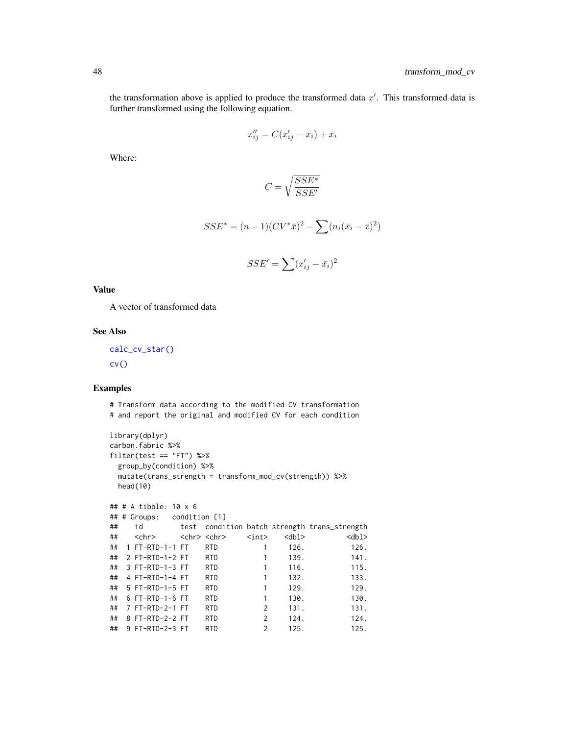the transformation above is applied to produce the transformed data $x'$. This transformed data is further transformed using the following equation.

$$x''_{ij} = C(x'_{ij} - \bar{x_i}) + \bar{x_i}$$

Where:

$$C = \sqrt{\frac{SSE^*}{SSE'}}$$

$$SSE^* = (n-1)(CV^*\bar{x})^2 - \sum(n_i(\bar{x_i} - \bar{x})^2)$$

$$SSE' = \sum(x'_{ij} - \bar{x_i})^2$$

### Value

A vector of transformed data

### See Also

`calc_cv_star()`

`cv()`

### Examples

```
# Transform data according to the modified CV transformation
# and report the original and modified CV for each condition

library(dplyr)
carbon.fabric %>%
filter(test == "FT") %>%
  group_by(condition) %>%
  mutate(trans_strength = transform_mod_cv(strength)) %>%
  head(10)

## # A tibble: 10 x 6
## # Groups:   condition [1]
##    id         test  condition batch strength trans_strength
##    <chr>      <chr> <chr>     <int>    <dbl>          <dbl>
##  1 FT-RTD-1-1 FT    RTD           1     126.           126.
##  2 FT-RTD-1-2 FT    RTD           1     139.           141.
##  3 FT-RTD-1-3 FT    RTD           1     116.           115.
##  4 FT-RTD-1-4 FT    RTD           1     132.           133.
##  5 FT-RTD-1-5 FT    RTD           1     129.           129.
##  6 FT-RTD-1-6 FT    RTD           1     130.           130.
##  7 FT-RTD-2-1 FT    RTD           2     131.           131.
##  8 FT-RTD-2-2 FT    RTD           2     124.           124.
##  9 FT-RTD-2-3 FT    RTD           2     125.           125.
```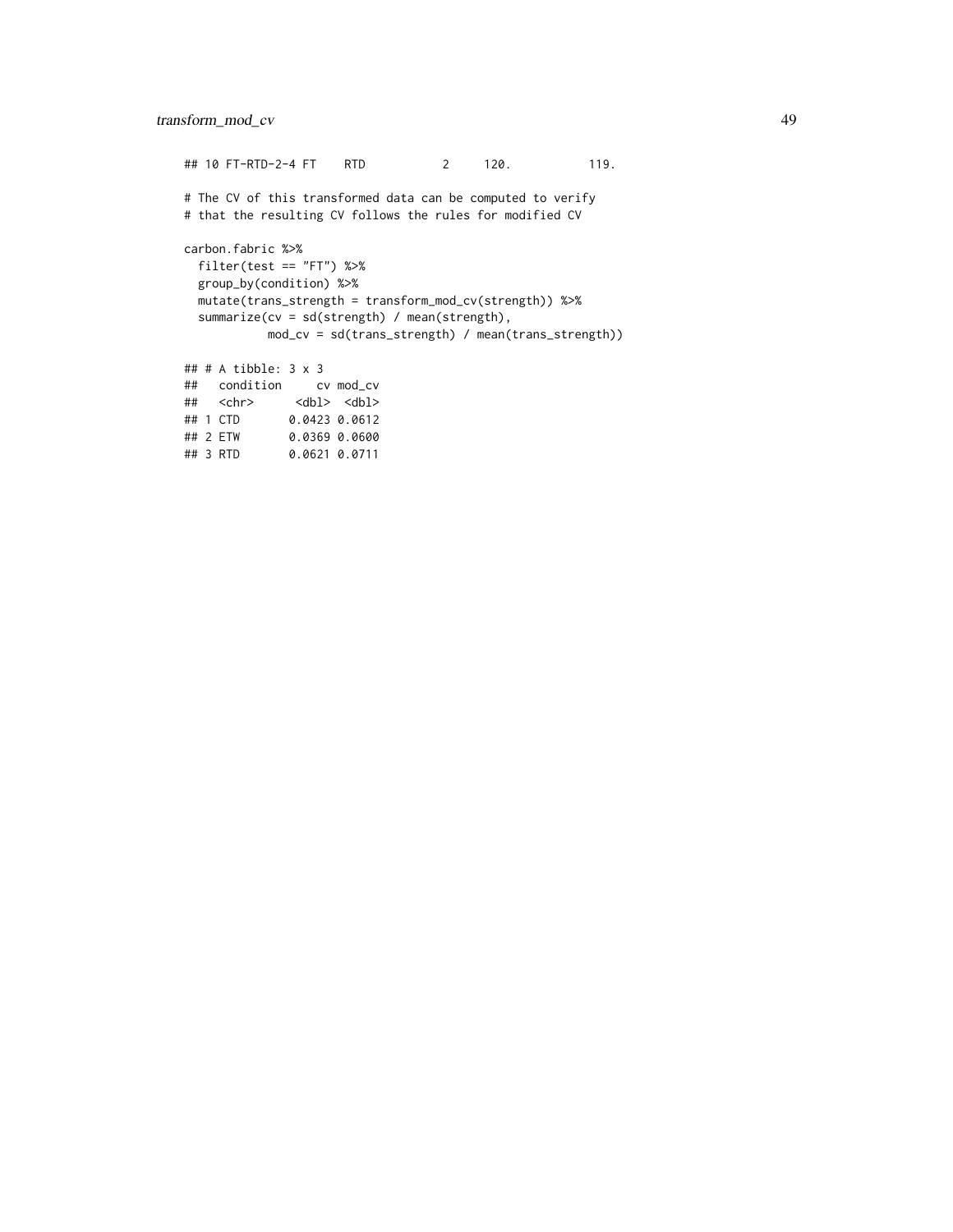```
## 10 FT-RTD-2-4 FT    RTD           2     120.           119.

# The CV of this transformed data can be computed to verify
# that the resulting CV follows the rules for modified CV

carbon.fabric %>%
  filter(test == "FT") %>%
  group_by(condition) %>%
  mutate(trans_strength = transform_mod_cv(strength)) %>%
  summarize(cv = sd(strength) / mean(strength),
            mod_cv = sd(trans_strength) / mean(trans_strength))

## # A tibble: 3 x 3
##   condition     cv mod_cv
##   <chr>      <dbl>  <dbl>
## 1 CTD       0.0423 0.0612
## 2 ETW       0.0369 0.0600
## 3 RTD       0.0621 0.0711
```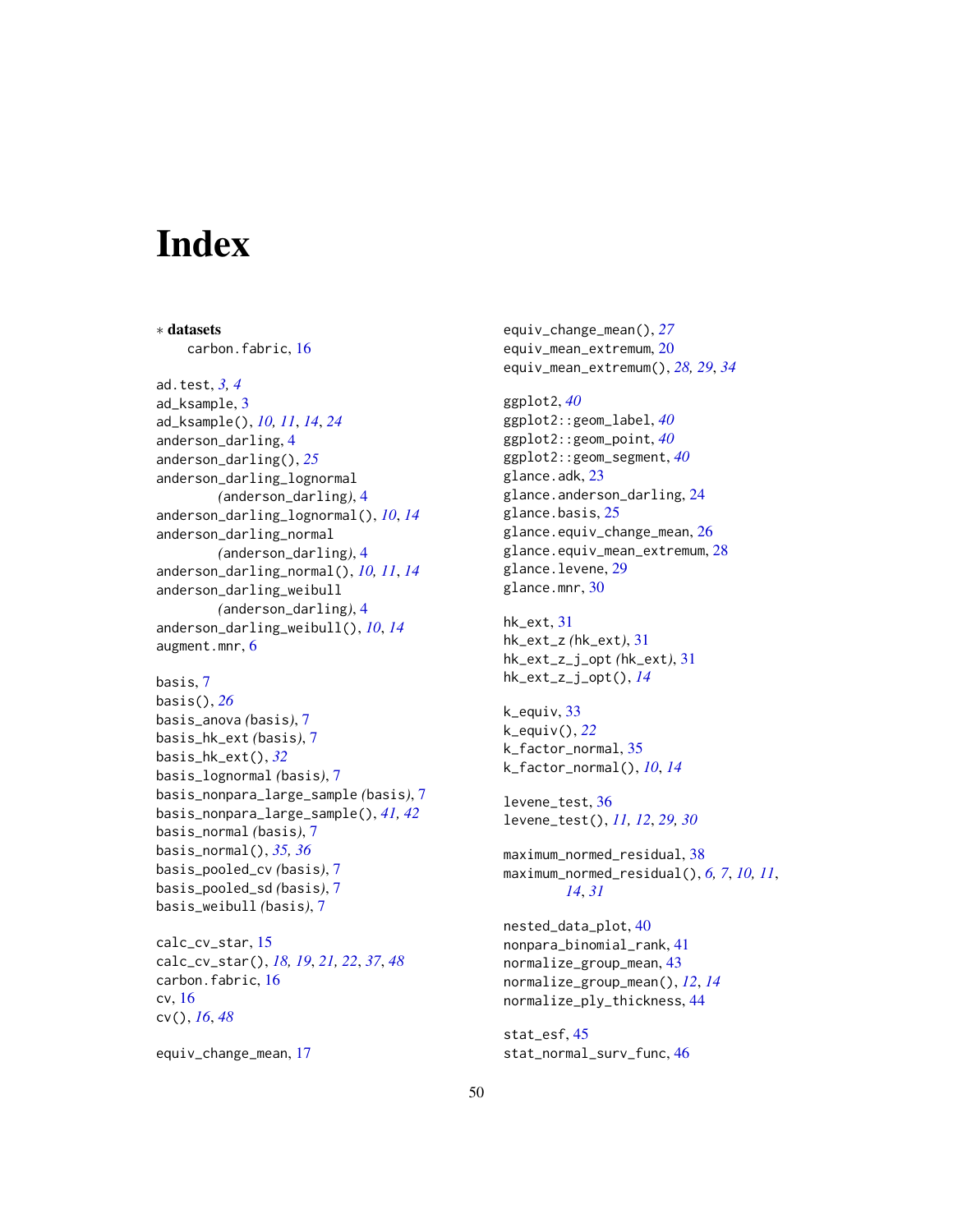# Index

∗ **datasets**
  carbon.fabric, 16

ad.test, *3, 4*
ad_ksample, 3
ad_ksample(), *10, 11*, *14*, *24*
anderson_darling, 4
anderson_darling(), *25*
anderson_darling_lognormal *(anderson_darling)*, 4
anderson_darling_lognormal(), *10*, *14*
anderson_darling_normal *(anderson_darling)*, 4
anderson_darling_normal(), *10, 11*, *14*
anderson_darling_weibull *(anderson_darling)*, 4
anderson_darling_weibull(), *10*, *14*
augment.mnr, 6

basis, 7
basis(), *26*
basis_anova *(basis)*, 7
basis_hk_ext *(basis)*, 7
basis_hk_ext(), *32*
basis_lognormal *(basis)*, 7
basis_nonpara_large_sample *(basis)*, 7
basis_nonpara_large_sample(), *41, 42*
basis_normal *(basis)*, 7
basis_normal(), *35, 36*
basis_pooled_cv *(basis)*, 7
basis_pooled_sd *(basis)*, 7
basis_weibull *(basis)*, 7

calc_cv_star, 15
calc_cv_star(), *18, 19*, *21, 22*, *37*, *48*
carbon.fabric, 16
cv, 16
cv(), *16*, *48*

equiv_change_mean, 17
equiv_change_mean(), *27*
equiv_mean_extremum, 20
equiv_mean_extremum(), *28, 29*, *34*

ggplot2, *40*
ggplot2::geom_label, *40*
ggplot2::geom_point, *40*
ggplot2::geom_segment, *40*
glance.adk, 23
glance.anderson_darling, 24
glance.basis, 25
glance.equiv_change_mean, 26
glance.equiv_mean_extremum, 28
glance.levene, 29
glance.mnr, 30

hk_ext, 31
hk_ext_z *(hk_ext)*, 31
hk_ext_z_j_opt *(hk_ext)*, 31
hk_ext_z_j_opt(), *14*

k_equiv, 33
k_equiv(), *22*
k_factor_normal, 35
k_factor_normal(), *10*, *14*

levene_test, 36
levene_test(), *11, 12*, *29, 30*

maximum_normed_residual, 38
maximum_normed_residual(), *6, 7*, *10, 11*, *14*, *31*

nested_data_plot, 40
nonpara_binomial_rank, 41
normalize_group_mean, 43
normalize_group_mean(), *12*, *14*
normalize_ply_thickness, 44

stat_esf, 45
stat_normal_surv_func, 46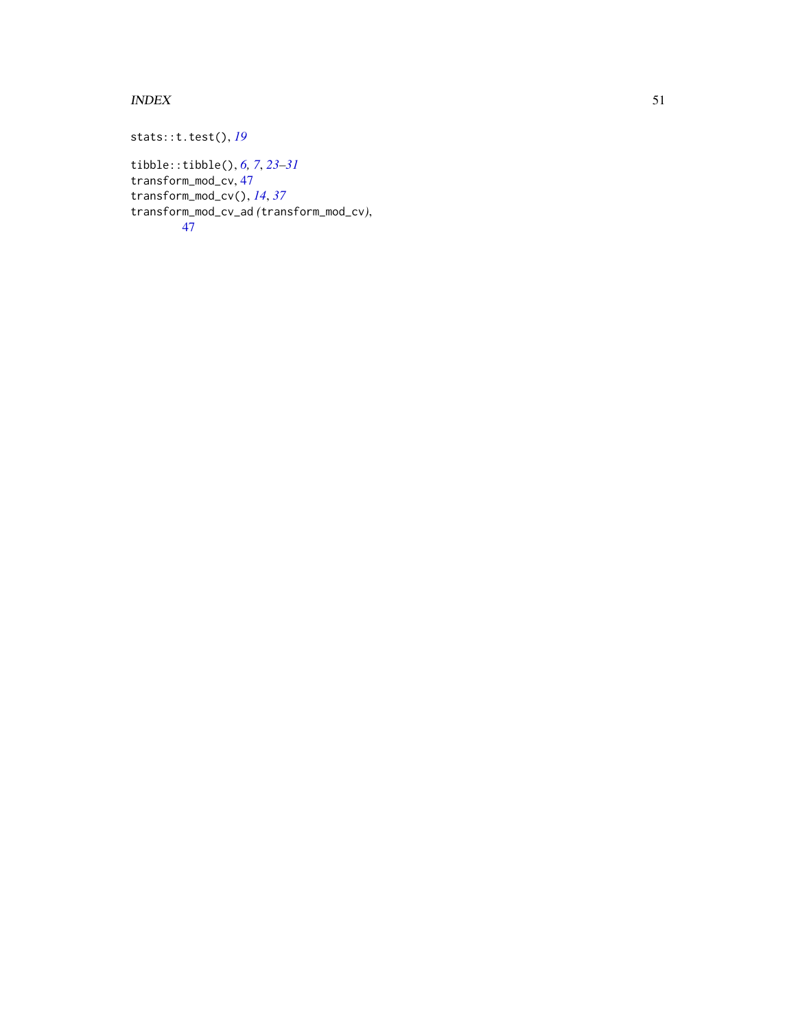stats::t.test(), *19*

tibble::tibble(), *6, 7*, *23–31*
transform_mod_cv, 47
transform_mod_cv(), *14*, *37*
transform_mod_cv_ad *(*transform_mod_cv*)*, 47